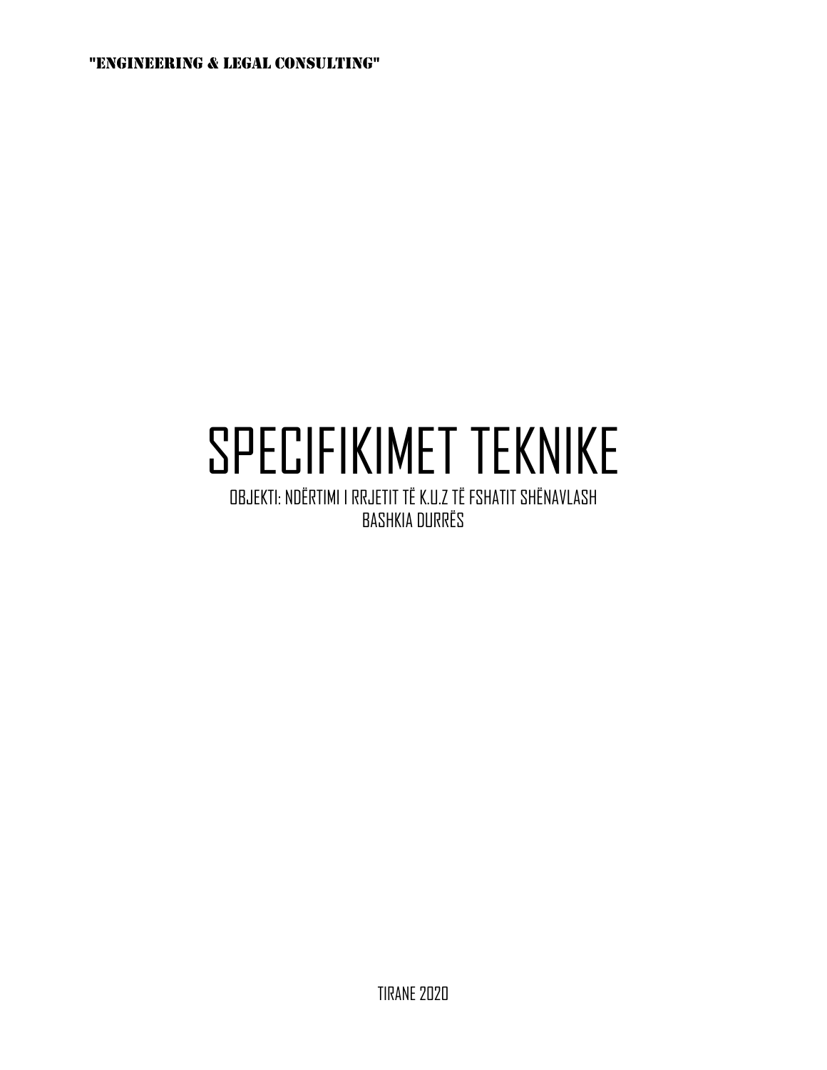"ENGINEERING & LEGAL CONSULTING"

# SPECIFIKIMET TEKNIKE

OBJEKTI: NDËRTIMI I RRJETIT TË K.U.Z TË FSHATIT SHËNAVLASH
BASHKIA DURRËS

TIRANE 2020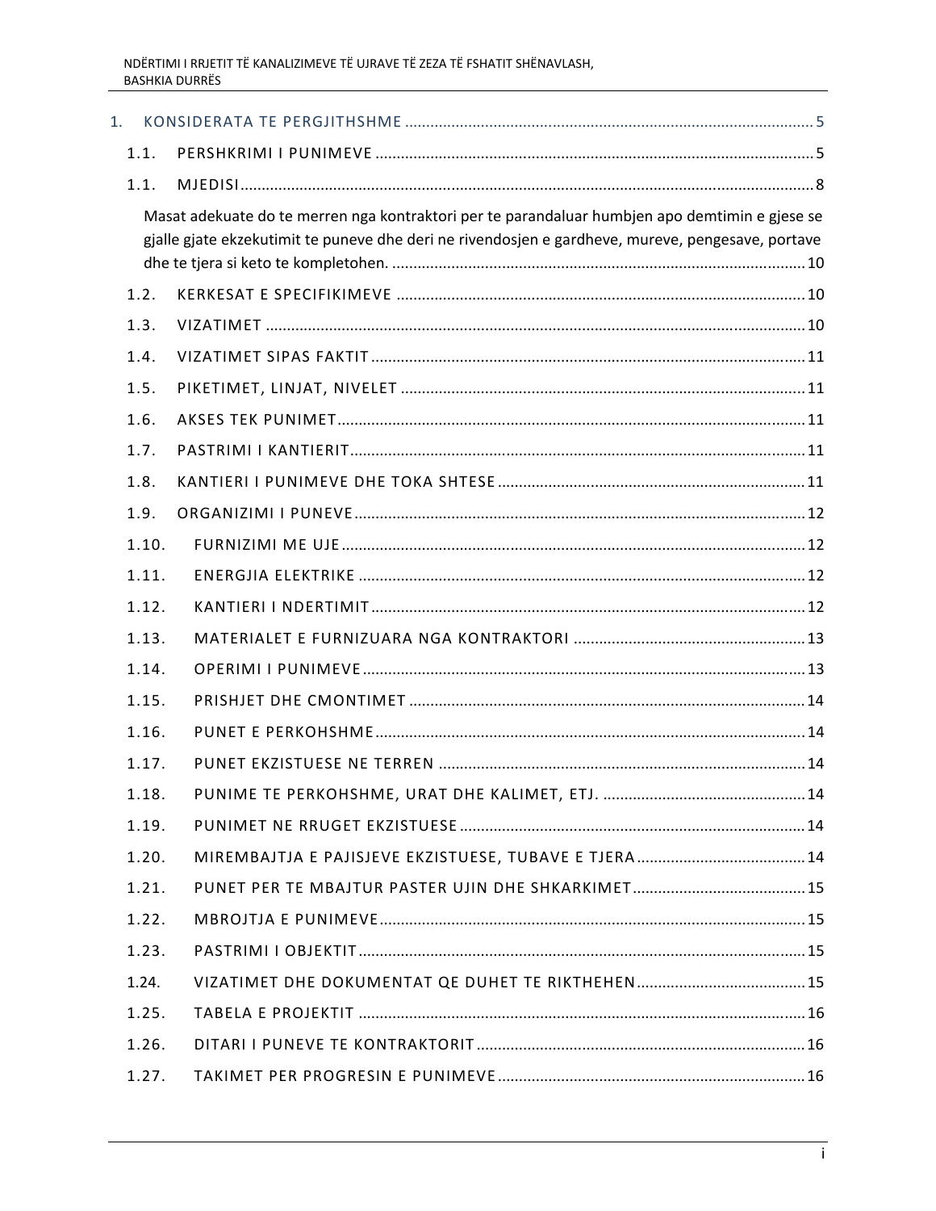1. KONSIDERATA TE PERGJITHSHME ............................................................................................. 5

1.1. PERSHKRIMI I PUNIMEVE ..................................................................................................... 5

1.1. MJEDISI ...................................................................................................................................... 8

Masat adekuate do te merren nga kontraktori per te parandaluar humbjen apo demtimin e gjese se gjalle gjate ekzekutimit te puneve dhe deri ne rivendosjen e gardheve, mureve, pengesave, portave dhe te tjera si keto te kompletohen. ................................................................................................ 10

1.2. KERKESAT E SPECIFIKIMEVE ............................................................................................... 10

1.3. VIZATIMET ............................................................................................................................. 10

1.4. VIZATIMET SIPAS FAKTIT ..................................................................................................... 11

1.5. PIKETIMET, LINJAT, NIVELET .............................................................................................. 11

1.6. AKSES TEK PUNIMET ............................................................................................................ 11

1.7. PASTRIMI I KANTIERIT .......................................................................................................... 11

1.8. KANTIERI I PUNIMEVE DHE TOKA SHTESE ........................................................................ 11

1.9. ORGANIZIMI I PUNEVE ......................................................................................................... 12

1.10. FURNIZIMI ME UJE ............................................................................................................ 12

1.11. ENERGJIA ELEKTRIKE ........................................................................................................ 12

1.12. KANTIERI I NDERTIMIT ...................................................................................................... 12

1.13. MATERIALET E FURNIZUARA NGA KONTRAKTORI ...................................................... 13

1.14. OPERIMI I PUNIMEVE ....................................................................................................... 13

1.15. PRISHJET DHE CMONTIMET ............................................................................................ 14

1.16. PUNET E PERKOHSHME .................................................................................................... 14

1.17. PUNET EKZISTUESE NE TERREN ...................................................................................... 14

1.18. PUNIME TE PERKOHSHME, URAT DHE KALIMET, ETJ. ................................................ 14

1.19. PUNIMET NE RRUGET EKZISTUESE ................................................................................. 14

1.20. MIREMBAJTJA E PAJISJEVE EKZISTUESE, TUBAVE E TJERA ........................................ 14

1.21. PUNET PER TE MBAJTUR PASTER UJIN DHE SHKARKIMET ......................................... 15

1.22. MBROJTJA E PUNIMEVE .................................................................................................... 15

1.23. PASTRIMI I OBJEKTIT ......................................................................................................... 15

1.24. VIZATIMET DHE DOKUMENTAT QE DUHET TE RIKTHEHEN ........................................ 15

1.25. TABELA E PROJEKTIT ......................................................................................................... 16

1.26. DITARI I PUNEVE TE KONTRAKTORIT .............................................................................. 16

1.27. TAKIMET PER PROGRESIN E PUNIMEVE ........................................................................ 16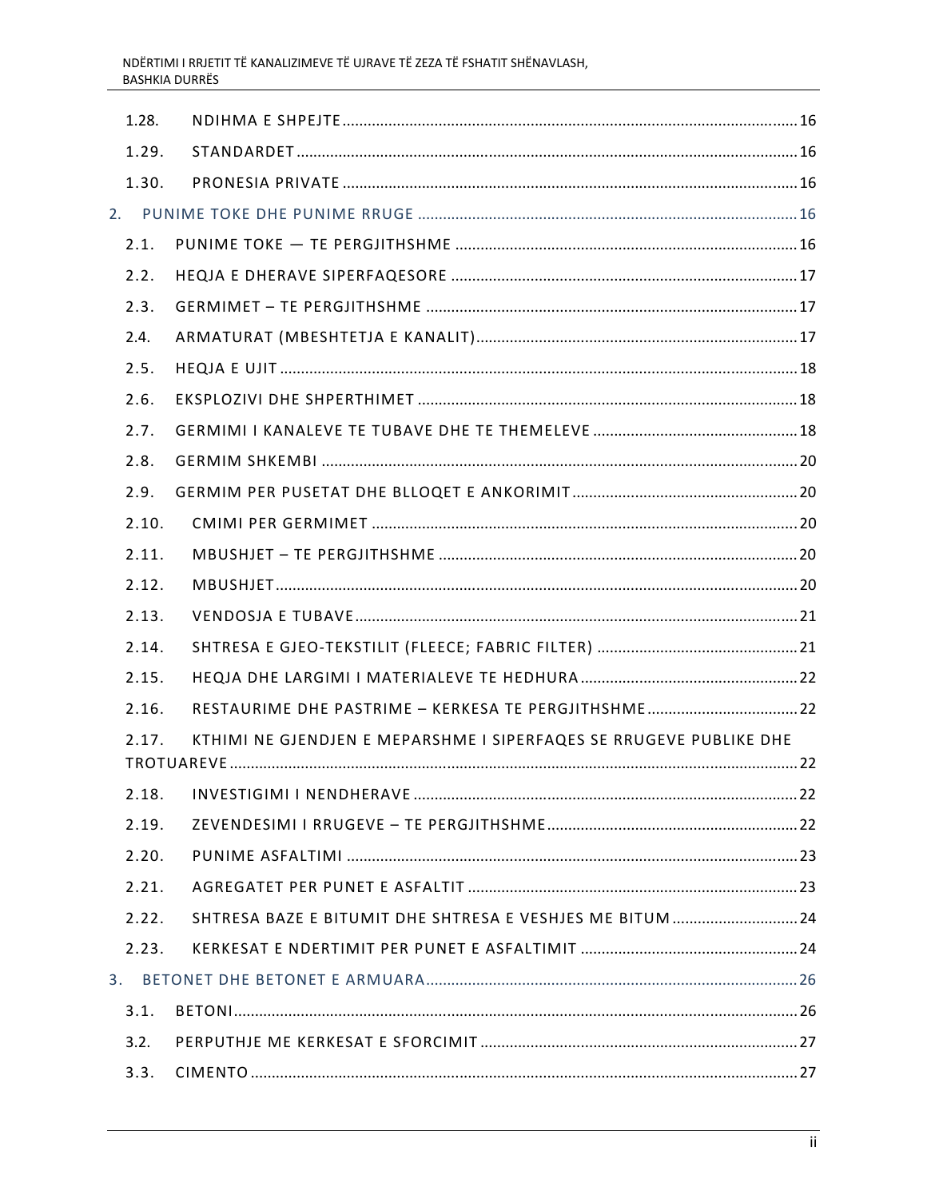1.28. NDIHMA E SHPEJTE ........................................................................................................ 16

1.29. STANDARDET ..................................................................................................................... 16

1.30. PRONESIA PRIVATE ........................................................................................................... 16

2. PUNIME TOKE DHE PUNIME RRUGE ................................................................................ 16

2.1. PUNIME TOKE — TE PERGJITHSHME ................................................................................ 16

2.2. HEQJA E DHERAVE SIPERFAQESORE ................................................................................. 17

2.3. GERMIMET – TE PERGJITHSHME ....................................................................................... 17

2.4. ARMATURAT (MBESHTETJA E KANALIT) ........................................................................... 17

2.5. HEQJA E UJIT ...................................................................................................................... 18

2.6. EKSPLOZIVI DHE SHPERTHIMET ......................................................................................... 18

2.7. GERMIMI I KANALEVE TE TUBAVE DHE TE THEMELEVE ................................................... 18

2.8. GERMIM SHKEMBI .............................................................................................................. 20

2.9. GERMIM PER PUSETAT DHE BLLOQET E ANKORIMIT ........................................................ 20

2.10. CMIMI PER GERMIMET ...................................................................................................... 20

2.11. MBUSHJET – TE PERGJITHSHME ........................................................................................ 20

2.12. MBUSHJET ........................................................................................................................... 20

2.13. VENDOSJA E TUBAVE ......................................................................................................... 21

2.14. SHTRESA E GJEO-TEKSTILIT (FLEECE; FABRIC FILTER) ................................................... 21

2.15. HEQJA DHE LARGIMI I MATERIALEVE TE HEDHURA ........................................................ 22

2.16. RESTAURIME DHE PASTRIME – KERKESA TE PERGJITHSHME .......................................... 22

2.17. KTHIMI NE GJENDJEN E MEPARSHME I SIPERFAQES SE RRUGEVE PUBLIKE DHE TROTUAREVE ......................................................................................................................... 22

2.18. INVESTIGIMI I NENDHERAVE ............................................................................................. 22

2.19. ZEVENDESIMI I RRUGEVE – TE PERGJITHSHME ................................................................ 22

2.20. PUNIME ASFALTIMI ............................................................................................................ 23

2.21. AGREGATET PER PUNET E ASFALTIT ................................................................................. 23

2.22. SHTRESA BAZE E BITUMIT DHE SHTRESA E VESHJES ME BITUM ..................................... 24

2.23. KERKESAT E NDERTIMIT PER PUNET E ASFALTIMIT ......................................................... 24

3. BETONET DHE BETONET E ARMUARA ............................................................................. 26

3.1. BETONI ................................................................................................................................ 26

3.2. PERPUTHJE ME KERKESAT E SFORCIMIT ............................................................................ 27

3.3. CIMENTO ............................................................................................................................. 27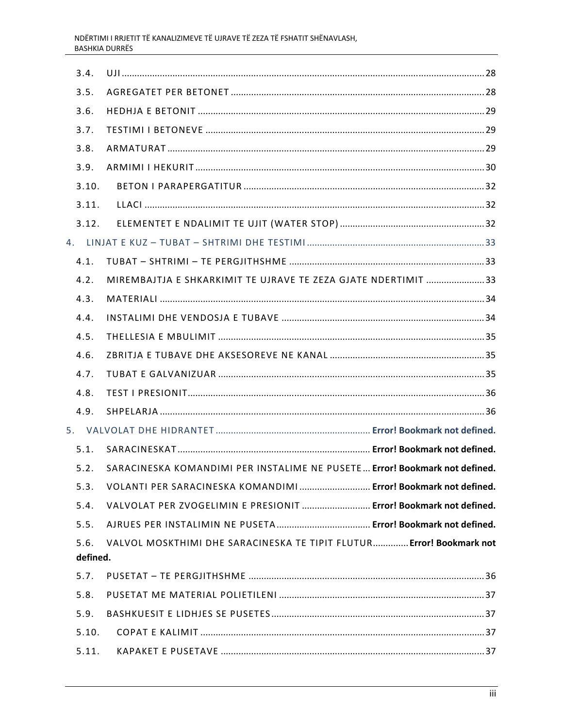3.4. UJI ............................................................................................................................................ 28

3.5. AGREGATET PER BETONET .................................................................................................... 28

3.6. HEDHJA E BETONIT ................................................................................................................. 29

3.7. TESTIMI I BETONEVE .............................................................................................................. 29

3.8. ARMATURAT ........................................................................................................................... 29

3.9. ARMIMI I HEKURIT .................................................................................................................. 30

3.10. BETON I PARAPERGATITUR ............................................................................................... 32

3.11. LLACI ...................................................................................................................................... 32

3.12. ELEMENTET E NDALIMIT TE UJIT (WATER STOP) ............................................................ 32

4. LINJAT E KUZ – TUBAT – SHTRIMI DHE TESTIMI ...................................................................... 33

4.1. TUBAT – SHTRIMI – TE PERGJITHSHME .............................................................................. 33

4.2. MIREMBAJTJA E SHKARKIMIT TE UJRAVE TE ZEZA GJATE NDERTIMIT ........................ 33

4.3. MATERIALI ................................................................................................................................ 34

4.4. INSTALIMI DHE VENDOSJA E TUBAVE ................................................................................ 34

4.5. THELLESIA E MBULIMIT ......................................................................................................... 35

4.6. ZBRITJA E TUBAVE DHE AKSESOREVE NE KANAL ............................................................ 35

4.7. TUBAT E GALVANIZUAR ......................................................................................................... 35

4.8. TEST I PRESIONIT.................................................................................................................... 36

4.9. SHPELARJA ............................................................................................................................... 36

5. VALVOLAT DHE HIDRANTET ............................................................ **Error! Bookmark not defined.**

5.1. SARACINESKAT ........................................................................... **Error! Bookmark not defined.**

5.2. SARACINESKA KOMANDIMI PER INSTALIME NE PUSETE ... **Error! Bookmark not defined.**

5.3. VOLANTI PER SARACINESKA KOMANDIMI ............................ **Error! Bookmark not defined.**

5.4. VALVOLAT PER ZVOGELIMIN E PRESIONIT ........................... **Error! Bookmark not defined.**

5.5. AJRUES PER INSTALIMIN NE PUSETA ..................................... **Error! Bookmark not defined.**

5.6. VALVOL MOSKTHIMI DHE SARACINESKA TE TIPIT FLUTUR............. **Error! Bookmark not defined.**

5.7. PUSETAT – TE PERGJITHSHME .............................................................................................. 36

5.8. PUSETAT ME MATERIAL POLIETILENI .................................................................................. 37

5.9. BASHKUESIT E LIDHJES SE PUSETES ..................................................................................... 37

5.10. COPAT E KALIMIT .................................................................................................................. 37

5.11. KAPAKET E PUSETAVE .......................................................................................................... 37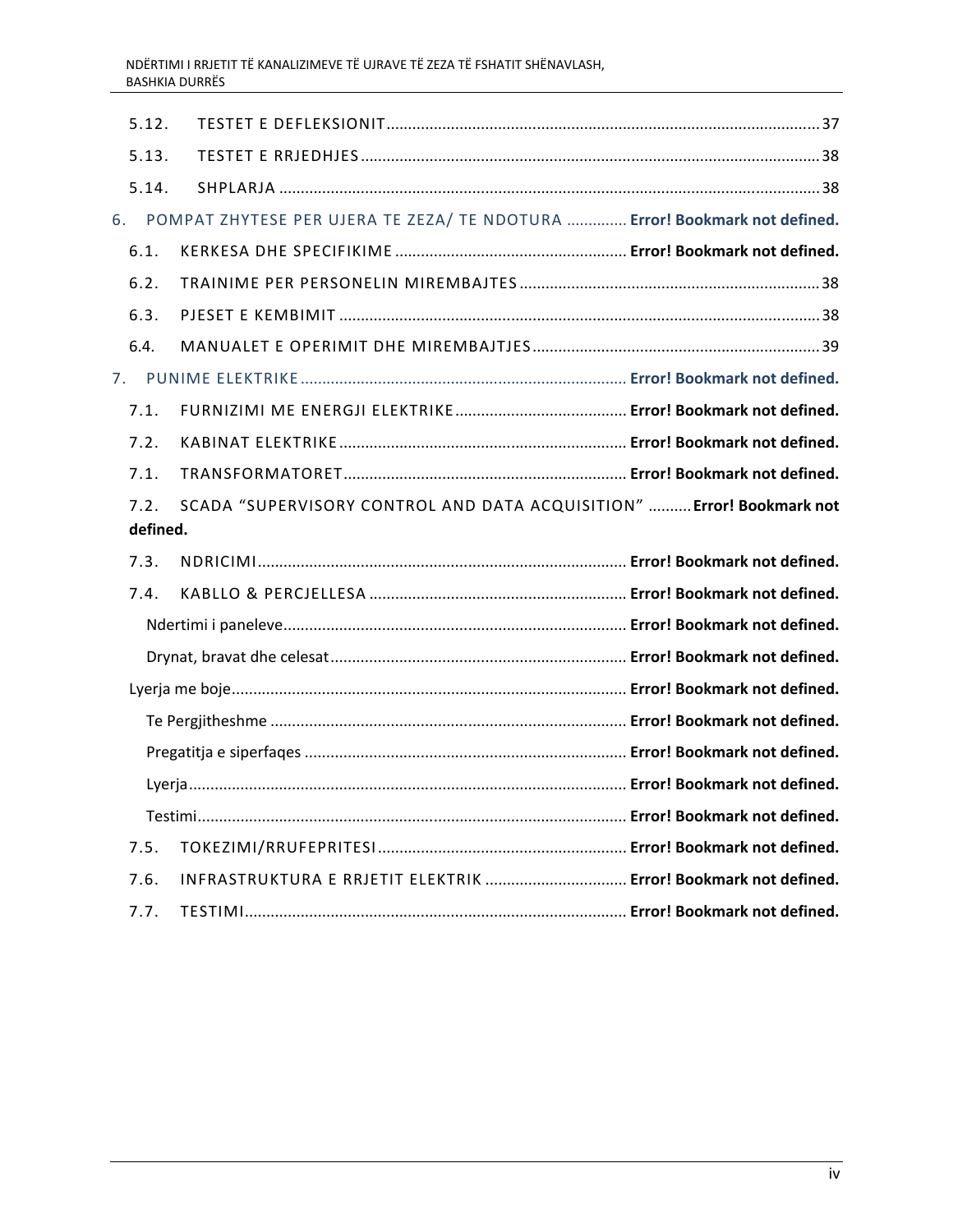5.12. TESTET E DEFLEKSIONIT ........................................................................................................ 37

5.13. TESTET E RRJEDHJES ............................................................................................................ 38

5.14. SHPLARJA ............................................................................................................................ 38

6. POMPAT ZHYTESE PER UJERA TE ZEZA/ TE NDOTURA ............. **Error! Bookmark not defined.**

6.1. KERKESA DHE SPECIFIKIME ..................................................... **Error! Bookmark not defined.**

6.2. TRAINIME PER PERSONELIN MIREMBAJTES ...................................................................... 38

6.3. PJESET E KEMBIMIT ............................................................................................................ 38

6.4. MANUALET E OPERIMIT DHE MIREMBAJTJES .................................................................. 39

7. PUNIME ELEKTRIKE ........................................................................... **Error! Bookmark not defined.**

7.1. FURNIZIMI ME ENERGJI ELEKTRIKE ........................................ **Error! Bookmark not defined.**

7.2. KABINAT ELEKTRIKE .................................................................. **Error! Bookmark not defined.**

7.1. TRANSFORMATORET ................................................................. **Error! Bookmark not defined.**

7.2. SCADA “SUPERVISORY CONTROL AND DATA ACQUISITION” .......... **Error! Bookmark not defined.**

7.3. NDRICIMI ..................................................................................... **Error! Bookmark not defined.**

7.4. KABLLO & PERCJELLESA ............................................................ **Error! Bookmark not defined.**

Ndertimi i paneleve ............................................................................... **Error! Bookmark not defined.**

Drynat, bravat dhe celesat .................................................................... **Error! Bookmark not defined.**

Lyerja me boje ........................................................................................... **Error! Bookmark not defined.**

Te Pergjitheshme ...................................................................................... **Error! Bookmark not defined.**

Pregatitja e siperfaqes ........................................................................... **Error! Bookmark not defined.**

Lyerja ....................................................................................................... **Error! Bookmark not defined.**

Testimi ...................................................................................................... **Error! Bookmark not defined.**

7.5. TOKEZIMI/RRUFEPRITESI .......................................................... **Error! Bookmark not defined.**

7.6. INFRASTRUKTURA E RRJETIT ELEKTRIK ................................. **Error! Bookmark not defined.**

7.7. TESTIMI ......................................................................................... **Error! Bookmark not defined.**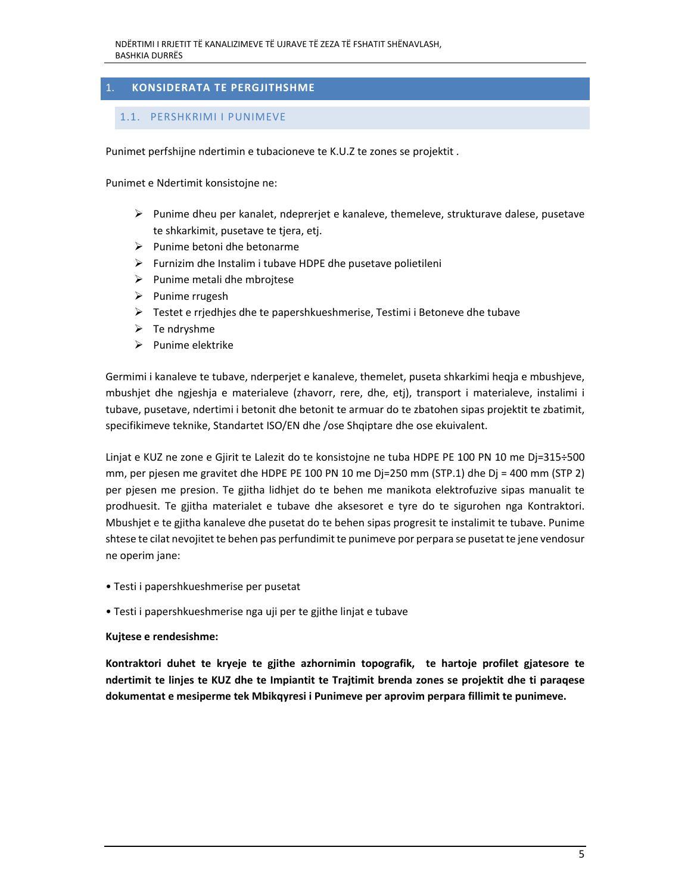# 1. KONSIDERATA TE PERGJITHSHME

## 1.1. PERSHKRIMI I PUNIMEVE

Punimet perfshijne ndertimin e tubacioneve te K.U.Z te zones se projektit .

Punimet e Ndertimit konsistojne ne:

- Punime dheu per kanalet, ndeprerjet e kanaleve, themeleve, strukturave dalese, pusetave te shkarkimit, pusetave te tjera, etj.
- Punime betoni dhe betonarme
- Furnizim dhe Instalim i tubave HDPE dhe pusetave polietileni
- Punime metali dhe mbrojtese
- Punime rrugesh
- Testet e rrjedhjes dhe te papershkueshmerise, Testimi i Betoneve dhe tubave
- Te ndryshme
- Punime elektrike

Germimi i kanaleve te tubave, nderperjet e kanaleve, themelet, puseta shkarkimi heqja e mbushjeve, mbushjet dhe ngjeshja e materialeve (zhavorr, rere, dhe, etj), transport i materialeve, instalimi i tubave, pusetave, ndertimi i betonit dhe betonit te armuar do te zbatohen sipas projektit te zbatimit, specifikimeve teknike, Standartet ISO/EN dhe /ose Shqiptare dhe ose ekuivalent.

Linjat e KUZ ne zone e Gjirit te Lalezit do te konsistojne ne tuba HDPE PE 100 PN 10 me Dj=315÷500 mm, per pjesen me gravitet dhe HDPE PE 100 PN 10 me Dj=250 mm (STP.1) dhe Dj = 400 mm (STP 2) per pjesen me presion. Te gjitha lidhjet do te behen me manikota elektrofuzive sipas manualit te prodhuesit. Te gjitha materialet e tubave dhe aksesoret e tyre do te sigurohen nga Kontraktori. Mbushjet e te gjitha kanaleve dhe pusetat do te behen sipas progresit te instalimit te tubave. Punime shtese te cilat nevojitet te behen pas perfundimit te punimeve por perpara se pusetat te jene vendosur ne operim jane:

- Testi i papershkueshmerise per pusetat
- Testi i papershkueshmerise nga uji per te gjithe linjat e tubave

**Kujtese e rendesishme:**

**Kontraktori duhet te kryeje te gjithe azhornimin topografik, te hartoje profilet gjatesore te ndertimit te linjes te KUZ dhe te Impiantit te Trajtimit brenda zones se projektit dhe ti paraqese dokumentat e mesiperme tek Mbikqyresi i Punimeve per aprovim perpara fillimit te punimeve.**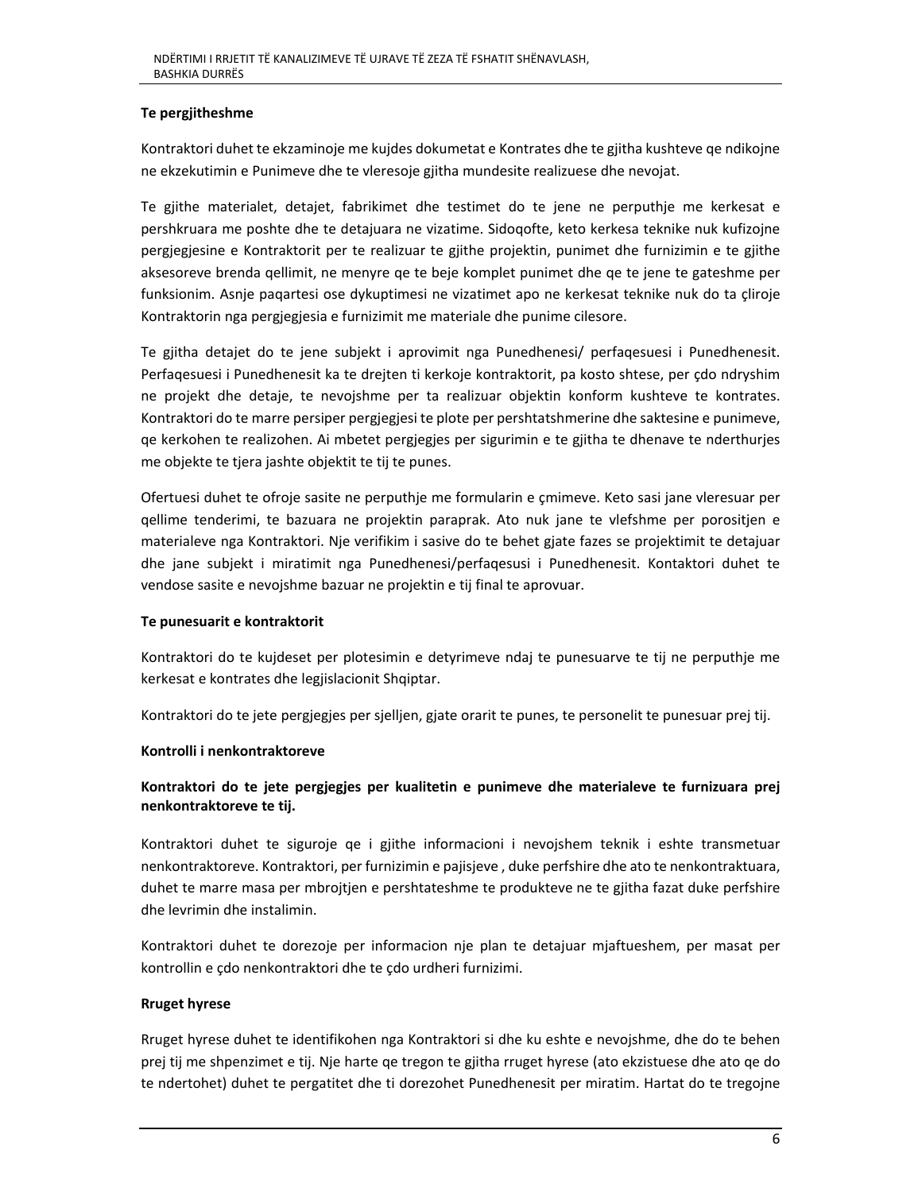**Te pergjitheshme**

Kontraktori duhet te ekzaminoje me kujdes dokumetat e Kontrates dhe te gjitha kushteve qe ndikojne ne ekzekutimin e Punimeve dhe te vleresoje gjitha mundesite realizuese dhe nevojat.

Te gjithe materialet, detajet, fabrikimet dhe testimet do te jene ne perputhje me kerkesat e pershkruara me poshte dhe te detajuara ne vizatime. Sidoqofte, keto kerkesa teknike nuk kufizojne pergjegjesine e Kontraktorit per te realizuar te gjithe projektin, punimet dhe furnizimin e te gjithe aksesoreve brenda qellimit, ne menyre qe te beje komplet punimet dhe qe te jene te gateshme per funksionim. Asnje paqartesi ose dykuptimesi ne vizatimet apo ne kerkesat teknike nuk do ta çliroje Kontraktorin nga pergjegjesia e furnizimit me materiale dhe punime cilesore.

Te gjitha detajet do te jene subjekt i aprovimit nga Punedhenesi/ perfaqesuesi i Punedhenesit. Perfaqesuesi i Punedhenesit ka te drejten ti kerkoje kontraktorit, pa kosto shtese, per çdo ndryshim ne projekt dhe detaje, te nevojshme per ta realizuar objektin konform kushteve te kontrates. Kontraktori do te marre persiper pergjegjesi te plote per pershtatshmerine dhe saktesine e punimeve, qe kerkohen te realizohen. Ai mbetet pergjegjes per sigurimin e te gjitha te dhenave te nderthurjes me objekte te tjera jashte objektit te tij te punes.

Ofertuesi duhet te ofroje sasite ne perputhje me formularin e çmimeve. Keto sasi jane vleresuar per qellime tenderimi, te bazuara ne projektin paraprak. Ato nuk jane te vlefshme per porositjen e materialeve nga Kontraktori. Nje verifikim i sasive do te behet gjate fazes se projektimit te detajuar dhe jane subjekt i miratimit nga Punedhenesi/perfaqesusi i Punedhenesit. Kontaktori duhet te vendose sasite e nevojshme bazuar ne projektin e tij final te aprovuar.

**Te punesuarit e kontraktorit**

Kontraktori do te kujdeset per plotesimin e detyrimeve ndaj te punesuarve te tij ne perputhje me kerkesat e kontrates dhe legjislacionit Shqiptar.

Kontraktori do te jete pergjegjes per sjelljen, gjate orarit te punes, te personelit te punesuar prej tij.

**Kontrolli i nenkontraktoreve**

**Kontraktori do te jete pergjegjes per kualitetin e punimeve dhe materialeve te furnizuara prej nenkontraktoreve te tij.**

Kontraktori duhet te siguroje qe i gjithe informacioni i nevojshem teknik i eshte transmetuar nenkontraktoreve. Kontraktori, per furnizimin e pajisjeve , duke perfshire dhe ato te nenkontraktuara, duhet te marre masa per mbrojtjen e pershtateshme te produkteve ne te gjitha fazat duke perfshire dhe levrimin dhe instalimin.

Kontraktori duhet te dorezoje per informacion nje plan te detajuar mjaftueshem, per masat per kontrollin e çdo nenkontraktori dhe te çdo urdheri furnizimi.

**Rruget hyrese**

Rruget hyrese duhet te identifikohen nga Kontraktori si dhe ku eshte e nevojshme, dhe do te behen prej tij me shpenzimet e tij. Nje harte qe tregon te gjitha rruget hyrese (ato ekzistuese dhe ato qe do te ndertohet) duhet te pergatitet dhe ti dorezohet Punedhenesit per miratim. Hartat do te tregojne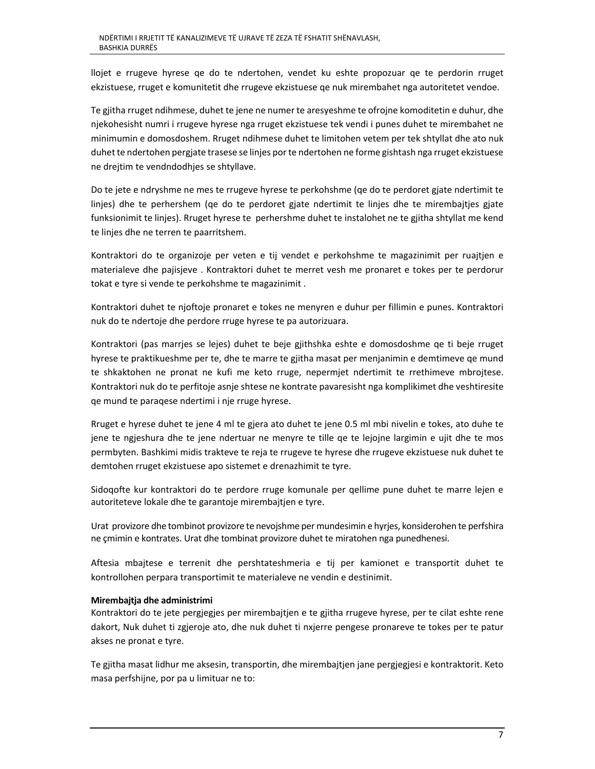llojet e rrugeve hyrese qe do te ndertohen, vendet ku eshte propozuar qe te perdorin rruget ekzistuese, rruget e komunitetit dhe rrugeve ekzistuese qe nuk mirembahet nga autoritetet vendoe.

Te gjitha rruget ndihmese, duhet te jene ne numer te aresyeshme te ofrojne komoditetin e duhur, dhe njekohesisht numri i rrugeve hyrese nga rruget ekzistuese tek vendi i punes duhet te mirembahet ne minimumin e domosdoshem. Rruget ndihmese duhet te limitohen vetem per tek shtyllat dhe ato nuk duhet te ndertohen pergjate trasese se linjes por te ndertohen ne forme gishtash nga rruget ekzistuese ne drejtim te vendndodhjes se shtyllave.

Do te jete e ndryshme ne mes te rrugeve hyrese te perkohshme (qe do te perdoret gjate ndertimit te linjes) dhe te perhershem (qe do te perdoret gjate ndertimit te linjes dhe te mirembajtjes gjate funksionimit te linjes). Rruget hyrese te perhershme duhet te instalohet ne te gjitha shtyllat me kend te linjes dhe ne terren te paarritshem.

Kontraktori do te organizoje per veten e tij vendet e perkohshme te magazinimit per ruajtjen e materialeve dhe pajisjeve . Kontraktori duhet te merret vesh me pronaret e tokes per te perdorur tokat e tyre si vende te perkohshme te magazinimit .

Kontraktori duhet te njoftoje pronaret e tokes ne menyren e duhur per fillimin e punes. Kontraktori nuk do te ndertoje dhe perdore rruge hyrese te pa autorizuara.

Kontraktori (pas marrjes se lejes) duhet te beje gjithshka eshte e domosdoshme qe ti beje rruget hyrese te praktikueshme per te, dhe te marre te gjitha masat per menjanimin e demtimeve qe mund te shkaktohen ne pronat ne kufi me keto rruge, nepermjet ndertimit te rrethimeve mbrojtese. Kontraktori nuk do te perfitoje asnje shtese ne kontrate pavaresisht nga komplikimet dhe veshtiresite qe mund te paraqese ndertimi i nje rruge hyrese.

Rruget e hyrese duhet te jene 4 ml te gjera ato duhet te jene 0.5 ml mbi nivelin e tokes, ato duhe te jene te ngjeshura dhe te jene ndertuar ne menyre te tille qe te lejojne largimin e ujit dhe te mos permbyten. Bashkimi midis trakteve te reja te rrugeve te hyrese dhe rrugeve ekzistuese nuk duhet te demtohen rruget ekzistuese apo sistemet e drenazhimit te tyre.

Sidoqofte kur kontraktori do te perdore rruge komunale per qellime pune duhet te marre lejen e autoriteteve lokale dhe te garantoje mirembajtjen e tyre.

Urat provizore dhe tombinot provizore te nevojshme per mundesimin e hyrjes, konsiderohen te perfshira ne çmimin e kontrates. Urat dhe tombinat provizore duhet te miratohen nga punedhenesi.

Aftesia mbajtese e terrenit dhe pershtateshmeria e tij per kamionet e transportit duhet te kontrollohen perpara transportimit te materialeve ne vendin e destinimit.

**Mirembajtja dhe administrimi**

Kontraktori do te jete pergjegjes per mirembajtjen e te gjitha rrugeve hyrese, per te cilat eshte rene dakort, Nuk duhet ti zgjeroje ato, dhe nuk duhet ti nxjerre pengese pronareve te tokes per te patur akses ne pronat e tyre.

Te gjitha masat lidhur me aksesin, transportin, dhe mirembajtjen jane pergjegjesi e kontraktorit. Keto masa perfshijne, por pa u limituar ne to: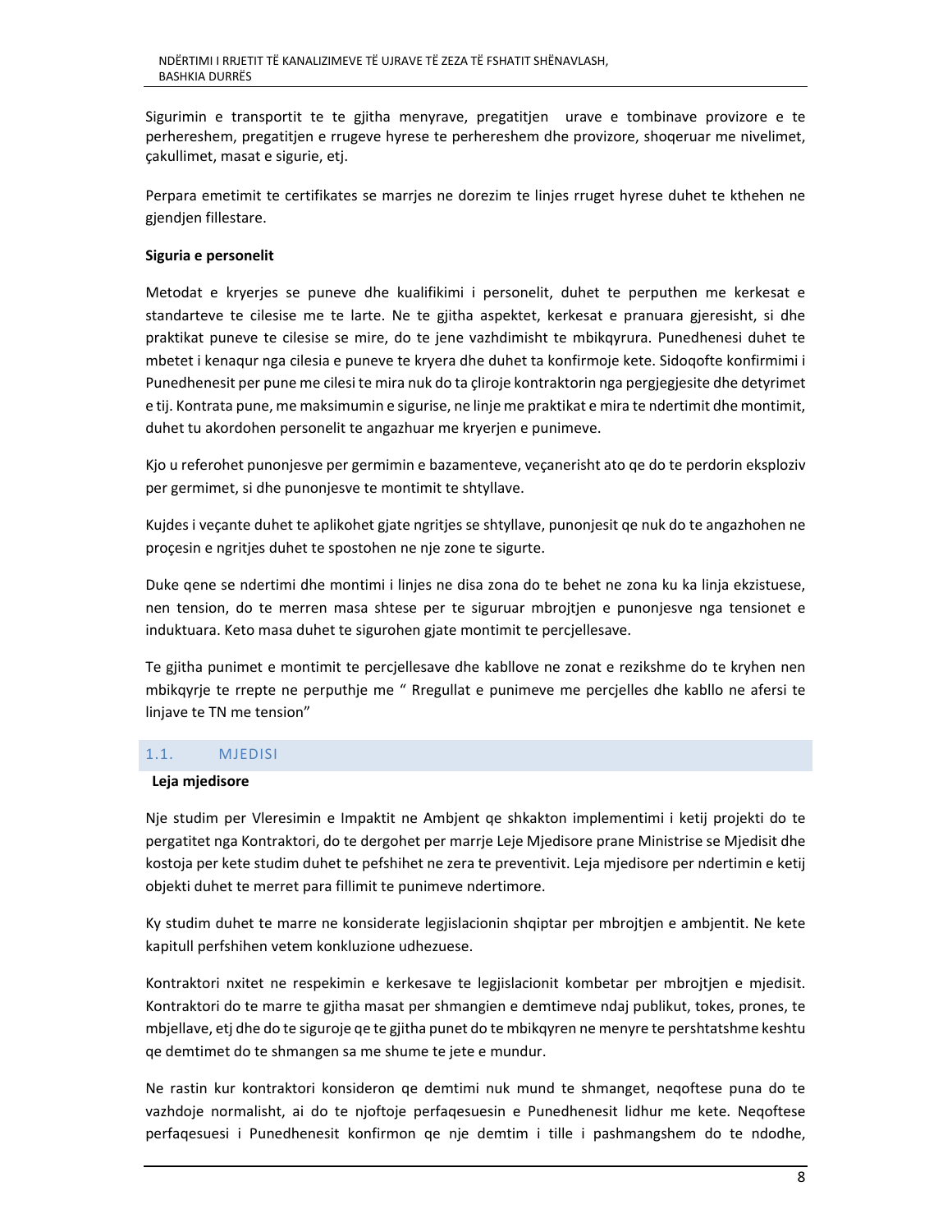Sigurimin e transportit te te gjitha menyrave, pregatitjen urave e tombinave provizore e te perhereshem, pregatitjen e rrugeve hyrese te perhereshem dhe provizore, shoqeruar me nivelimet, çakullimet, masat e sigurie, etj.

Perpara emetimit te certifikates se marrjes ne dorezim te linjes rruget hyrese duhet te kthehen ne gjendjen fillestare.

**Siguria e personelit**

Metodat e kryerjes se puneve dhe kualifikimi i personelit, duhet te perputhen me kerkesat e standarteve te cilesise me te larte. Ne te gjitha aspektet, kerkesat e pranuara gjeresisht, si dhe praktikat puneve te cilesise se mire, do te jene vazhdimisht te mbikqyrura. Punedhenesi duhet te mbetet i kenaqur nga cilesia e puneve te kryera dhe duhet ta konfirmoje kete. Sidoqofte konfirmimi i Punedhenesit per pune me cilesi te mira nuk do ta çliroje kontraktorin nga pergjegjesite dhe detyrimet e tij. Kontrata pune, me maksimumin e sigurise, ne linje me praktikat e mira te ndertimit dhe montimit, duhet tu akordohen personelit te angazhuar me kryerjen e punimeve.

Kjo u referohet punonjesve per germimin e bazamenteve, veçanerisht ato qe do te perdorin eksploziv per germimet, si dhe punonjesve te montimit te shtyllave.

Kujdes i veçante duhet te aplikohet gjate ngritjes se shtyllave, punonjesit qe nuk do te angazhohen ne proçesin e ngritjes duhet te spostohen ne nje zone te sigurte.

Duke qene se ndertimi dhe montimi i linjes ne disa zona do te behet ne zona ku ka linja ekzistuese, nen tension, do te merren masa shtese per te siguruar mbrojtjen e punonjesve nga tensionet e induktuara. Keto masa duhet te sigurohen gjate montimit te percjellesave.

Te gjitha punimet e montimit te percjellesave dhe kabllove ne zonat e rezikshme do te kryhen nen mbikqyrje te rrepte ne perputhje me " Rregullat e punimeve me percjelles dhe kabllo ne afersi te linjave te TN me tension"

## 1.1. MJEDISI

**Leja mjedisore**

Nje studim per Vleresimin e Impaktit ne Ambjent qe shkakton implementimi i ketij projekti do te pergatitet nga Kontraktori, do te dergohet per marrje Leje Mjedisore prane Ministrise se Mjedisit dhe kostoja per kete studim duhet te pefshihet ne zera te preventivit. Leja mjedisore per ndertimin e ketij objekti duhet te merret para fillimit te punimeve ndertimore.

Ky studim duhet te marre ne konsiderate legjislacionin shqiptar per mbrojtjen e ambjentit. Ne kete kapitull perfshihen vetem konkluzione udhezuese.

Kontraktori nxitet ne respekimin e kerkesave te legjislacionit kombetar per mbrojtjen e mjedisit. Kontraktori do te marre te gjitha masat per shmangien e demtimeve ndaj publikut, tokes, prones, te mbjellave, etj dhe do te siguroje qe te gjitha punet do te mbikqyren ne menyre te pershtatshme keshtu qe demtimet do te shmangen sa me shume te jete e mundur.

Ne rastin kur kontraktori konsideron qe demtimi nuk mund te shmanget, neqoftese puna do te vazhdoje normalisht, ai do te njoftoje perfaqesuesin e Punedhenesit lidhur me kete. Neqoftese perfaqesuesi i Punedhenesit konfirmon qe nje demtim i tille i pashmangshem do te ndodhe,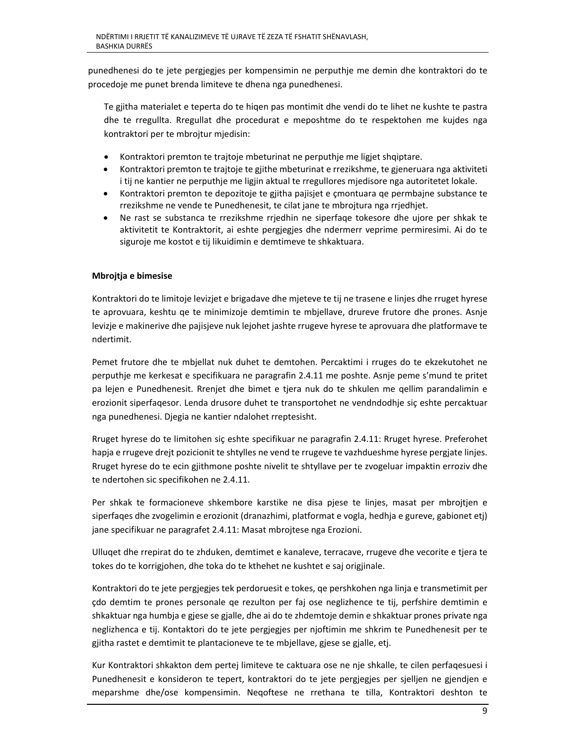punedhenesi do te jete pergjegjes per kompensimin ne perputhje me demin dhe kontraktori do te procedoje me punet brenda limiteve te dhena nga punedhenesi.

Te gjitha materialet e teperta do te hiqen pas montimit dhe vendi do te lihet ne kushte te pastra dhe te rregullta. Rregullat dhe procedurat e meposhtme do te respektohen me kujdes nga kontraktori per te mbrojtur mjedisin:

- Kontraktori premton te trajtoje mbeturinat ne perputhje me ligjet shqiptare.
- Kontraktori premton te trajtoje te gjithe mbeturinat e rrezikshme, te gjeneruara nga aktiviteti i tij ne kantier ne perputhje me ligjin aktual te rregullores mjedisore nga autoritetet lokale.
- Kontraktori premton te depozitoje te gjitha pajisjet e çmontuara qe permbajne substance te rrezikshme ne vende te Punedhenesit, te cilat jane te mbrojtura nga rrjedhjet.
- Ne rast se substanca te rrezikshme rrjedhin ne siperfaqe tokesore dhe ujore per shkak te aktivitetit te Kontraktorit, ai eshte pergjegjes dhe ndermerr veprime permiresimi. Ai do te siguroje me kostot e tij likuidimin e demtimeve te shkaktuara.

**Mbrojtja e bimesise**

Kontraktori do te limitoje levizjet e brigadave dhe mjeteve te tij ne trasene e linjes dhe rruget hyrese te aprovuara, keshtu qe te minimizoje demtimin te mbjellave, drureve frutore dhe prones. Asnje levizje e makinerive dhe pajisjeve nuk lejohet jashte rrugeve hyrese te aprovuara dhe platformave te ndertimit.

Pemet frutore dhe te mbjellat nuk duhet te demtohen. Percaktimi i rruges do te ekzekutohet ne perputhje me kerkesat e specifikuara ne paragrafin 2.4.11 me poshte. Asnje peme s'mund te pritet pa lejen e Punedhenesit. Rrenjet dhe bimet e tjera nuk do te shkulen me qellim parandalimin e erozionit siperfaqesor. Lenda drusore duhet te transportohet ne vendndodhje siç eshte percaktuar nga punedhenesi. Djegia ne kantier ndalohet rreptesisht.

Rruget hyrese do te limitohen siç eshte specifikuar ne paragrafin 2.4.11: Rruget hyrese. Preferohet hapja e rrugeve drejt pozicionit te shtylles ne vend te rrugeve te vazhdueshme hyrese pergjate linjes. Rruget hyrese do te ecin gjithmone poshte nivelit te shtyllave per te zvogeluar impaktin erroziv dhe te ndertohen sic specifikohen ne 2.4.11.

Per shkak te formacioneve shkembore karstike ne disa pjese te linjes, masat per mbrojtjen e siperfaqes dhe zvogelimin e erozionit (dranazhimi, platformat e vogla, hedhja e gureve, gabionet etj) jane specifikuar ne paragrafet 2.4.11: Masat mbrojtese nga Erozioni.

Ulluqet dhe rrepirat do te zhduken, demtimet e kanaleve, terracave, rrugeve dhe vecorite e tjera te tokes do te korrigjohen, dhe toka do te kthehet ne kushtet e saj origjinale.

Kontraktori do te jete pergjegjes tek perdoruesit e tokes, qe pershkohen nga linja e transmetimit per çdo demtim te prones personale qe rezulton per faj ose neglizhence te tij, perfshire demtimin e shkaktuar nga humbja e gjese se gjalle, dhe ai do te zhdemtoje demin e shkaktuar prones private nga neglizhenca e tij. Kontaktori do te jete pergjegjes per njoftimin me shkrim te Punedhenesit per te gjitha rastet e demtimit te plantacioneve te te mbjellave, gjese se gjalle, etj.

Kur Kontraktori shkakton dem pertej limiteve te caktuara ose ne nje shkalle, te cilen perfaqesuesi i Punedhenesit e konsideron te teper, kontraktori do te jete pergjegjes per sjelljen ne gjendjen e meparshme dhe/ose kompensimin. Neqoftese ne rrethana te tilla, Kontraktori deshton te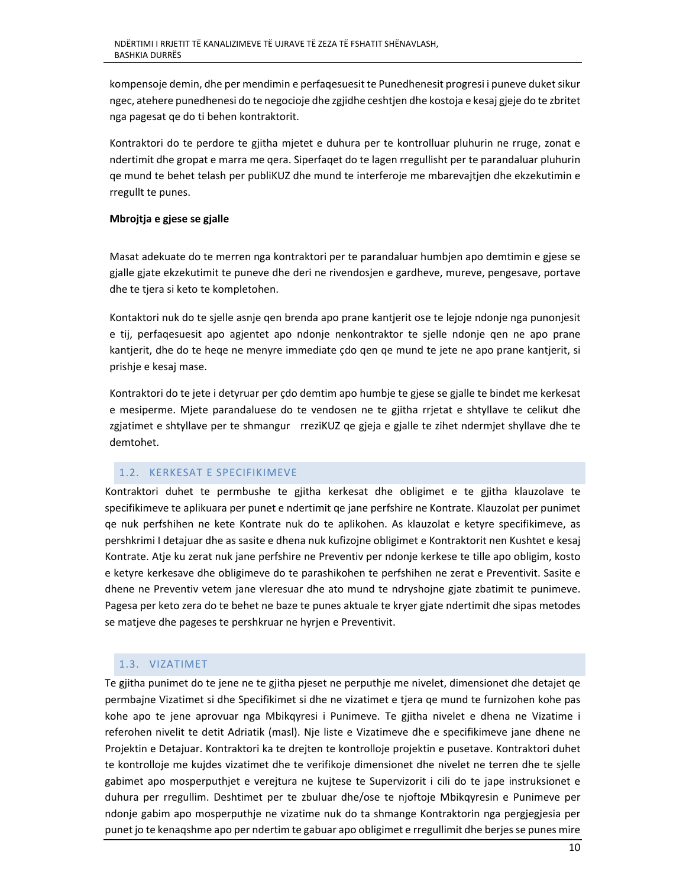kompensoje demin, dhe per mendimin e perfaqesuesit te Punedhenesit progresi i puneve duket sikur ngec, atehere punedhenesi do te negocioje dhe zgjidhe ceshtjen dhe kostoja e kesaj gjeje do te zbritet nga pagesat qe do ti behen kontraktorit.

Kontraktori do te perdore te gjitha mjetet e duhura per te kontrolluar pluhurin ne rruge, zonat e ndertimit dhe gropat e marra me qera. Siperfaqet do te lagen rregullisht per te parandaluar pluhurin qe mund te behet telash per publiKUZ dhe mund te interferoje me mbarevajtjen dhe ekzekutimin e rregullt te punes.

**Mbrojtja e gjese se gjalle**

Masat adekuate do te merren nga kontraktori per te parandaluar humbjen apo demtimin e gjese se gjalle gjate ekzekutimit te puneve dhe deri ne rivendosjen e gardheve, mureve, pengesave, portave dhe te tjera si keto te kompletohen.

Kontaktori nuk do te sjelle asnje qen brenda apo prane kantjerit ose te lejoje ndonje nga punonjesit e tij, perfaqesuesit apo agjentet apo ndonje nenkontraktor te sjelle ndonje qen ne apo prane kantjerit, dhe do te heqe ne menyre immediate çdo qen qe mund te jete ne apo prane kantjerit, si prishje e kesaj mase.

Kontraktori do te jete i detyruar per çdo demtim apo humbje te gjese se gjalle te bindet me kerkesat e mesiperme. Mjete parandaluese do te vendosen ne te gjitha rrjetat e shtyllave te celikut dhe zgjatimet e shtyllave per te shmangur rreziKUZ qe gjeja e gjalle te zihet ndermjet shyllave dhe te demtohet.

## 1.2. KERKESAT E SPECIFIKIMEVE

Kontraktori duhet te permbushe te gjitha kerkesat dhe obligimet e te gjitha klauzolave te specifikimeve te aplikuara per punet e ndertimit qe jane perfshire ne Kontrate. Klauzolat per punimet qe nuk perfshihen ne kete Kontrate nuk do te aplikohen. As klauzolat e ketyre specifikimeve, as pershkrimi I detajuar dhe as sasite e dhena nuk kufizojne obligimet e Kontraktorit nen Kushtet e kesaj Kontrate. Atje ku zerat nuk jane perfshire ne Preventiv per ndonje kerkese te tille apo obligim, kosto e ketyre kerkesave dhe obligimeve do te parashikohen te perfshihen ne zerat e Preventivit. Sasite e dhene ne Preventiv vetem jane vleresuar dhe ato mund te ndryshojne gjate zbatimit te punimeve. Pagesa per keto zera do te behet ne baze te punes aktuale te kryer gjate ndertimit dhe sipas metodes se matjeve dhe pageses te pershkruar ne hyrjen e Preventivit.

## 1.3. VIZATIMET

Te gjitha punimet do te jene ne te gjitha pjeset ne perputhje me nivelet, dimensionet dhe detajet qe permbajne Vizatimet si dhe Specifikimet si dhe ne vizatimet e tjera qe mund te furnizohen kohe pas kohe apo te jene aprovuar nga Mbikqyresi i Punimeve. Te gjitha nivelet e dhena ne Vizatime i referohen nivelit te detit Adriatik (masl). Nje liste e Vizatimeve dhe e specifikimeve jane dhene ne Projektin e Detajuar. Kontraktori ka te drejten te kontrolloje projektin e pusetave. Kontraktori duhet te kontrolloje me kujdes vizatimet dhe te verifikoje dimensionet dhe nivelet ne terren dhe te sjelle gabimet apo mosperputhjet e verejtura ne kujtese te Supervizorit i cili do te jape instruksionet e duhura per rregullim. Deshtimet per te zbuluar dhe/ose te njoftoje Mbikqyresin e Punimeve per ndonje gabim apo mosperputhje ne vizatime nuk do ta shmange Kontraktorin nga pergjegjesia per punet jo te kenaqshme apo per ndertim te gabuar apo obligimet e rregullimit dhe berjes se punes mire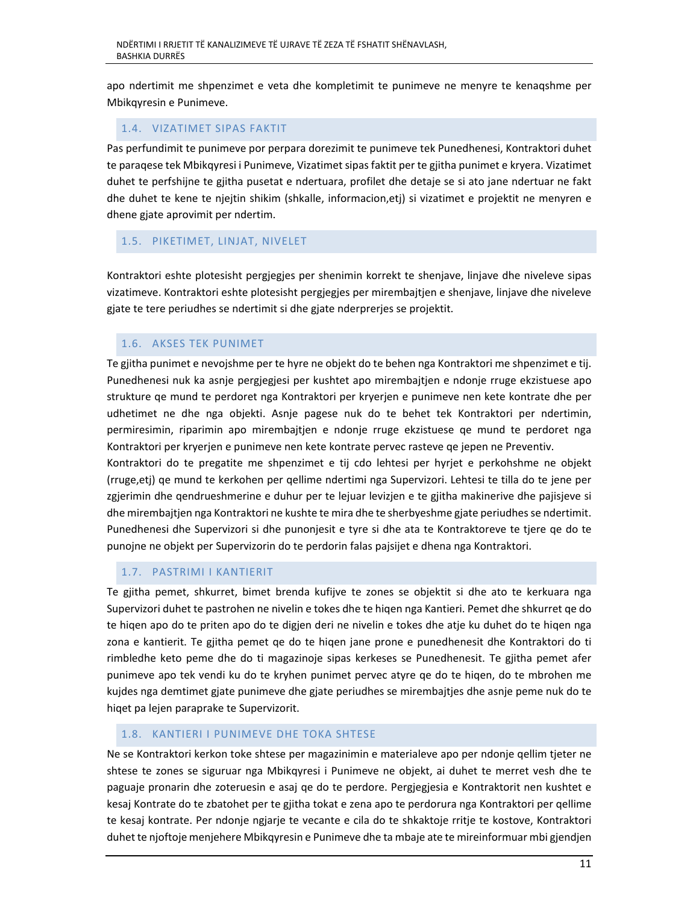apo ndertimit me shpenzimet e veta dhe kompletimit te punimeve ne menyre te kenaqshme per Mbikqyresin e Punimeve.

### 1.4. VIZATIMET SIPAS FAKTIT

Pas perfundimit te punimeve por perpara dorezimit te punimeve tek Punedhenesi, Kontraktori duhet te paraqese tek Mbikqyresi i Punimeve, Vizatimet sipas faktit per te gjitha punimet e kryera. Vizatimet duhet te perfshijne te gjitha pusetat e ndertuara, profilet dhe detaje se si ato jane ndertuar ne fakt dhe duhet te kene te njejtin shikim (shkalle, informacion,etj) si vizatimet e projektit ne menyren e dhene gjate aprovimit per ndertim.

### 1.5. PIKETIMET, LINJAT, NIVELET

Kontraktori eshte plotesisht pergjegjes per shenimin korrekt te shenjave, linjave dhe niveleve sipas vizatimeve. Kontraktori eshte plotesisht pergjegjes per mirembajtjen e shenjave, linjave dhe niveleve gjate te tere periudhes se ndertimit si dhe gjate nderprerjes se projektit.

### 1.6. AKSES TEK PUNIMET

Te gjitha punimet e nevojshme per te hyre ne objekt do te behen nga Kontraktori me shpenzimet e tij. Punedhenesi nuk ka asnje pergjegjesi per kushtet apo mirembajtjen e ndonje rruge ekzistuese apo strukture qe mund te perdoret nga Kontraktori per kryerjen e punimeve nen kete kontrate dhe per udhetimet ne dhe nga objekti. Asnje pagese nuk do te behet tek Kontraktori per ndertimin, permiresimin, riparimin apo mirembajtjen e ndonje rruge ekzistuese qe mund te perdoret nga Kontraktori per kryerjen e punimeve nen kete kontrate pervec rasteve qe jepen ne Preventiv.

Kontraktori do te pregatite me shpenzimet e tij cdo lehtesi per hyrjet e perkohshme ne objekt (rruge,etj) qe mund te kerkohen per qellime ndertimi nga Supervizori. Lehtesi te tilla do te jene per zgjerimin dhe qendrueshmerine e duhur per te lejuar levizjen e te gjitha makinerive dhe pajisjeve si dhe mirembajtjen nga Kontraktori ne kushte te mira dhe te sherbyeshme gjate periudhes se ndertimit. Punedhenesi dhe Supervizori si dhe punonjesit e tyre si dhe ata te Kontraktoreve te tjere qe do te punojne ne objekt per Supervizorin do te perdorin falas pajsijet e dhena nga Kontraktori.

### 1.7. PASTRIMI I KANTIERIT

Te gjitha pemet, shkurret, bimet brenda kufijve te zones se objektit si dhe ato te kerkuara nga Supervizori duhet te pastrohen ne nivelin e tokes dhe te hiqen nga Kantieri. Pemet dhe shkurret qe do te hiqen apo do te priten apo do te digjen deri ne nivelin e tokes dhe atje ku duhet do te hiqen nga zona e kantierit. Te gjitha pemet qe do te hiqen jane prone e punedhenesit dhe Kontraktori do ti rimbledhe keto peme dhe do ti magazinoje sipas kerkeses se Punedhenesit. Te gjitha pemet afer punimeve apo tek vendi ku do te kryhen punimet pervec atyre qe do te hiqen, do te mbrohen me kujdes nga demtimet gjate punimeve dhe gjate periudhes se mirembajtjes dhe asnje peme nuk do te hiqet pa lejen paraprake te Supervizorit.

### 1.8. KANTIERI I PUNIMEVE DHE TOKA SHTESE

Ne se Kontraktori kerkon toke shtese per magazinimin e materialeve apo per ndonje qellim tjeter ne shtese te zones se siguruar nga Mbikqyresi i Punimeve ne objekt, ai duhet te merret vesh dhe te paguaje pronarin dhe zoteruesin e asaj qe do te perdore. Pergjegjesia e Kontraktorit nen kushtet e kesaj Kontrate do te zbatohet per te gjitha tokat e zena apo te perdorura nga Kontraktori per qellime te kesaj kontrate. Per ndonje ngjarje te vecante e cila do te shkaktoje rritje te kostove, Kontraktori duhet te njoftoje menjehere Mbikqyresin e Punimeve dhe ta mbaje ate te mireinformuar mbi gjendjen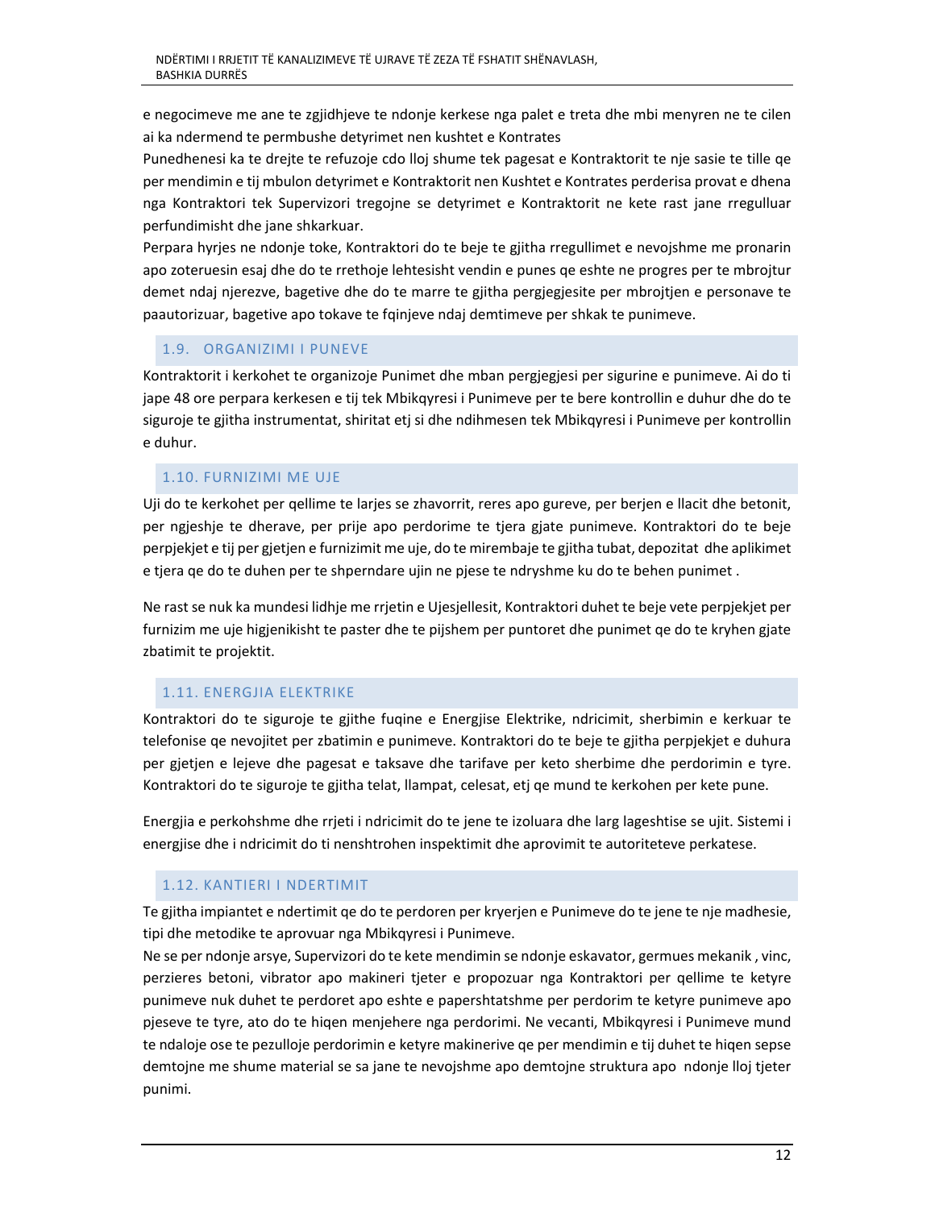e negocimeve me ane te zgjidhjeve te ndonje kerkese nga palet e treta dhe mbi menyren ne te cilen ai ka ndermend te permbushe detyrimet nen kushtet e Kontrates

Punedhenesi ka te drejte te refuzoje cdo lloj shume tek pagesat e Kontraktorit te nje sasie te tille qe per mendimin e tij mbulon detyrimet e Kontraktorit nen Kushtet e Kontrates perderisa provat e dhena nga Kontraktori tek Supervizori tregojne se detyrimet e Kontraktorit ne kete rast jane rregulluar perfundimisht dhe jane shkarkuar.

Perpara hyrjes ne ndonje toke, Kontraktori do te beje te gjitha rregullimet e nevojshme me pronarin apo zoteruesin esaj dhe do te rrethoje lehtesisht vendin e punes qe eshte ne progres per te mbrojtur demet ndaj njerezve, bagetive dhe do te marre te gjitha pergjegjesite per mbrojtjen e personave te paautorizuar, bagetive apo tokave te fqinjeve ndaj demtimeve per shkak te punimeve.

## 1.9. ORGANIZIMI I PUNEVE

Kontraktorit i kerkohet te organizoje Punimet dhe mban pergjegjesi per sigurine e punimeve. Ai do ti jape 48 ore perpara kerkesen e tij tek Mbikqyresi i Punimeve per te bere kontrollin e duhur dhe do te siguroje te gjitha instrumentat, shiritat etj si dhe ndihmesen tek Mbikqyresi i Punimeve per kontrollin e duhur.

## 1.10. FURNIZIMI ME UJE

Uji do te kerkohet per qellime te larjes se zhavorrit, reres apo gureve, per berjen e llacit dhe betonit, per ngjeshje te dherave, per prije apo perdorime te tjera gjate punimeve. Kontraktori do te beje perpjekjet e tij per gjetjen e furnizimit me uje, do te mirembaje te gjitha tubat, depozitat dhe aplikimet e tjera qe do te duhen per te shperndare ujin ne pjese te ndryshme ku do te behen punimet .

Ne rast se nuk ka mundesi lidhje me rrjetin e Ujesjellesit, Kontraktori duhet te beje vete perpjekjet per furnizim me uje higjenikisht te paster dhe te pijshem per puntoret dhe punimet qe do te kryhen gjate zbatimit te projektit.

## 1.11. ENERGJIA ELEKTRIKE

Kontraktori do te siguroje te gjithe fuqine e Energjise Elektrike, ndricimit, sherbimin e kerkuar te telefonise qe nevojitet per zbatimin e punimeve. Kontraktori do te beje te gjitha perpjekjet e duhura per gjetjen e lejeve dhe pagesat e taksave dhe tarifave per keto sherbime dhe perdorimin e tyre. Kontraktori do te siguroje te gjitha telat, llampat, celesat, etj qe mund te kerkohen per kete pune.

Energjia e perkohshme dhe rrjeti i ndricimit do te jene te izoluara dhe larg lageshtise se ujit. Sistemi i energjise dhe i ndricimit do ti nenshtrohen inspektimit dhe aprovimit te autoriteteve perkatese.

## 1.12. KANTIERI I NDERTIMIT

Te gjitha impiantet e ndertimit qe do te perdoren per kryerjen e Punimeve do te jene te nje madhesie, tipi dhe metodike te aprovuar nga Mbikqyresi i Punimeve.

Ne se per ndonje arsye, Supervizori do te kete mendimin se ndonje eskavator, germues mekanik , vinc, perzieres betoni, vibrator apo makineri tjeter e propozuar nga Kontraktori per qellime te ketyre punimeve nuk duhet te perdoret apo eshte e papershtatshme per perdorim te ketyre punimeve apo pjeseve te tyre, ato do te hiqen menjehere nga perdorimi. Ne vecanti, Mbikqyresi i Punimeve mund te ndaloje ose te pezulloje perdorimin e ketyre makinerive qe per mendimin e tij duhet te hiqen sepse demtojne me shume material se sa jane te nevojshme apo demtojne struktura apo ndonje lloj tjeter punimi.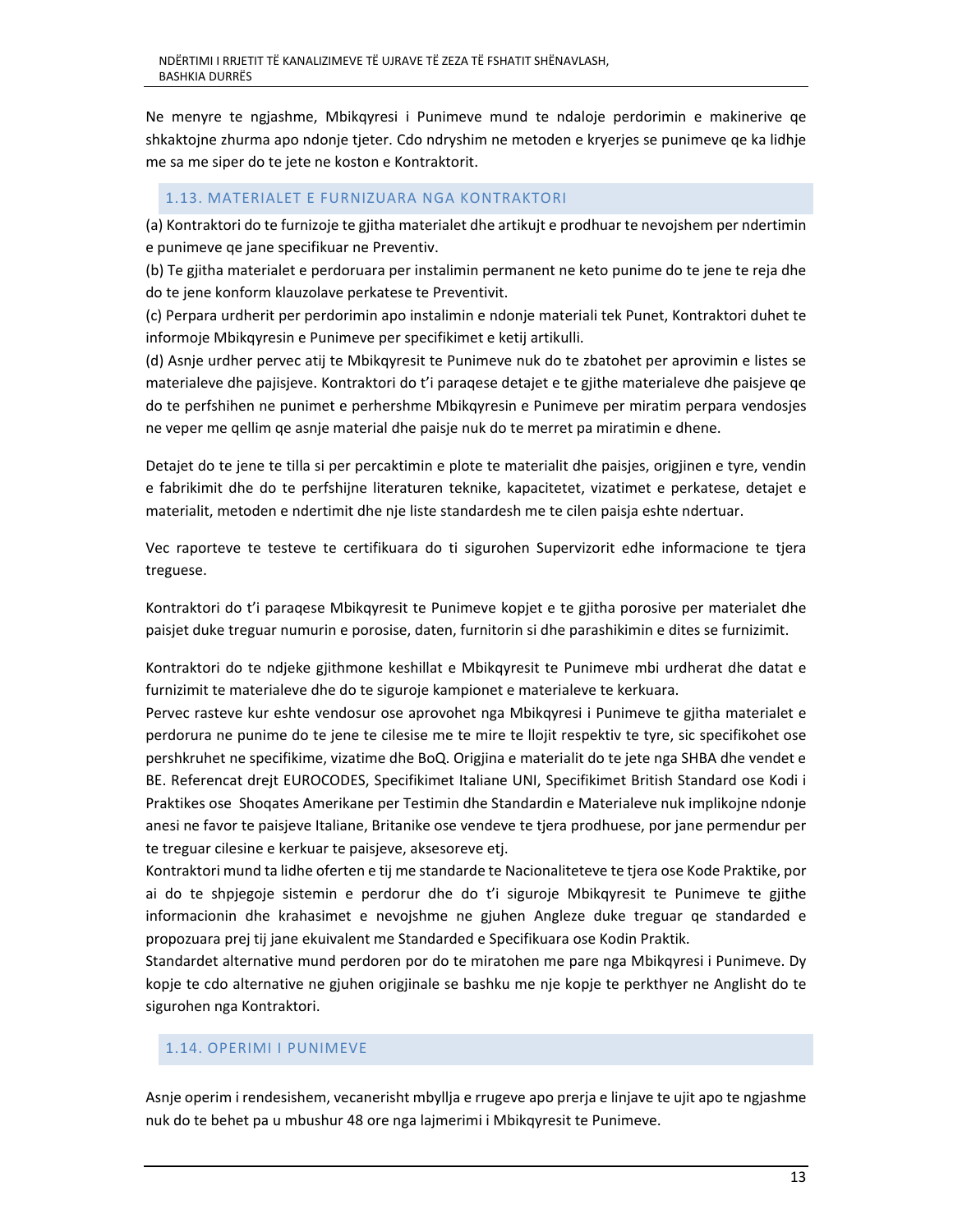Ne menyre te ngjashme, Mbikqyresi i Punimeve mund te ndaloje perdorimin e makinerive qe shkaktojne zhurma apo ndonje tjeter. Cdo ndryshim ne metoden e kryerjes se punimeve qe ka lidhje me sa me siper do te jete ne koston e Kontraktorit.

### 1.13. MATERIALET E FURNIZUARA NGA KONTRAKTORI

(a) Kontraktori do te furnizoje te gjitha materialet dhe artikujt e prodhuar te nevojshem per ndertimin e punimeve qe jane specifikuar ne Preventiv.

(b) Te gjitha materialet e perdoruara per instalimin permanent ne keto punime do te jene te reja dhe do te jene konform klauzolave perkatese te Preventivit.

(c) Perpara urdherit per perdorimin apo instalimin e ndonje materiali tek Punet, Kontraktori duhet te informoje Mbikqyresin e Punimeve per specifikimet e ketij artikulli.

(d) Asnje urdher pervec atij te Mbikqyresit te Punimeve nuk do te zbatohet per aprovimin e listes se materialeve dhe pajisjeve. Kontraktori do t'i paraqese detajet e te gjithe materialeve dhe paisjeve qe do te perfshihen ne punimet e perhershme Mbikqyresin e Punimeve per miratim perpara vendosjes ne veper me qellim qe asnje material dhe paisje nuk do te merret pa miratimin e dhene.

Detajet do te jene te tilla si per percaktimin e plote te materialit dhe paisjes, origjinen e tyre, vendin e fabrikimit dhe do te perfshijne literaturen teknike, kapacitetet, vizatimet e perkatese, detajet e materialit, metoden e ndertimit dhe nje liste standardesh me te cilen paisja eshte ndertuar.

Vec raporteve te testeve te certifikuara do ti sigurohen Supervizorit edhe informacione te tjera treguese.

Kontraktori do t'i paraqese Mbikqyresit te Punimeve kopjet e te gjitha porosive per materialet dhe paisjet duke treguar numurin e porosise, daten, furnitorin si dhe parashikimin e dites se furnizimit.

Kontraktori do te ndjeke gjithmone keshillat e Mbikqyresit te Punimeve mbi urdherat dhe datat e furnizimit te materialeve dhe do te siguroje kampionet e materialeve te kerkuara.

Pervec rasteve kur eshte vendosur ose aprovohet nga Mbikqyresi i Punimeve te gjitha materialet e perdorura ne punime do te jene te cilesise me te mire te llojit respektiv te tyre, sic specifikohet ose pershkruhet ne specifikime, vizatime dhe BoQ. Origjina e materialit do te jete nga SHBA dhe vendet e BE. Referencat drejt EUROCODES, Specifikimet Italiane UNI, Specifikimet British Standard ose Kodi i Praktikes ose Shoqates Amerikane per Testimin dhe Standardin e Materialeve nuk implikojne ndonje anesi ne favor te paisjeve Italiane, Britanike ose vendeve te tjera prodhuese, por jane permendur per te treguar cilesine e kerkuar te paisjeve, aksesoreve etj.

Kontraktori mund ta lidhe oferten e tij me standarde te Nacionaliteteve te tjera ose Kode Praktike, por ai do te shpjegoje sistemin e perdorur dhe do t'i siguroje Mbikqyresit te Punimeve te gjithe informacionin dhe krahasimet e nevojshme ne gjuhen Angleze duke treguar qe standarded e propozuara prej tij jane ekuivalent me Standarded e Specifikuara ose Kodin Praktik.

Standardet alternative mund perdoren por do te miratohen me pare nga Mbikqyresi i Punimeve. Dy kopje te cdo alternative ne gjuhen origjinale se bashku me nje kopje te perkthyer ne Anglisht do te sigurohen nga Kontraktori.

### 1.14. OPERIMI I PUNIMEVE

Asnje operim i rendesishem, vecanerisht mbyllja e rrugeve apo prerja e linjave te ujit apo te ngjashme nuk do te behet pa u mbushur 48 ore nga lajmerimi i Mbikqyresit te Punimeve.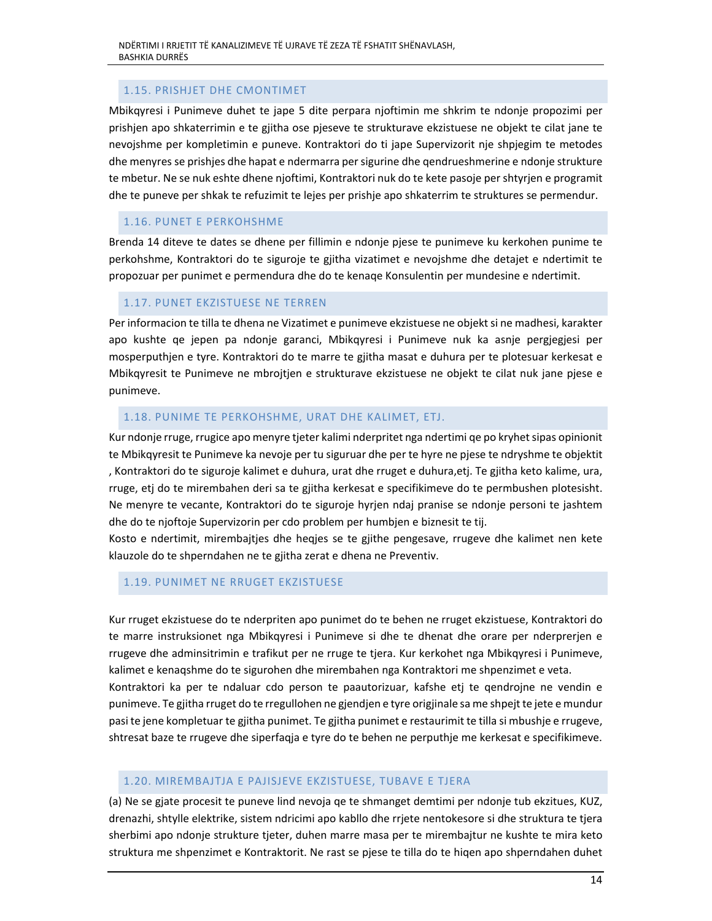### 1.15. PRISHJET DHE CMONTIMET

Mbikqyresi i Punimeve duhet te jape 5 dite perpara njoftimin me shkrim te ndonje propozimi per prishjen apo shkaterrimin e te gjitha ose pjeseve te strukturave ekzistuese ne objekt te cilat jane te nevojshme per kompletimin e puneve. Kontraktori do ti jape Supervizorit nje shpjegim te metodes dhe menyres se prishjes dhe hapat e ndermarra per sigurine dhe qendrueshmerine e ndonje strukture te mbetur. Ne se nuk eshte dhene njoftimi, Kontraktori nuk do te kete pasoje per shtyrjen e programit dhe te puneve per shkak te refuzimit te lejes per prishje apo shkaterrim te struktures se permendur.

### 1.16. PUNET E PERKOHSHME

Brenda 14 diteve te dates se dhene per fillimin e ndonje pjese te punimeve ku kerkohen punime te perkohshme, Kontraktori do te siguroje te gjitha vizatimet e nevojshme dhe detajet e ndertimit te propozuar per punimet e permendura dhe do te kenaqe Konsulentin per mundesine e ndertimit.

### 1.17. PUNET EKZISTUESE NE TERREN

Per informacion te tilla te dhena ne Vizatimet e punimeve ekzistuese ne objekt si ne madhesi, karakter apo kushte qe jepen pa ndonje garanci, Mbikqyresi i Punimeve nuk ka asnje pergjegjesi per mosperputhjen e tyre. Kontraktori do te marre te gjitha masat e duhura per te plotesuar kerkesat e Mbikqyresit te Punimeve ne mbrojtjen e strukturave ekzistuese ne objekt te cilat nuk jane pjese e punimeve.

### 1.18. PUNIME TE PERKOHSHME, URAT DHE KALIMET, ETJ.

Kur ndonje rruge, rrugice apo menyre tjeter kalimi nderpritet nga ndertimi qe po kryhet sipas opinionit te Mbikqyresit te Punimeve ka nevoje per tu siguruar dhe per te hyre ne pjese te ndryshme te objektit , Kontraktori do te siguroje kalimet e duhura, urat dhe rruget e duhura,etj. Te gjitha keto kalime, ura, rruge, etj do te mirembahen deri sa te gjitha kerkesat e specifikimeve do te permbushen plotesisht. Ne menyre te vecante, Kontraktori do te siguroje hyrjen ndaj pranise se ndonje personi te jashtem dhe do te njoftoje Supervizorin per cdo problem per humbjen e biznesit te tij.

Kosto e ndertimit, mirembajtjes dhe heqjes se te gjithe pengesave, rrugeve dhe kalimet nen kete klauzole do te shperndahen ne te gjitha zerat e dhena ne Preventiv.

### 1.19. PUNIMET NE RRUGET EKZISTUESE

Kur rruget ekzistuese do te nderpriten apo punimet do te behen ne rruget ekzistuese, Kontraktori do te marre instruksionet nga Mbikqyresi i Punimeve si dhe te dhenat dhe orare per nderprerjen e rrugeve dhe adminsitrimin e trafikut per ne rruge te tjera. Kur kerkohet nga Mbikqyresi i Punimeve, kalimet e kenaqshme do te sigurohen dhe mirembahen nga Kontraktori me shpenzimet e veta.

Kontraktori ka per te ndaluar cdo person te paautorizuar, kafshe etj te qendrojne ne vendin e punimeve. Te gjitha rruget do te rregullohen ne gjendjen e tyre origjinale sa me shpejt te jete e mundur pasi te jene kompletuar te gjitha punimet. Te gjitha punimet e restaurimit te tilla si mbushje e rrugeve, shtresat baze te rrugeve dhe siperfaqja e tyre do te behen ne perputhje me kerkesat e specifikimeve.

### 1.20. MIREMBAJTJA E PAJISJEVE EKZISTUESE, TUBAVE E TJERA

(a) Ne se gjate procesit te puneve lind nevoja qe te shmanget demtimi per ndonje tub ekzitues, KUZ, drenazhi, shtylle elektrike, sistem ndricimi apo kabllo dhe rrjete nentokesore si dhe struktura te tjera sherbimi apo ndonje strukture tjeter, duhen marre masa per te mirembajtur ne kushte te mira keto struktura me shpenzimet e Kontraktorit. Ne rast se pjese te tilla do te hiqen apo shperndahen duhet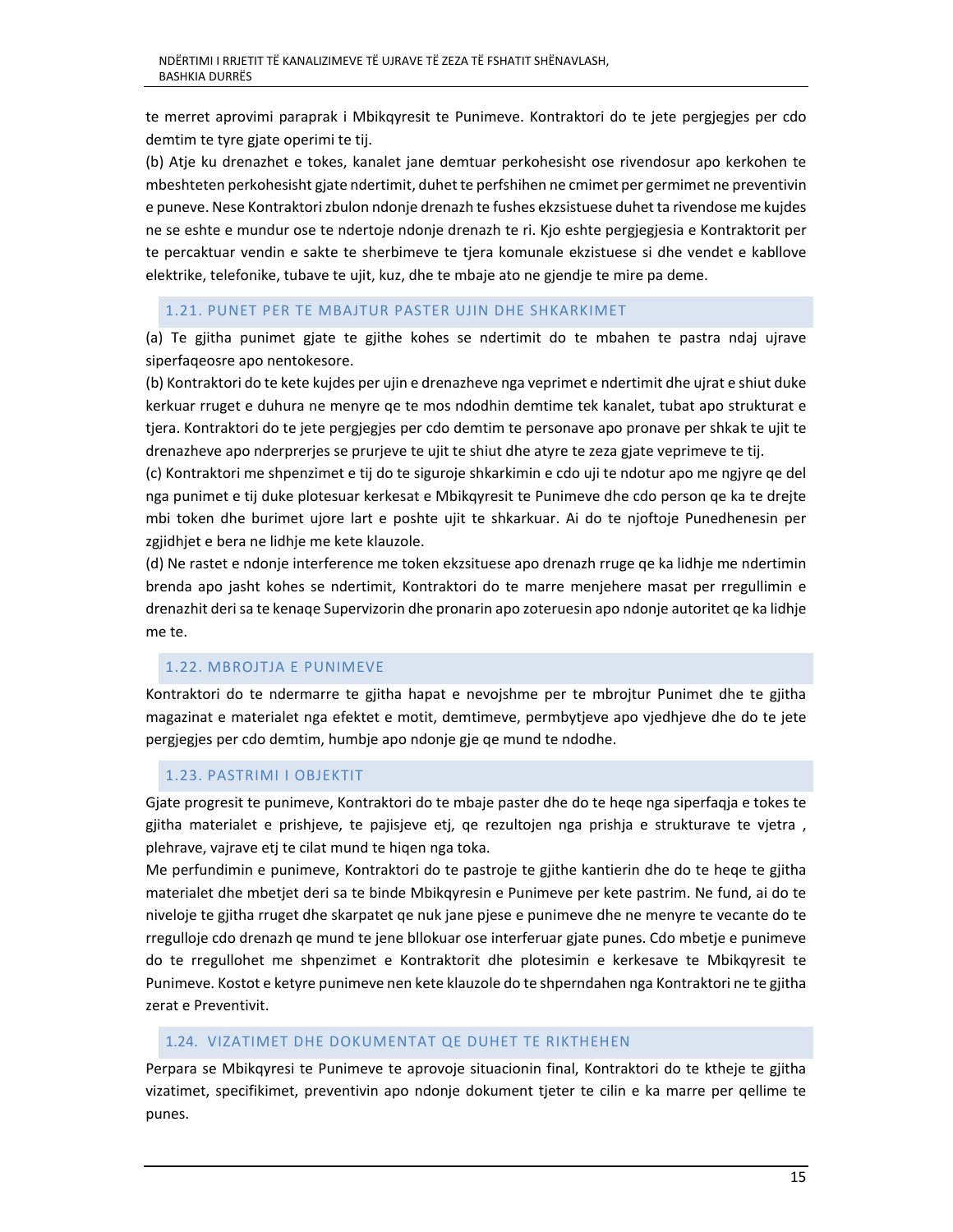te merret aprovimi paraprak i Mbikqyresit te Punimeve. Kontraktori do te jete pergjegjes per cdo demtim te tyre gjate operimi te tij.

(b) Atje ku drenazhet e tokes, kanalet jane demtuar perkohesisht ose rivendosur apo kerkohen te mbeshteten perkohesisht gjate ndertimit, duhet te perfshihen ne cmimet per germimet ne preventivin e puneve. Nese Kontraktori zbulon ndonje drenazh te fushes ekzsistuese duhet ta rivendose me kujdes ne se eshte e mundur ose te ndertoje ndonje drenazh te ri. Kjo eshte pergjegjesia e Kontraktorit per te percaktuar vendin e sakte te sherbimeve te tjera komunale ekzistuese si dhe vendet e kabllove elektrike, telefonike, tubave te ujit, kuz, dhe te mbaje ato ne gjendje te mire pa deme.

## 1.21. PUNET PER TE MBAJTUR PASTER UJIN DHE SHKARKIMET

(a) Te gjitha punimet gjate te gjithe kohes se ndertimit do te mbahen te pastra ndaj ujrave siperfaqeosre apo nentokesore.

(b) Kontraktori do te kete kujdes per ujin e drenazheve nga veprimet e ndertimit dhe ujrat e shiut duke kerkuar rruget e duhura ne menyre qe te mos ndodhin demtime tek kanalet, tubat apo strukturat e tjera. Kontraktori do te jete pergjegjes per cdo demtim te personave apo pronave per shkak te ujit te drenazheve apo nderprerjes se prurjeve te ujit te shiut dhe atyre te zeza gjate veprimeve te tij.

(c) Kontraktori me shpenzimet e tij do te siguroje shkarkimin e cdo uji te ndotur apo me ngjyre qe del nga punimet e tij duke plotesuar kerkesat e Mbikqyresit te Punimeve dhe cdo person qe ka te drejte mbi token dhe burimet ujore lart e poshte ujit te shkarkuar. Ai do te njoftoje Punedhenesin per zgjidhjet e bera ne lidhje me kete klauzole.

(d) Ne rastet e ndonje interference me token ekzsituese apo drenazh rruge qe ka lidhje me ndertimin brenda apo jasht kohes se ndertimit, Kontraktori do te marre menjehere masat per rregullimin e drenazhit deri sa te kenaqe Supervizorin dhe pronarin apo zoteruesin apo ndonje autoritet qe ka lidhje me te.

## 1.22. MBROJTJA E PUNIMEVE

Kontraktori do te ndermarre te gjitha hapat e nevojshme per te mbrojtur Punimet dhe te gjitha magazinat e materialet nga efektet e motit, demtimeve, permbytjeve apo vjedhjeve dhe do te jete pergjegjes per cdo demtim, humbje apo ndonje gje qe mund te ndodhe.

## 1.23. PASTRIMI I OBJEKTIT

Gjate progresit te punimeve, Kontraktori do te mbaje paster dhe do te heqe nga siperfaqja e tokes te gjitha materialet e prishjeve, te pajisjeve etj, qe rezultojen nga prishja e strukturave te vjetra , plehrave, vajrave etj te cilat mund te hiqen nga toka.

Me perfundimin e punimeve, Kontraktori do te pastroje te gjithe kantierin dhe do te heqe te gjitha materialet dhe mbetjet deri sa te binde Mbikqyresin e Punimeve per kete pastrim. Ne fund, ai do te niveloje te gjitha rruget dhe skarpatet qe nuk jane pjese e punimeve dhe ne menyre te vecante do te rregulloje cdo drenazh qe mund te jene bllokuar ose interferuar gjate punes. Cdo mbetje e punimeve do te rregullohet me shpenzimet e Kontraktorit dhe plotesimin e kerkesave te Mbikqyresit te Punimeve. Kostot e ketyre punimeve nen kete klauzole do te shperndahen nga Kontraktori ne te gjitha zerat e Preventivit.

## 1.24. VIZATIMET DHE DOKUMENTAT QE DUHET TE RIKTHEHEN

Perpara se Mbikqyresi te Punimeve te aprovoje situacionin final, Kontraktori do te ktheje te gjitha vizatimet, specifikimet, preventivin apo ndonje dokument tjeter te cilin e ka marre per qellime te punes.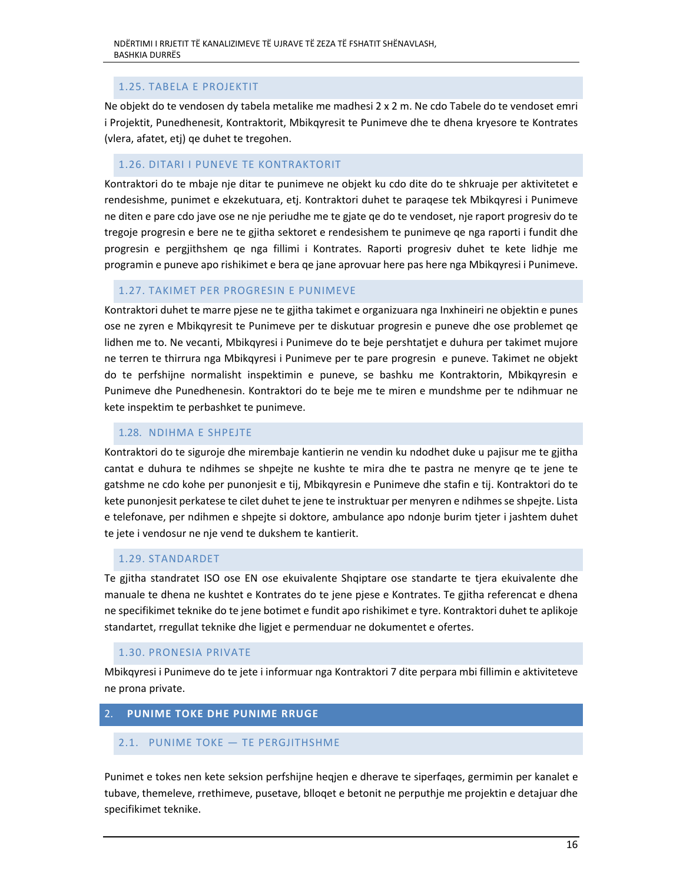### 1.25. TABELA E PROJEKTIT

Ne objekt do te vendosen dy tabela metalike me madhesi 2 x 2 m. Ne cdo Tabele do te vendoset emri i Projektit, Punedhenesit, Kontraktorit, Mbikqyresit te Punimeve dhe te dhena kryesore te Kontrates (vlera, afatet, etj) qe duhet te tregohen.

### 1.26. DITARI I PUNEVE TE KONTRAKTORIT

Kontraktori do te mbaje nje ditar te punimeve ne objekt ku cdo dite do te shkruaje per aktivitetet e rendesishme, punimet e ekzekutuara, etj. Kontraktori duhet te paraqese tek Mbikqyresi i Punimeve ne diten e pare cdo jave ose ne nje periudhe me te gjate qe do te vendoset, nje raport progresiv do te tregoje progresin e bere ne te gjitha sektoret e rendesishem te punimeve qe nga raporti i fundit dhe progresin e pergjithshem qe nga fillimi i Kontrates. Raporti progresiv duhet te kete lidhje me programin e puneve apo rishikimet e bera qe jane aprovuar here pas here nga Mbikqyresi i Punimeve.

### 1.27. TAKIMET PER PROGRESIN E PUNIMEVE

Kontraktori duhet te marre pjese ne te gjitha takimet e organizuara nga Inxhineiri ne objektin e punes ose ne zyren e Mbikqyresit te Punimeve per te diskutuar progresin e puneve dhe ose problemet qe lidhen me to. Ne vecanti, Mbikqyresi i Punimeve do te beje pershtatjet e duhura per takimet mujore ne terren te thirrura nga Mbikqyresi i Punimeve per te pare progresin e puneve. Takimet ne objekt do te perfshijne normalisht inspektimin e puneve, se bashku me Kontraktorin, Mbikqyresin e Punimeve dhe Punedhenesin. Kontraktori do te beje me te miren e mundshme per te ndihmuar ne kete inspektim te perbashket te punimeve.

### 1.28. NDIHMA E SHPEJTE

Kontraktori do te siguroje dhe mirembaje kantierin ne vendin ku ndodhet duke u pajisur me te gjitha cantat e duhura te ndihmes se shpejte ne kushte te mira dhe te pastra ne menyre qe te jene te gatshme ne cdo kohe per punonjesit e tij, Mbikqyresin e Punimeve dhe stafin e tij. Kontraktori do te kete punonjesit perkatese te cilet duhet te jene te instruktuar per menyren e ndihmes se shpejte. Lista e telefonave, per ndihmen e shpejte si doktore, ambulance apo ndonje burim tjeter i jashtem duhet te jete i vendosur ne nje vend te dukshem te kantierit.

### 1.29. STANDARDET

Te gjitha standratet ISO ose EN ose ekuivalente Shqiptare ose standarte te tjera ekuivalente dhe manuale te dhena ne kushtet e Kontrates do te jene pjese e Kontrates. Te gjitha referencat e dhena ne specifikimet teknike do te jene botimet e fundit apo rishikimet e tyre. Kontraktori duhet te aplikoje standartet, rregullat teknike dhe ligjet e permenduar ne dokumentet e ofertes.

### 1.30. PRONESIA PRIVATE

Mbikqyresi i Punimeve do te jete i informuar nga Kontraktori 7 dite perpara mbi fillimin e aktiviteteve ne prona private.

## 2. PUNIME TOKE DHE PUNIME RRUGE

### 2.1. PUNIME TOKE — TE PERGJITHSHME

Punimet e tokes nen kete seksion perfshijne heqjen e dherave te siperfaqes, germimin per kanalet e tubave, themeleve, rrethimeve, pusetave, blloqet e betonit ne perputhje me projektin e detajuar dhe specifikimet teknike.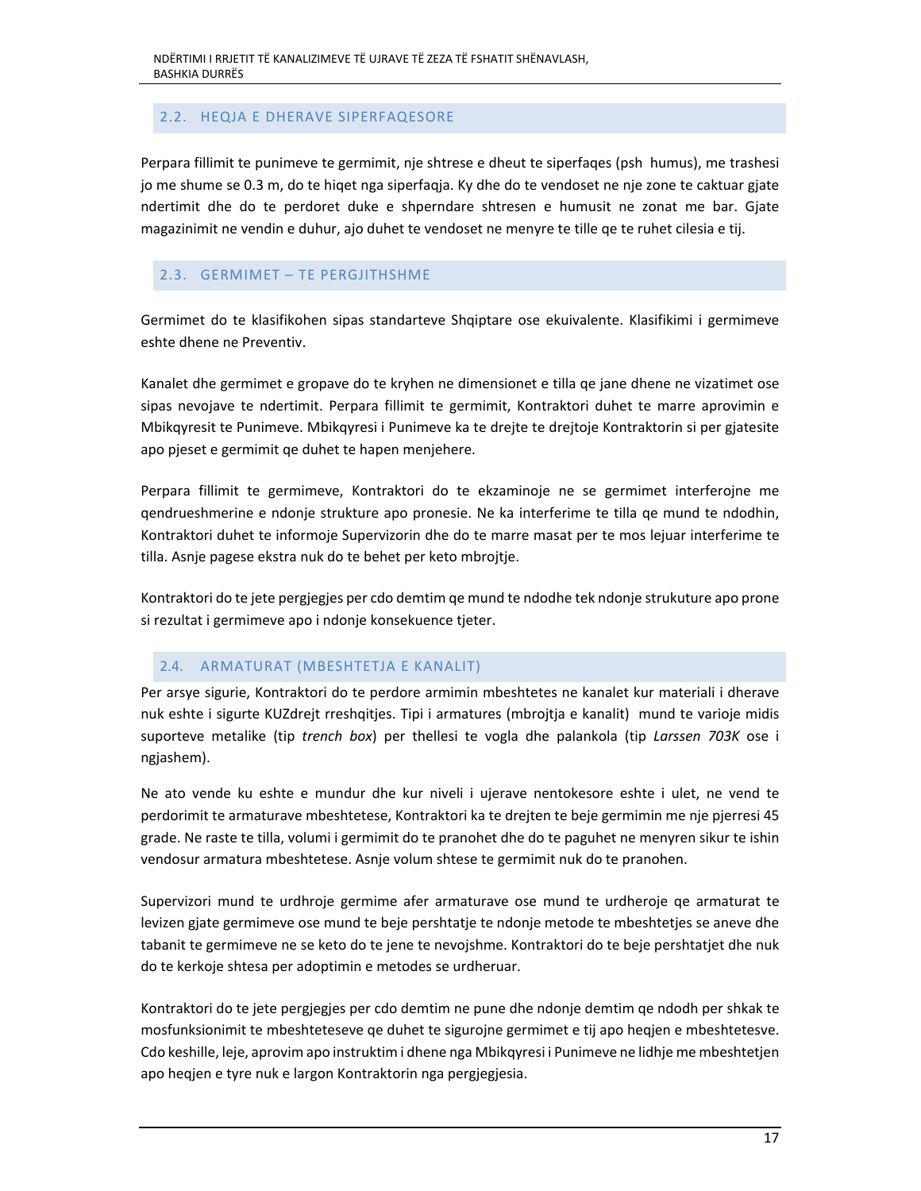## 2.2. HEQJA E DHERAVE SIPERFAQESORE

Perpara fillimit te punimeve te germimit, nje shtrese e dheut te siperfaqes (psh humus), me trashesi jo me shume se 0.3 m, do te hiqet nga siperfaqja. Ky dhe do te vendoset ne nje zone te caktuar gjate ndertimit dhe do te perdoret duke e shperndare shtresen e humusit ne zonat me bar. Gjate magazinimit ne vendin e duhur, ajo duhet te vendoset ne menyre te tille qe te ruhet cilesia e tij.

## 2.3. GERMIMET – TE PERGJITHSHME

Germimet do te klasifikohen sipas standarteve Shqiptare ose ekuivalente. Klasifikimi i germimeve eshte dhene ne Preventiv.

Kanalet dhe germimet e gropave do te kryhen ne dimensionet e tilla qe jane dhene ne vizatimet ose sipas nevojave te ndertimit. Perpara fillimit te germimit, Kontraktori duhet te marre aprovimin e Mbikqyresit te Punimeve. Mbikqyresi i Punimeve ka te drejte te drejtoje Kontraktorin si per gjatesite apo pjeset e germimit qe duhet te hapen menjehere.

Perpara fillimit te germimeve, Kontraktori do te ekzaminoje ne se germimet interferojne me qendrueshmerine e ndonje strukture apo pronesie. Ne ka interferime te tilla qe mund te ndodhin, Kontraktori duhet te informoje Supervizorin dhe do te marre masat per te mos lejuar interferime te tilla. Asnje pagese ekstra nuk do te behet per keto mbrojtje.

Kontraktori do te jete pergjegjes per cdo demtim qe mund te ndodhe tek ndonje strukuture apo prone si rezultat i germimeve apo i ndonje konsekuence tjeter.

## 2.4. ARMATURAT (MBESHTETJA E KANALIT)

Per arsye sigurie, Kontraktori do te perdore armimin mbeshtetes ne kanalet kur materiali i dherave nuk eshte i sigurte KUZdrejt rreshqitjes. Tipi i armatures (mbrojtja e kanalit) mund te varioje midis suporteve metalike (tip *trench box*) per thellesi te vogla dhe palankola (tip *Larssen 703K* ose i ngjashem).

Ne ato vende ku eshte e mundur dhe kur niveli i ujerave nentokesore eshte i ulet, ne vend te perdorimit te armaturave mbeshtetese, Kontraktori ka te drejten te beje germimin me nje pjerresi 45 grade. Ne raste te tilla, volumi i germimit do te pranohet dhe do te paguhet ne menyren sikur te ishin vendosur armatura mbeshtetese. Asnje volum shtese te germimit nuk do te pranohen.

Supervizori mund te urdhroje germime afer armaturave ose mund te urdheroje qe armaturat te levizen gjate germimeve ose mund te beje pershtatje te ndonje metode te mbeshtetjes se aneve dhe tabanit te germimeve ne se keto do te jene te nevojshme. Kontraktori do te beje pershtatjet dhe nuk do te kerkoje shtesa per adoptimin e metodes se urdheruar.

Kontraktori do te jete pergjegjes per cdo demtim ne pune dhe ndonje demtim qe ndodh per shkak te mosfunksionimit te mbeshteteseve qe duhet te sigurojne germimet e tij apo heqjen e mbeshtetesve. Cdo keshille, leje, aprovim apo instruktim i dhene nga Mbikqyresi i Punimeve ne lidhje me mbeshtetjen apo heqjen e tyre nuk e largon Kontraktorin nga pergjegjesia.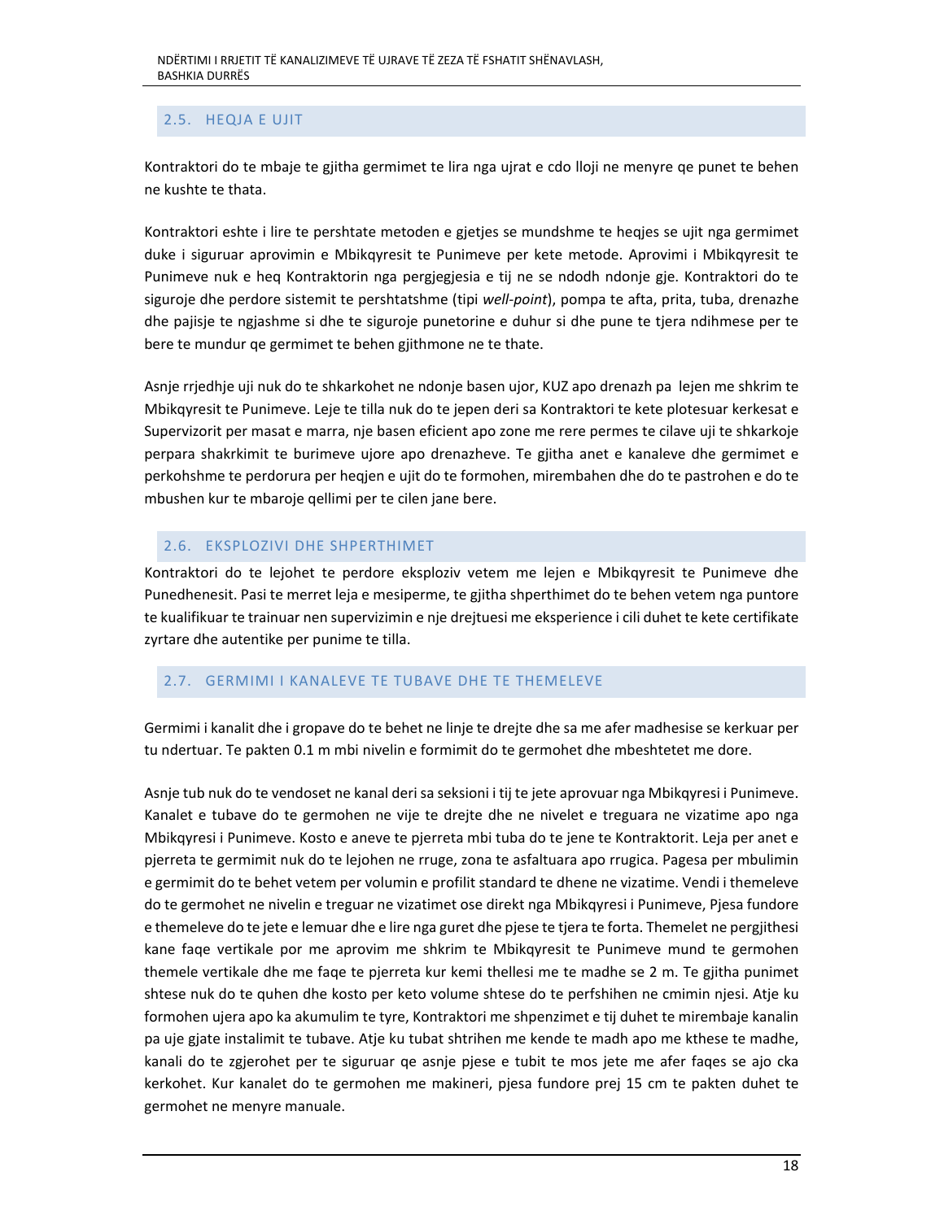## 2.5. HEQJA E UJIT

Kontraktori do te mbaje te gjitha germimet te lira nga ujrat e cdo lloji ne menyre qe punet te behen ne kushte te thata.

Kontraktori eshte i lire te pershtate metoden e gjetjes se mundshme te heqjes se ujit nga germimet duke i siguruar aprovimin e Mbikqyresit te Punimeve per kete metode. Aprovimi i Mbikqyresit te Punimeve nuk e heq Kontraktorin nga pergjegjesia e tij ne se ndodh ndonje gje. Kontraktori do te siguroje dhe perdore sistemit te pershtatshme (tipi *well-point*), pompa te afta, prita, tuba, drenazhe dhe pajisje te ngjashme si dhe te siguroje punetorine e duhur si dhe pune te tjera ndihmese per te bere te mundur qe germimet te behen gjithmone ne te thate.

Asnje rrjedhje uji nuk do te shkarkohet ne ndonje basen ujor, KUZ apo drenazh pa lejen me shkrim te Mbikqyresit te Punimeve. Leje te tilla nuk do te jepen deri sa Kontraktori te kete plotesuar kerkesat e Supervizorit per masat e marra, nje basen eficient apo zone me rere permes te cilave uji te shkarkoje perpara shakrkimit te burimeve ujore apo drenazheve. Te gjitha anet e kanaleve dhe germimet e perkohshme te perdorura per heqjen e ujit do te formohen, mirembahen dhe do te pastrohen e do te mbushen kur te mbaroje qellimi per te cilen jane bere.

## 2.6. EKSPLOZIVI DHE SHPERTHIMET

Kontraktori do te lejohet te perdore eksploziv vetem me lejen e Mbikqyresit te Punimeve dhe Punedhenesit. Pasi te merret leja e mesiperme, te gjitha shperthimet do te behen vetem nga puntore te kualifikuar te trainuar nen supervizimin e nje drejtuesi me eksperience i cili duhet te kete certifikate zyrtare dhe autentike per punime te tilla.

## 2.7. GERMIMI I KANALEVE TE TUBAVE DHE TE THEMELEVE

Germimi i kanalit dhe i gropave do te behet ne linje te drejte dhe sa me afer madhesise se kerkuar per tu ndertuar. Te pakten 0.1 m mbi nivelin e formimit do te germohet dhe mbeshtetet me dore.

Asnje tub nuk do te vendoset ne kanal deri sa seksioni i tij te jete aprovuar nga Mbikqyresi i Punimeve. Kanalet e tubave do te germohen ne vije te drejte dhe ne nivelet e treguara ne vizatime apo nga Mbikqyresi i Punimeve. Kosto e aneve te pjerreta mbi tuba do te jene te Kontraktorit. Leja per anet e pjerreta te germimit nuk do te lejohen ne rruge, zona te asfaltuara apo rrugica. Pagesa per mbulimin e germimit do te behet vetem per volumin e profilit standard te dhene ne vizatime. Vendi i themeleve do te germohet ne nivelin e treguar ne vizatimet ose direkt nga Mbikqyresi i Punimeve, Pjesa fundore e themeleve do te jete e lemuar dhe e lire nga guret dhe pjese te tjera te forta. Themelet ne pergjithesi kane faqe vertikale por me aprovim me shkrim te Mbikqyresit te Punimeve mund te germohen themele vertikale dhe me faqe te pjerreta kur kemi thellesi me te madhe se 2 m. Te gjitha punimet shtese nuk do te quhen dhe kosto per keto volume shtese do te perfshihen ne cmimin njesi. Atje ku formohen ujera apo ka akumulim te tyre, Kontraktori me shpenzimet e tij duhet te mirembaje kanalin pa uje gjate instalimit te tubave. Atje ku tubat shtrihen me kende te madh apo me kthese te madhe, kanali do te zgjerohet per te siguruar qe asnje pjese e tubit te mos jete me afer faqes se ajo cka kerkohet. Kur kanalet do te germohen me makineri, pjesa fundore prej 15 cm te pakten duhet te germohet ne menyre manuale.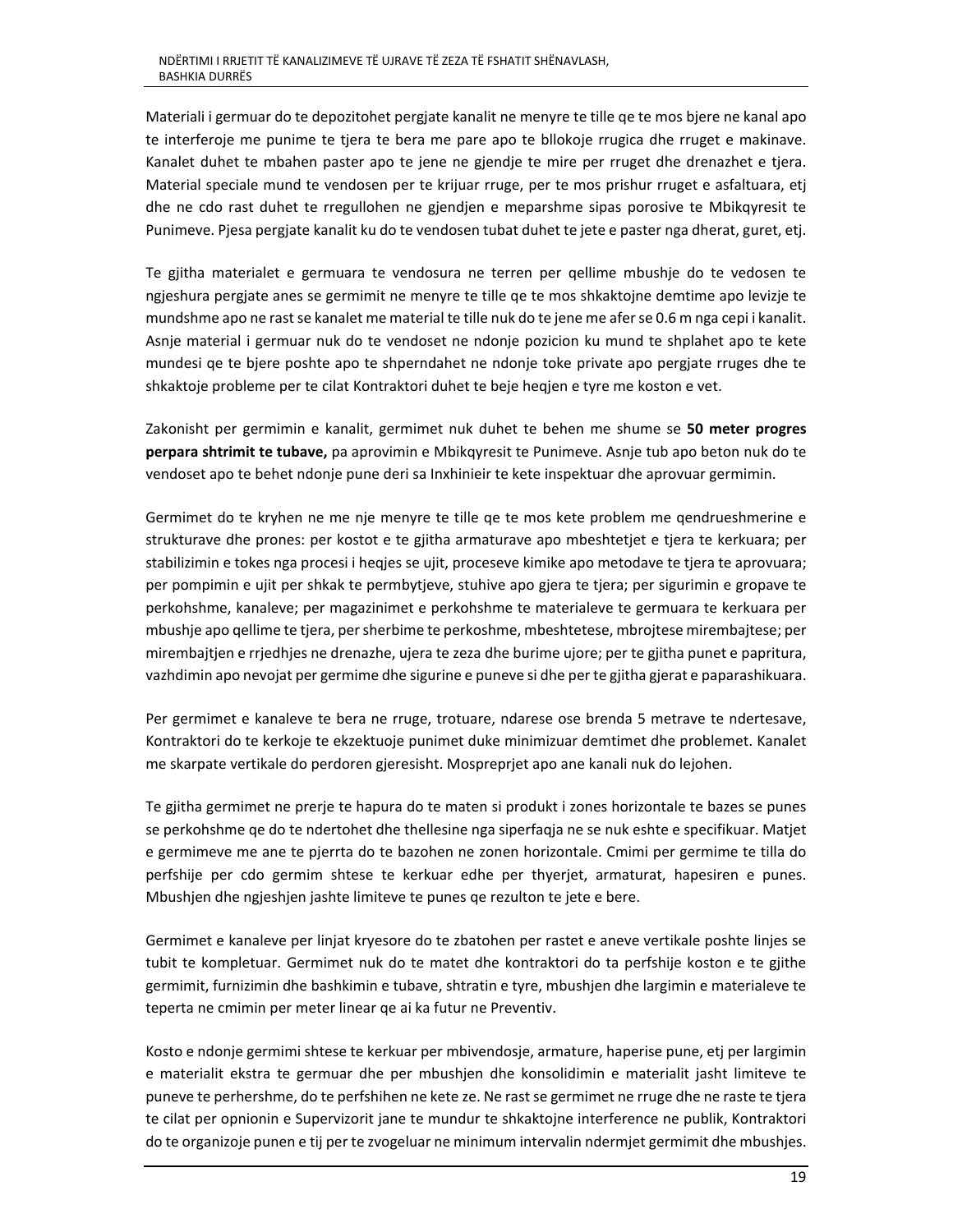Materiali i germuar do te depozitohet pergjate kanalit ne menyre te tille qe te mos bjere ne kanal apo te interferoje me punime te tjera te bera me pare apo te bllokoje rrugica dhe rruget e makinave. Kanalet duhet te mbahen paster apo te jene ne gjendje te mire per rruget dhe drenazhet e tjera. Material speciale mund te vendosen per te krijuar rruge, per te mos prishur rruget e asfaltuara, etj dhe ne cdo rast duhet te rregullohen ne gjendjen e meparshme sipas porosive te Mbikqyresit te Punimeve. Pjesa pergjate kanalit ku do te vendosen tubat duhet te jete e paster nga dherat, guret, etj.

Te gjitha materialet e germuara te vendosura ne terren per qellime mbushje do te vedosen te ngjeshura pergjate anes se germimit ne menyre te tille qe te mos shkaktojne demtime apo levizje te mundshme apo ne rast se kanalet me material te tille nuk do te jene me afer se 0.6 m nga cepi i kanalit. Asnje material i germuar nuk do te vendoset ne ndonje pozicion ku mund te shplahet apo te kete mundesi qe te bjere poshte apo te shperndahet ne ndonje toke private apo pergjate rruges dhe te shkaktoje probleme per te cilat Kontraktori duhet te beje heqjen e tyre me koston e vet.

Zakonisht per germimin e kanalit, germimet nuk duhet te behen me shume se **50 meter progres perpara shtrimit te tubave,** pa aprovimin e Mbikqyresit te Punimeve. Asnje tub apo beton nuk do te vendoset apo te behet ndonje pune deri sa Inxhinieir te kete inspektuar dhe aprovuar germimin.

Germimet do te kryhen ne me nje menyre te tille qe te mos kete problem me qendrueshmerine e strukturave dhe prones: per kostot e te gjitha armaturave apo mbeshtetjet e tjera te kerkuara; per stabilizimin e tokes nga procesi i heqjes se ujit, proceseve kimike apo metodave te tjera te aprovuara; per pompimin e ujit per shkak te permbytjeve, stuhive apo gjera te tjera; per sigurimin e gropave te perkohshme, kanaleve; per magazinimet e perkohshme te materialeve te germuara te kerkuara per mbushje apo qellime te tjera, per sherbime te perkoshme, mbeshtetese, mbrojtese mirembajtese; per mirembajtjen e rrjedhjes ne drenazhe, ujera te zeza dhe burime ujore; per te gjitha punet e papritura, vazhdimin apo nevojat per germime dhe sigurine e puneve si dhe per te gjitha gjerat e paparashikuara.

Per germimet e kanaleve te bera ne rruge, trotuare, ndarese ose brenda 5 metrave te ndertesave, Kontraktori do te kerkoje te ekzektuoje punimet duke minimizuar demtimet dhe problemet. Kanalet me skarpate vertikale do perdoren gjeresisht. Mospreprjet apo ane kanali nuk do lejohen.

Te gjitha germimet ne prerje te hapura do te maten si produkt i zones horizontale te bazes se punes se perkohshme qe do te ndertohet dhe thellesine nga siperfaqja ne se nuk eshte e specifikuar. Matjet e germimeve me ane te pjerrta do te bazohen ne zonen horizontale. Cmimi per germime te tilla do perfshije per cdo germim shtese te kerkuar edhe per thyerjet, armaturat, hapesiren e punes. Mbushjen dhe ngjeshjen jashte limiteve te punes qe rezulton te jete e bere.

Germimet e kanaleve per linjat kryesore do te zbatohen per rastet e aneve vertikale poshte linjes se tubit te kompletuar. Germimet nuk do te matet dhe kontraktori do ta perfshije koston e te gjithe germimit, furnizimin dhe bashkimin e tubave, shtratin e tyre, mbushjen dhe largimin e materialeve te teperta ne cmimin per meter linear qe ai ka futur ne Preventiv.

Kosto e ndonje germimi shtese te kerkuar per mbivendosje, armature, haperise pune, etj per largimin e materialit ekstra te germuar dhe per mbushjen dhe konsolidimin e materialit jasht limiteve te puneve te perhershme, do te perfshihen ne kete ze. Ne rast se germimet ne rruge dhe ne raste te tjera te cilat per opnionin e Supervizorit jane te mundur te shkaktojne interference ne publik, Kontraktori do te organizoje punen e tij per te zvogeluar ne minimum intervalin ndermjet germimit dhe mbushjes.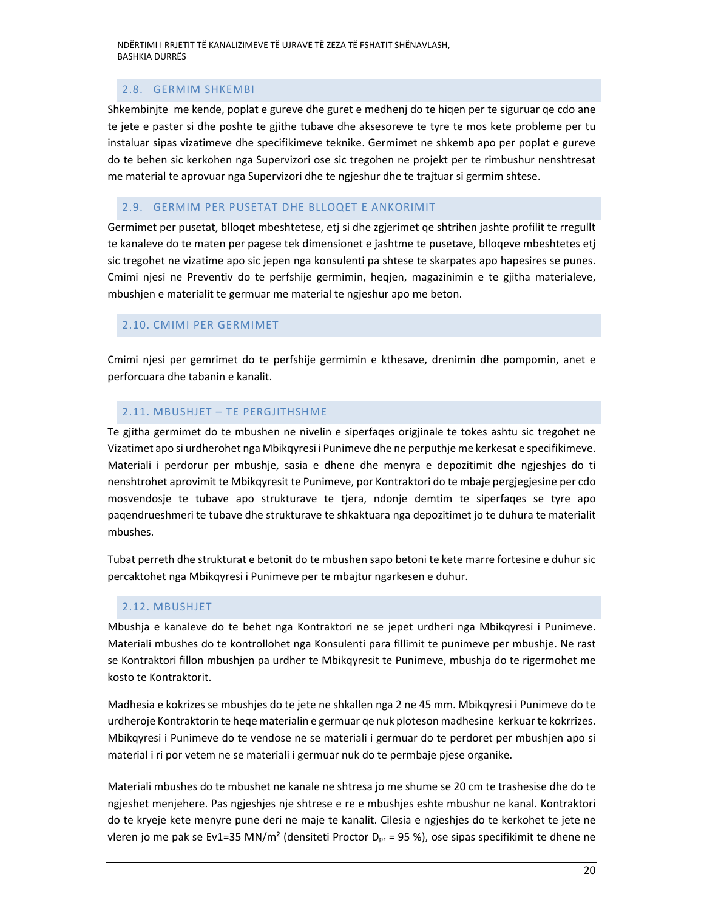## 2.8. GERMIM SHKEMBI

Shkembinjte me kende, poplat e gureve dhe guret e medhenj do te hiqen per te siguruar qe cdo ane te jete e paster si dhe poshte te gjithe tubave dhe aksesoreve te tyre te mos kete probleme per tu instaluar sipas vizatimeve dhe specifikimeve teknike. Germimet ne shkemb apo per poplat e gureve do te behen sic kerkohen nga Supervizori ose sic tregohen ne projekt per te rimbushur nenshtresat me material te aprovuar nga Supervizori dhe te ngjeshur dhe te trajtuar si germim shtese.

## 2.9. GERMIM PER PUSETAT DHE BLLOQET E ANKORIMIT

Germimet per pusetat, blloqet mbeshtetese, etj si dhe zgjerimet qe shtrihen jashte profilit te rregullt te kanaleve do te maten per pagese tek dimensionet e jashtme te pusetave, blloqeve mbeshtetes etj sic tregohet ne vizatime apo sic jepen nga konsulenti pa shtese te skarpates apo hapesires se punes. Cmimi njesi ne Preventiv do te perfshije germimin, heqjen, magazinimin e te gjitha materialeve, mbushjen e materialit te germuar me material te ngjeshur apo me beton.

## 2.10. CMIMI PER GERMIMET

Cmimi njesi per gemrimet do te perfshije germimin e kthesave, drenimin dhe pompomin, anet e perforcuara dhe tabanin e kanalit.

## 2.11. MBUSHJET – TE PERGJITHSHME

Te gjitha germimet do te mbushen ne nivelin e siperfaqes origjinale te tokes ashtu sic tregohet ne Vizatimet apo si urdherohet nga Mbikqyresi i Punimeve dhe ne perputhje me kerkesat e specifikimeve. Materiali i perdorur per mbushje, sasia e dhene dhe menyra e depozitimit dhe ngjeshjes do ti nenshtrohet aprovimit te Mbikqyresit te Punimeve, por Kontraktori do te mbaje pergjegjesine per cdo mosvendosje te tubave apo strukturave te tjera, ndonje demtim te siperfaqes se tyre apo paqendrueshmeri te tubave dhe strukturave te shkaktuara nga depozitimet jo te duhura te materialit mbushes.

Tubat perreth dhe strukturat e betonit do te mbushen sapo betoni te kete marre fortesine e duhur sic percaktohet nga Mbikqyresi i Punimeve per te mbajtur ngarkesen e duhur.

## 2.12. MBUSHJET

Mbushja e kanaleve do te behet nga Kontraktori ne se jepet urdheri nga Mbikqyresi i Punimeve. Materiali mbushes do te kontrollohet nga Konsulenti para fillimit te punimeve per mbushje. Ne rast se Kontraktori fillon mbushjen pa urdher te Mbikqyresit te Punimeve, mbushja do te rigermohet me kosto te Kontraktorit.

Madhesia e kokrizes se mbushjes do te jete ne shkallen nga 2 ne 45 mm. Mbikqyresi i Punimeve do te urdheroje Kontraktorin te heqe materialin e germuar qe nuk ploteson madhesine kerkuar te kokrrizes. Mbikqyresi i Punimeve do te vendose ne se materiali i germuar do te perdoret per mbushjen apo si material i ri por vetem ne se materiali i germuar nuk do te permbaje pjese organike.

Materiali mbushes do te mbushet ne kanale ne shtresa jo me shume se 20 cm te trashesise dhe do te ngjeshet menjehere. Pas ngjeshjes nje shtrese e re e mbushjes eshte mbushur ne kanal. Kontraktori do te kryeje kete menyre pune deri ne maje te kanalit. Cilesia e ngjeshjes do te kerkohet te jete ne vleren jo me pak se $E_{v1}$=35 MN/m² (densiteti Proctor $D_{pr}$ = 95 %), ose sipas specifikimit te dhene ne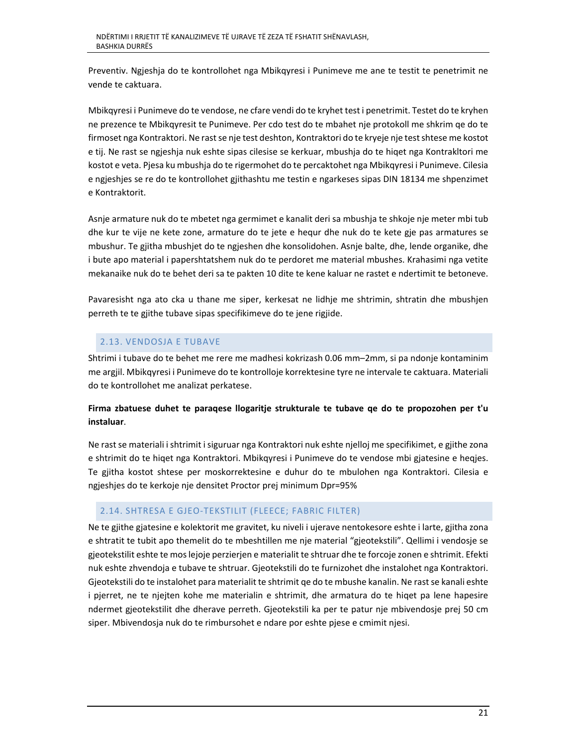Preventiv. Ngjeshja do te kontrollohet nga Mbikqyresi i Punimeve me ane te testit te penetrimit ne vende te caktuara.

Mbikqyresi i Punimeve do te vendose, ne cfare vendi do te kryhet test i penetrimit. Testet do te kryhen ne prezence te Mbikqyresit te Punimeve. Per cdo test do te mbahet nje protokoll me shkrim qe do te firmoset nga Kontraktori. Ne rast se nje test deshton, Kontraktori do te kryeje nje test shtese me kostot e tij. Ne rast se ngjeshja nuk eshte sipas cilesise se kerkuar, mbushja do te hiqet nga Kontrakltori me kostot e veta. Pjesa ku mbushja do te rigermohet do te percaktohet nga Mbikqyresi i Punimeve. Cilesia e ngjeshjes se re do te kontrollohet gjithashtu me testin e ngarkeses sipas DIN 18134 me shpenzimet e Kontraktorit.

Asnje armature nuk do te mbetet nga germimet e kanalit deri sa mbushja te shkoje nje meter mbi tub dhe kur te vije ne kete zone, armature do te jete e hequr dhe nuk do te kete gje pas armatures se mbushur. Te gjitha mbushjet do te ngjeshen dhe konsolidohen. Asnje balte, dhe, lende organike, dhe i bute apo material i papershtatshem nuk do te perdoret me material mbushes. Krahasimi nga vetite mekanaike nuk do te behet deri sa te pakten 10 dite te kene kaluar ne rastet e ndertimit te betoneve.

Pavaresisht nga ato cka u thane me siper, kerkesat ne lidhje me shtrimin, shtratin dhe mbushjen perreth te te gjithe tubave sipas specifikimeve do te jene rigjide.

## 2.13. VENDOSJA E TUBAVE

Shtrimi i tubave do te behet me rere me madhesi kokrizash 0.06 mm–2mm, si pa ndonje kontaminim me argjil. Mbikqyresi i Punimeve do te kontrolloje korrektesine tyre ne intervale te caktuara. Materiali do te kontrollohet me analizat perkatese.

**Firma zbatuese duhet te paraqese llogaritje strukturale te tubave qe do te propozohen per t'u instaluar**.

Ne rast se materiali i shtrimit i siguruar nga Kontraktori nuk eshte njelloj me specifikimet, e gjithe zona e shtrimit do te hiqet nga Kontraktori. Mbikqyresi i Punimeve do te vendose mbi gjatesine e heqjes. Te gjitha kostot shtese per moskorrektesine e duhur do te mbulohen nga Kontraktori. Cilesia e ngjeshjes do te kerkoje nje densitet Proctor prej minimum Dpr=95%

## 2.14. SHTRESA E GJEO-TEKSTILIT (FLEECE; FABRIC FILTER)

Ne te gjithe gjatesine e kolektorit me gravitet, ku niveli i ujerave nentokesore eshte i larte, gjitha zona e shtratit te tubit apo themelit do te mbeshtillen me nje material "gjeotekstili". Qellimi i vendosje se gjeotekstilit eshte te mos lejoje perzierjen e materialit te shtruar dhe te forcoje zonen e shtrimit. Efekti nuk eshte zhvendoja e tubave te shtruar. Gjeotekstili do te furnizohet dhe instalohet nga Kontraktori. Gjeotekstili do te instalohet para materialit te shtrimit qe do te mbushe kanalin. Ne rast se kanali eshte i pjerret, ne te njejten kohe me materialin e shtrimit, dhe armatura do te hiqet pa lene hapesire ndermet gjeotekstilit dhe dherave perreth. Gjeotekstili ka per te patur nje mbivendosje prej 50 cm siper. Mbivendosja nuk do te rimbursohet e ndare por eshte pjese e cmimit njesi.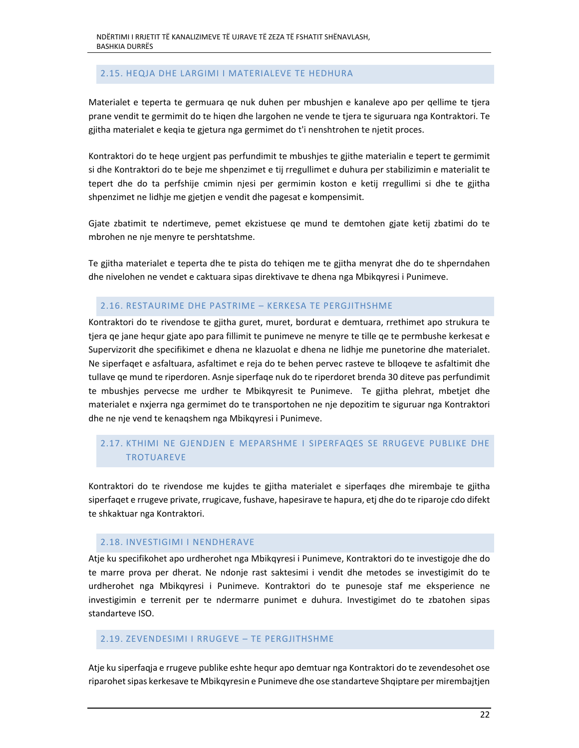## 2.15. HEQJA DHE LARGIMI I MATERIALEVE TE HEDHURA

Materialet e teperta te germuara qe nuk duhen per mbushjen e kanaleve apo per qellime te tjera prane vendit te germimit do te hiqen dhe largohen ne vende te tjera te siguruara nga Kontraktori. Te gjitha materialet e keqia te gjetura nga germimet do t'i nenshtrohen te njetit proces.

Kontraktori do te heqe urgjent pas perfundimit te mbushjes te gjithe materialin e tepert te germimit si dhe Kontraktori do te beje me shpenzimet e tij rregullimet e duhura per stabilizimin e materialit te tepert dhe do ta perfshije cmimin njesi per germimin koston e ketij rregullimi si dhe te gjitha shpenzimet ne lidhje me gjetjen e vendit dhe pagesat e kompensimit.

Gjate zbatimit te ndertimeve, pemet ekzistuese qe mund te demtohen gjate ketij zbatimi do te mbrohen ne nje menyre te pershtatshme.

Te gjitha materialet e teperta dhe te pista do tehiqen me te gjitha menyrat dhe do te shperndahen dhe nivelohen ne vendet e caktuara sipas direktivave te dhena nga Mbikqyresi i Punimeve.

## 2.16. RESTAURIME DHE PASTRIME – KERKESA TE PERGJITHSHME

Kontraktori do te rivendose te gjitha guret, muret, bordurat e demtuara, rrethimet apo strukura te tjera qe jane hequr gjate apo para fillimit te punimeve ne menyre te tille qe te permbushe kerkesat e Supervizorit dhe specifikimet e dhena ne klazuolat e dhena ne lidhje me punetorine dhe materialet. Ne siperfaqet e asfaltuara, asfaltimet e reja do te behen pervec rasteve te blloqeve te asfaltimit dhe tullave qe mund te riperdoren. Asnje siperfaqe nuk do te riperdoret brenda 30 diteve pas perfundimit te mbushjes pervecse me urdher te Mbikqyresit te Punimeve. Te gjitha plehrat, mbetjet dhe materialet e nxjerra nga germimet do te transportohen ne nje depozitim te siguruar nga Kontraktori dhe ne nje vend te kenaqshem nga Mbikqyresi i Punimeve.

## 2.17. KTHIMI NE GJENDJEN E MEPARSHME I SIPERFAQES SE RRUGEVE PUBLIKE DHE TROTUAREVE

Kontraktori do te rivendose me kujdes te gjitha materialet e siperfaqes dhe mirembaje te gjitha siperfaqet e rrugeve private, rrugicave, fushave, hapesirave te hapura, etj dhe do te riparoje cdo difekt te shkaktuar nga Kontraktori.

## 2.18. INVESTIGIMI I NENDHERAVE

Atje ku specifikohet apo urdherohet nga Mbikqyresi i Punimeve, Kontraktori do te investigoje dhe do te marre prova per dherat. Ne ndonje rast saktesimi i vendit dhe metodes se investigimit do te urdherohet nga Mbikqyresi i Punimeve. Kontraktori do te punesoje staf me eksperience ne investigimin e terrenit per te ndermarre punimet e duhura. Investigimet do te zbatohen sipas standarteve ISO.

## 2.19. ZEVENDESIMI I RRUGEVE – TE PERGJITHSHME

Atje ku siperfaqja e rrugeve publike eshte hequr apo demtuar nga Kontraktori do te zevendesohet ose riparohet sipas kerkesave te Mbikqyresin e Punimeve dhe ose standarteve Shqiptare per mirembajtjen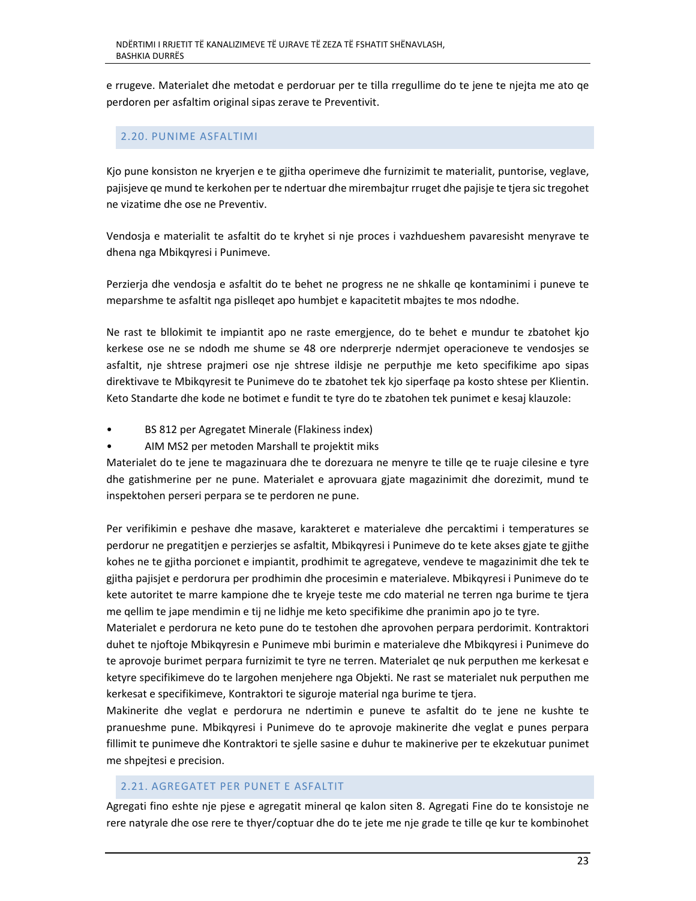e rrugeve. Materialet dhe metodat e perdoruar per te tilla rregullime do te jene te njejta me ato qe perdoren per asfaltim original sipas zerave te Preventivit.

## 2.20. PUNIME ASFALTIMI

Kjo pune konsiston ne kryerjen e te gjitha operimeve dhe furnizimit te materialit, puntorise, veglave, pajisjeve qe mund te kerkohen per te ndertuar dhe mirembajtur rruget dhe pajisje te tjera sic tregohet ne vizatime dhe ose ne Preventiv.

Vendosja e materialit te asfaltit do te kryhet si nje proces i vazhdueshem pavaresisht menyrave te dhena nga Mbikqyresi i Punimeve.

Perzierja dhe vendosja e asfaltit do te behet ne progress ne ne shkalle qe kontaminimi i puneve te meparshme te asfaltit nga pislleqet apo humbjet e kapacitetit mbajtes te mos ndodhe.

Ne rast te bllokimit te impiantit apo ne raste emergjence, do te behet e mundur te zbatohet kjo kerkese ose ne se ndodh me shume se 48 ore nderprerje ndermjet operacioneve te vendosjes se asfaltit, nje shtrese prajmeri ose nje shtrese ildisje ne perputhje me keto specifikime apo sipas direktivave te Mbikqyresit te Punimeve do te zbatohet tek kjo siperfaqe pa kosto shtese per Klientin. Keto Standarte dhe kode ne botimet e fundit te tyre do te zbatohen tek punimet e kesaj klauzole:

- BS 812 per Agregatet Minerale (Flakiness index)
- AIM MS2 per metoden Marshall te projektit miks

Materialet do te jene te magazinuara dhe te dorezuara ne menyre te tille qe te ruaje cilesine e tyre dhe gatishmerine per ne pune. Materialet e aprovuara gjate magazinimit dhe dorezimit, mund te inspektohen perseri perpara se te perdoren ne pune.

Per verifikimin e peshave dhe masave, karakteret e materialeve dhe percaktimi i temperatures se perdorur ne pregatitjen e perzierjes se asfaltit, Mbikqyresi i Punimeve do te kete akses gjate te gjithe kohes ne te gjitha porcionet e impiantit, prodhimit te agregateve, vendeve te magazinimit dhe tek te gjitha pajisjet e perdorura per prodhimin dhe procesimin e materialeve. Mbikqyresi i Punimeve do te kete autoritet te marre kampione dhe te kryeje teste me cdo material ne terren nga burime te tjera me qellim te jape mendimin e tij ne lidhje me keto specifikime dhe pranimin apo jo te tyre.

Materialet e perdorura ne keto pune do te testohen dhe aprovohen perpara perdorimit. Kontraktori duhet te njoftoje Mbikqyresin e Punimeve mbi burimin e materialeve dhe Mbikqyresi i Punimeve do te aprovoje burimet perpara furnizimit te tyre ne terren. Materialet qe nuk perputhen me kerkesat e ketyre specifikimeve do te largohen menjehere nga Objekti. Ne rast se materialet nuk perputhen me kerkesat e specifikimeve, Kontraktori te siguroje material nga burime te tjera.

Makinerite dhe veglat e perdorura ne ndertimin e puneve te asfaltit do te jene ne kushte te pranueshme pune. Mbikqyresi i Punimeve do te aprovoje makinerite dhe veglat e punes perpara fillimit te punimeve dhe Kontraktori te sjelle sasine e duhur te makinerive per te ekzekutuar punimet me shpejtesi e precision.

## 2.21. AGREGATET PER PUNET E ASFALTIT

Agregati fino eshte nje pjese e agregatit mineral qe kalon siten 8. Agregati Fine do te konsistoje ne rere natyrale dhe ose rere te thyer/coptuar dhe do te jete me nje grade te tille qe kur te kombinohet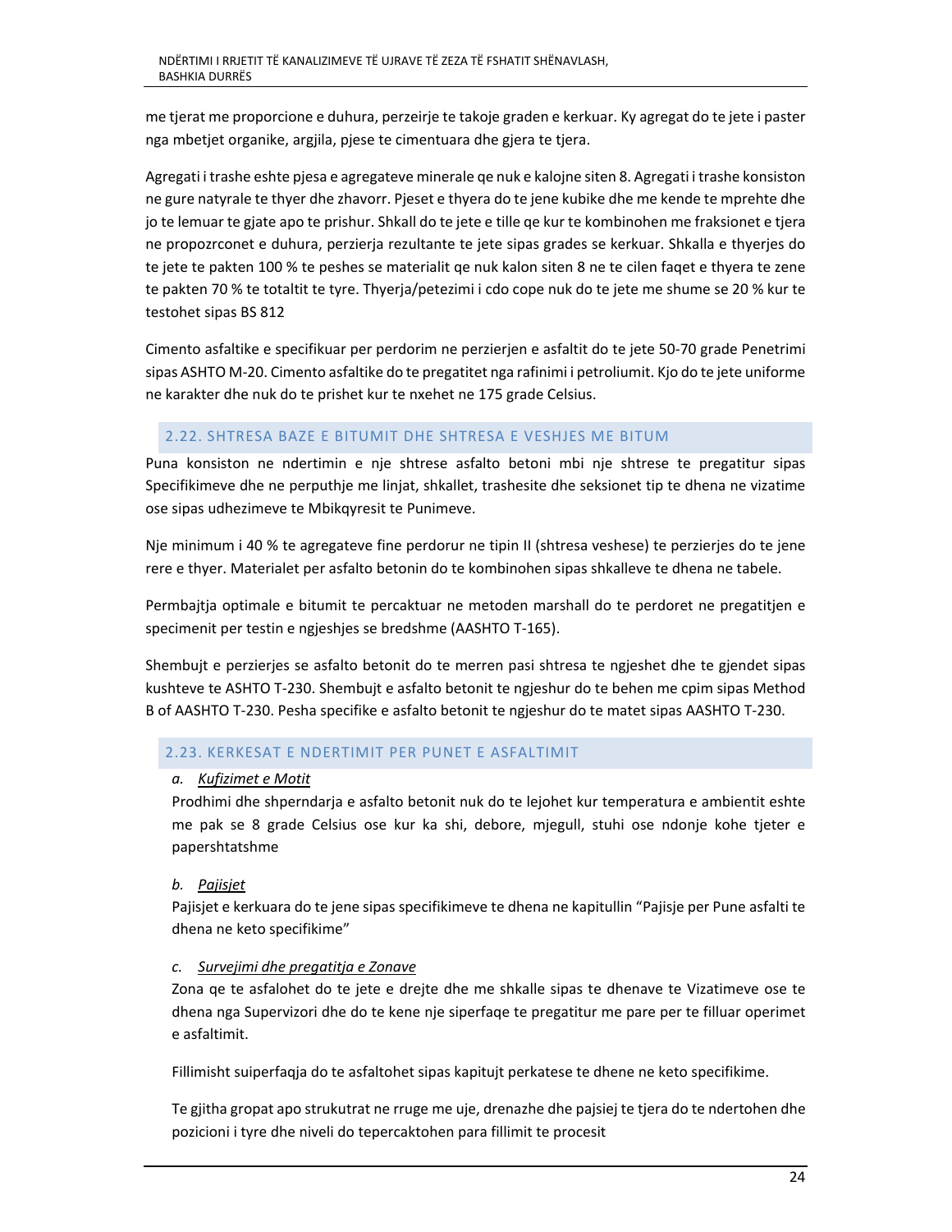me tjerat me proporcione e duhura, perzeirje te takoje graden e kerkuar. Ky agregat do te jete i paster nga mbetjet organike, argjila, pjese te cimentuara dhe gjera te tjera.

Agregati i trashe eshte pjesa e agregateve minerale qe nuk e kalojne siten 8. Agregati i trashe konsiston ne gure natyrale te thyer dhe zhavorr. Pjeset e thyera do te jene kubike dhe me kende te mprehte dhe jo te lemuar te gjate apo te prishur. Shkall do te jete e tille qe kur te kombinohen me fraksionet e tjera ne propozrconet e duhura, perzierja rezultante te jete sipas grades se kerkuar. Shkalla e thyerjes do te jete te pakten 100 % te peshes se materialit qe nuk kalon siten 8 ne te cilen faqet e thyera te zene te pakten 70 % te totaltit te tyre. Thyerja/petezimi i cdo cope nuk do te jete me shume se 20 % kur te testohet sipas BS 812

Cimento asfaltike e specifikuar per perdorim ne perzierjen e asfaltit do te jete 50-70 grade Penetrimi sipas ASHTO M-20. Cimento asfaltike do te pregatitet nga rafinimi i petroliumit. Kjo do te jete uniforme ne karakter dhe nuk do te prishet kur te nxehet ne 175 grade Celsius.

## 2.22. SHTRESA BAZE E BITUMIT DHE SHTRESA E VESHJES ME BITUM

Puna konsiston ne ndertimin e nje shtrese asfalto betoni mbi nje shtrese te pregatitur sipas Specifikimeve dhe ne perputhje me linjat, shkallet, trashesite dhe seksionet tip te dhena ne vizatime ose sipas udhezimeve te Mbikqyresit te Punimeve.

Nje minimum i 40 % te agregateve fine perdorur ne tipin II (shtresa veshese) te perzierjes do te jene rere e thyer. Materialet per asfalto betonin do te kombinohen sipas shkalleve te dhena ne tabele.

Permbajtja optimale e bitumit te percaktuar ne metoden marshall do te perdoret ne pregatitjen e specimenit per testin e ngjeshjes se bredshme (AASHTO T-165).

Shembujt e perzierjes se asfalto betonit do te merren pasi shtresa te ngjeshet dhe te gjendet sipas kushteve te ASHTO T-230. Shembujt e asfalto betonit te ngjeshur do te behen me cpim sipas Method B of AASHTO T-230. Pesha specifike e asfalto betonit te ngjeshur do te matet sipas AASHTO T-230.

## 2.23. KERKESAT E NDERTIMIT PER PUNET E ASFALTIMIT

a. *Kufizimet e Motit*

Prodhimi dhe shperndarja e asfalto betonit nuk do te lejohet kur temperatura e ambientit eshte me pak se 8 grade Celsius ose kur ka shi, debore, mjegull, stuhi ose ndonje kohe tjeter e papershtatshme

b. *Pajisjet*

Pajisjet e kerkuara do te jene sipas specifikimeve te dhena ne kapitullin "Pajisje per Pune asfalti te dhena ne keto specifikime"

c. *Survejimi dhe pregatitja e Zonave*

Zona qe te asfalohet do te jete e drejte dhe me shkalle sipas te dhenave te Vizatimeve ose te dhena nga Supervizori dhe do te kene nje siperfaqe te pregatitur me pare per te filluar operimet e asfaltimit.

Fillimisht suiperfaqja do te asfaltohet sipas kapitujt perkatese te dhene ne keto specifikime.

Te gjitha gropat apo strukutrat ne rruge me uje, drenazhe dhe pajsiej te tjera do te ndertohen dhe pozicioni i tyre dhe niveli do tepercaktohen para fillimit te procesit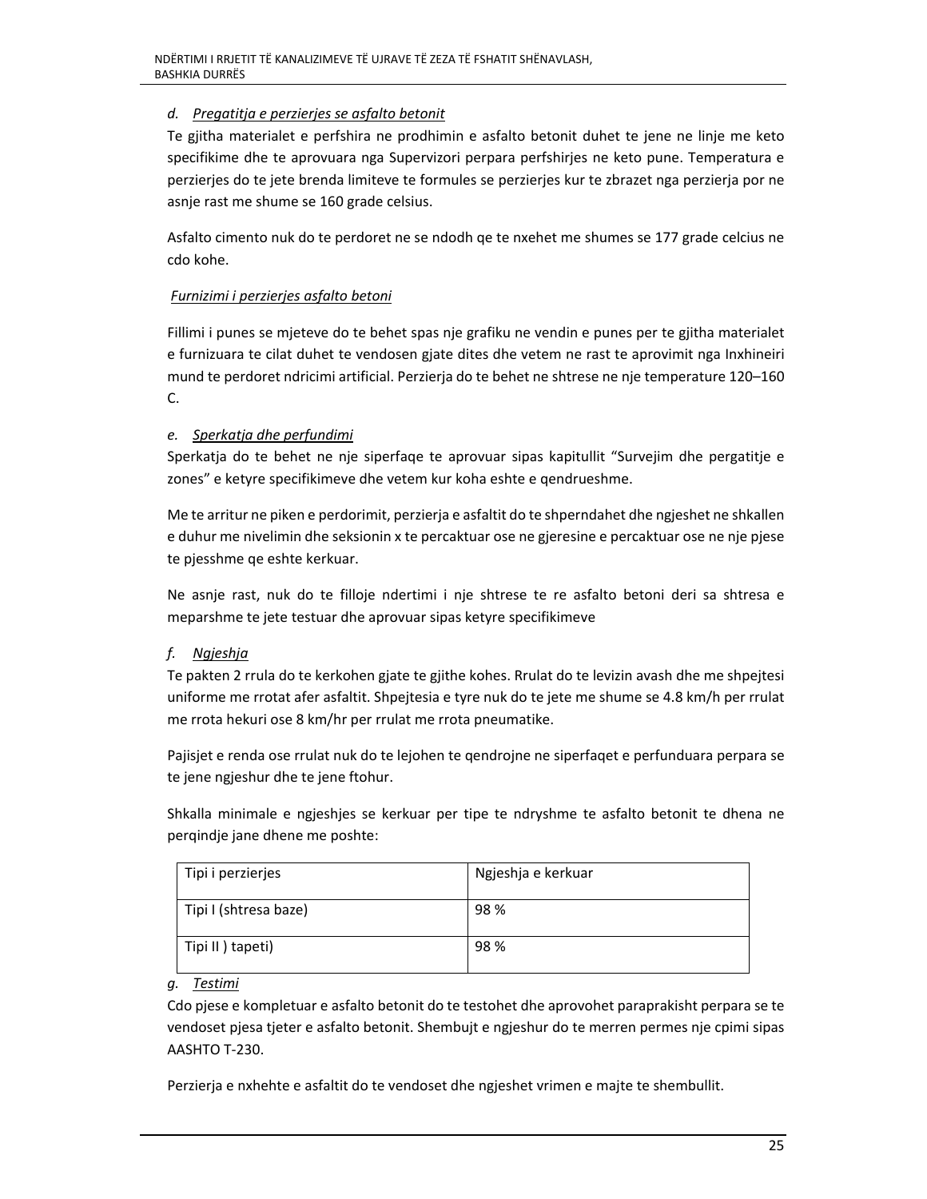*d. Pregatitja e perzierjes se asfalto betonit*

Te gjitha materialet e perfshira ne prodhimin e asfalto betonit duhet te jene ne linje me keto specifikime dhe te aprovuara nga Supervizori perpara perfshirjes ne keto pune. Temperatura e perzierjes do te jete brenda limiteve te formules se perzierjes kur te zbrazet nga perzierja por ne asnje rast me shume se 160 grade celsius.

Asfalto cimento nuk do te perdoret ne se ndodh qe te nxehet me shumes se 177 grade celcius ne cdo kohe.

*Furnizimi i perzierjes asfalto betoni*

Fillimi i punes se mjeteve do te behet spas nje grafiku ne vendin e punes per te gjitha materialet e furnizuara te cilat duhet te vendosen gjate dites dhe vetem ne rast te aprovimit nga Inxhineiri mund te perdoret ndricimi artificial. Perzierja do te behet ne shtrese ne nje temperature 120–160 C.

*e. Sperkatja dhe perfundimi*

Sperkatja do te behet ne nje siperfaqe te aprovuar sipas kapitullit “Survejim dhe pergatitje e zones” e ketyre specifikimeve dhe vetem kur koha eshte e qendrueshme.

Me te arritur ne piken e perdorimit, perzierja e asfaltit do te shperndahet dhe ngjeshet ne shkallen e duhur me nivelimin dhe seksionin x te percaktuar ose ne gjeresine e percaktuar ose ne nje pjese te pjesshme qe eshte kerkuar.

Ne asnje rast, nuk do te filloje ndertimi i nje shtrese te re asfalto betoni deri sa shtresa e meparshme te jete testuar dhe aprovuar sipas ketyre specifikimeve

*f. Ngjeshja*

Te pakten 2 rrula do te kerkohen gjate te gjithe kohes. Rrulat do te levizin avash dhe me shpejtesi uniforme me rrotat afer asfaltit. Shpejtesia e tyre nuk do te jete me shume se 4.8 km/h per rrulat me rrota hekuri ose 8 km/hr per rrulat me rrota pneumatike.

Pajisjet e renda ose rrulat nuk do te lejohen te qendrojne ne siperfaqet e perfunduara perpara se te jene ngjeshur dhe te jene ftohur.

Shkalla minimale e ngjeshjes se kerkuar per tipe te ndryshme te asfalto betonit te dhena ne perqindje jane dhene me poshte:

| Tipi i perzierjes | Ngjeshja e kerkuar |
|---|---|
| Tipi I (shtresa baze) | 98 % |
| Tipi II ) tapeti) | 98 % |

*g. Testimi*

Cdo pjese e kompletuar e asfalto betonit do te testohet dhe aprovohet paraprakisht perpara se te vendoset pjesa tjeter e asfalto betonit. Shembujt e ngjeshur do te merren permes nje cpimi sipas AASHTO T-230.

Perzierja e nxehhte e asfaltit do te vendoset dhe ngjeshet vrimen e majte te shembullit.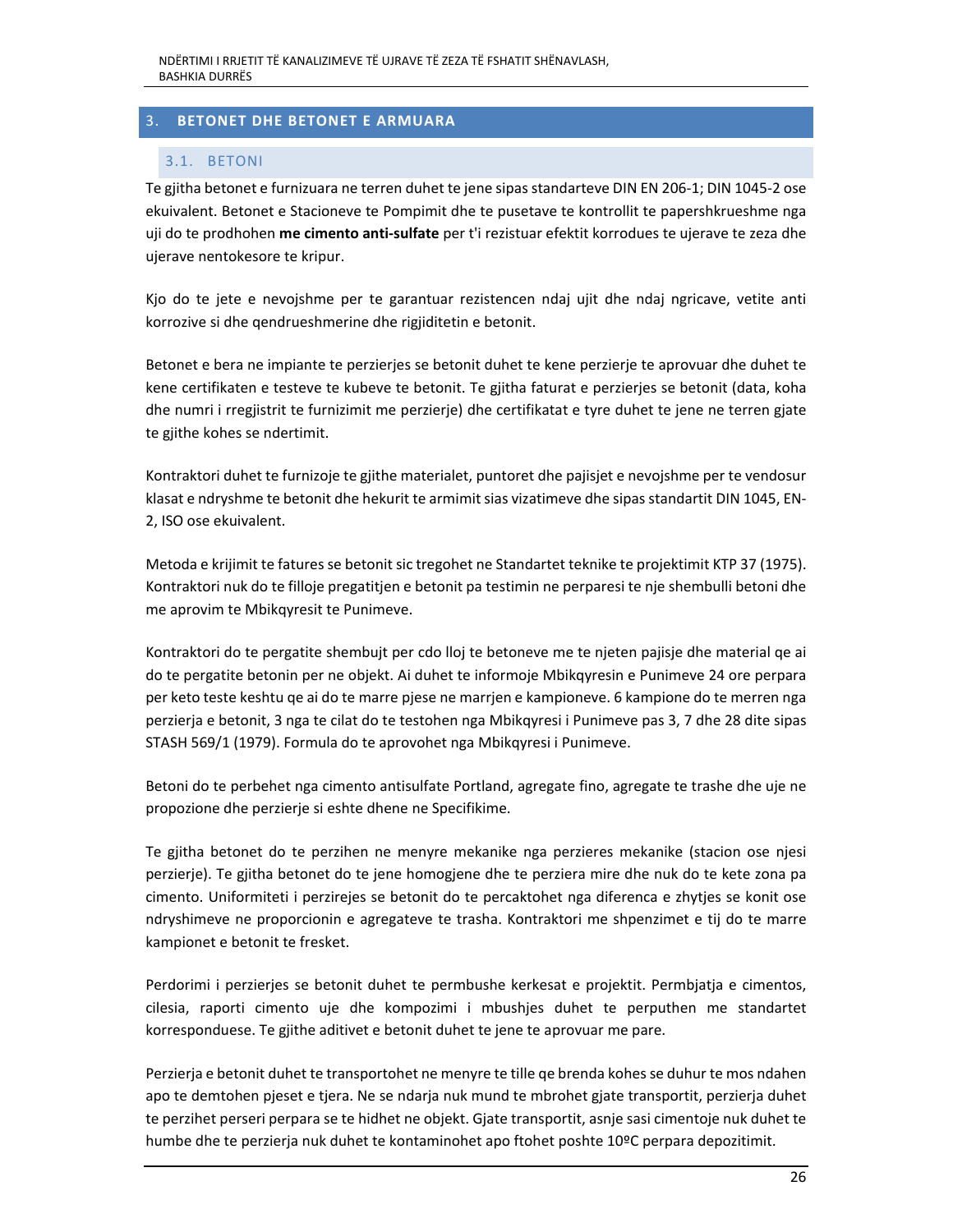## 3. BETONET DHE BETONET E ARMUARA

### 3.1. BETONI

Te gjitha betonet e furnizuara ne terren duhet te jene sipas standarteve DIN EN 206-1; DIN 1045-2 ose ekuivalent. Betonet e Stacioneve te Pompimit dhe te pusetave te kontrollit te papershkrueshme nga uji do te prodhohen **me cimento anti-sulfate** per t'i rezistuar efektit korrodues te ujerave te zeza dhe ujerave nentokesore te kripur.

Kjo do te jete e nevojshme per te garantuar rezistencen ndaj ujit dhe ndaj ngricave, vetite anti korrozive si dhe qendrueshmerine dhe rigjiditetin e betonit.

Betonet e bera ne impiante te perzierjes se betonit duhet te kene perzierje te aprovuar dhe duhet te kene certifikaten e testeve te kubeve te betonit. Te gjitha faturat e perzierjes se betonit (data, koha dhe numri i rregjistrit te furnizimit me perzierje) dhe certifikatat e tyre duhet te jene ne terren gjate te gjithe kohes se ndertimit.

Kontraktori duhet te furnizoje te gjithe materialet, puntoret dhe pajisjet e nevojshme per te vendosur klasat e ndryshme te betonit dhe hekurit te armimit sias vizatimeve dhe sipas standartit DIN 1045, EN-2, ISO ose ekuivalent.

Metoda e krijimit te fatures se betonit sic tregohet ne Standartet teknike te projektimit KTP 37 (1975). Kontraktori nuk do te filloje pregatitjen e betonit pa testimin ne perparesi te nje shembulli betoni dhe me aprovim te Mbikqyresit te Punimeve.

Kontraktori do te pergatite shembujt per cdo lloj te betoneve me te njeten pajisje dhe material qe ai do te pergatite betonin per ne objekt. Ai duhet te informoje Mbikqyresin e Punimeve 24 ore perpara per keto teste keshtu qe ai do te marre pjese ne marrjen e kampioneve. 6 kampione do te merren nga perzierja e betonit, 3 nga te cilat do te testohen nga Mbikqyresi i Punimeve pas 3, 7 dhe 28 dite sipas STASH 569/1 (1979). Formula do te aprovohet nga Mbikqyresi i Punimeve.

Betoni do te perbehet nga cimento antisulfate Portland, agregate fino, agregate te trashe dhe uje ne propozione dhe perzierje si eshte dhene ne Specifikime.

Te gjitha betonet do te perzihen ne menyre mekanike nga perzieres mekanike (stacion ose njesi perzierje). Te gjitha betonet do te jene homogjene dhe te perziera mire dhe nuk do te kete zona pa cimento. Uniformiteti i perzirejes se betonit do te percaktohet nga diferenca e zhytjes se konit ose ndryshimeve ne proporcionin e agregateve te trasha. Kontraktori me shpenzimet e tij do te marre kampionet e betonit te fresket.

Perdorimi i perzierjes se betonit duhet te permbushe kerkesat e projektit. Permbjatja e cimentos, cilesia, raporti cimento uje dhe kompozimi i mbushjes duhet te perputhen me standartet korresponduese. Te gjithe aditivet e betonit duhet te jene te aprovuar me pare.

Perzierja e betonit duhet te transportohet ne menyre te tille qe brenda kohes se duhur te mos ndahen apo te demtohen pjeset e tjera. Ne se ndarja nuk mund te mbrohet gjate transportit, perzierja duhet te perzihet perseri perpara se te hidhet ne objekt. Gjate transportit, asnje sasi cimentoje nuk duhet te humbe dhe te perzierja nuk duhet te kontaminohet apo ftohet poshte 10ºC perpara depozitimit.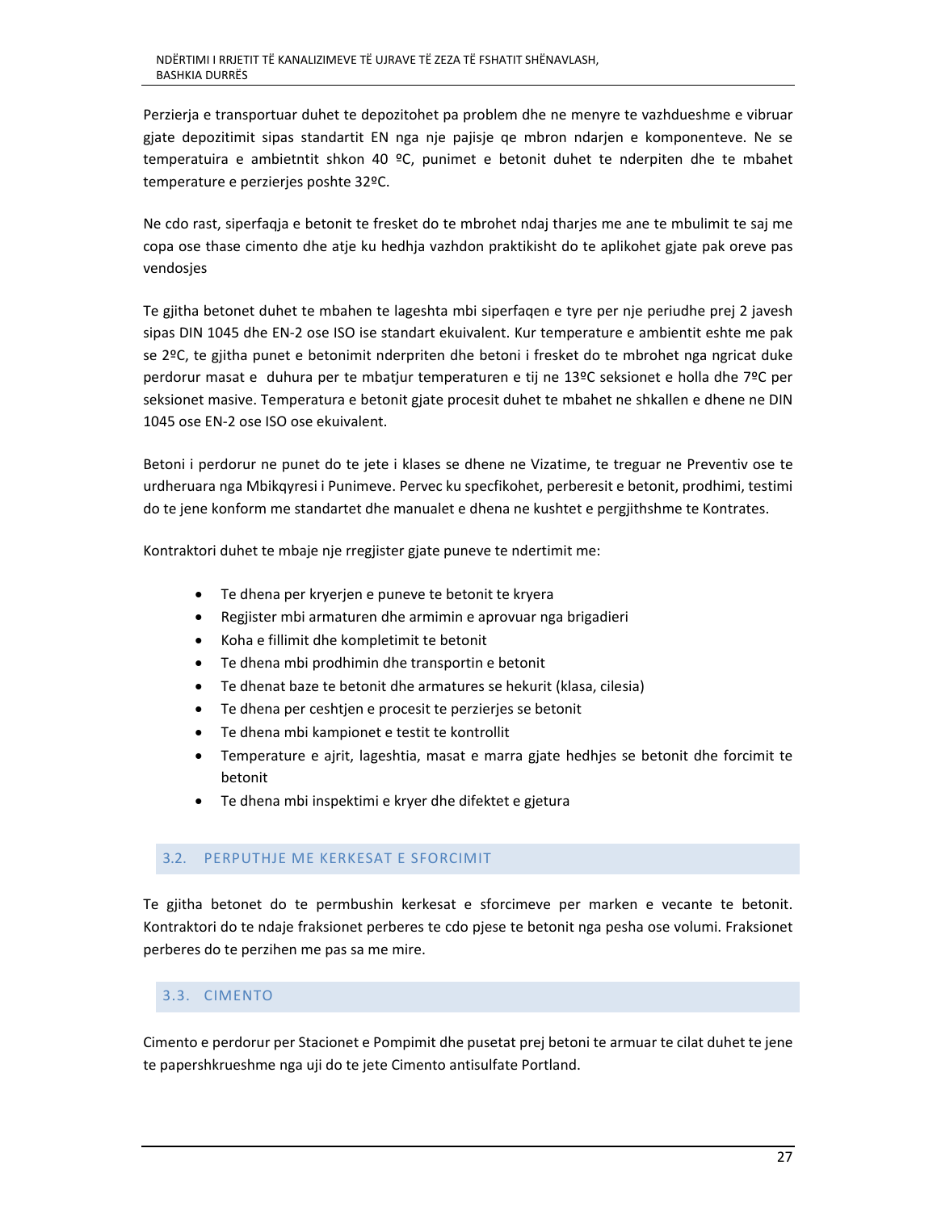Perzierja e transportuar duhet te depozitohet pa problem dhe ne menyre te vazhdueshme e vibruar gjate depozitimit sipas standartit EN nga nje pajisje qe mbron ndarjen e komponenteve. Ne se temperatuira e ambietntit shkon 40 ºC, punimet e betonit duhet te nderpiten dhe te mbahet temperature e perzierjes poshte 32ºC.

Ne cdo rast, siperfaqja e betonit te fresket do te mbrohet ndaj tharjes me ane te mbulimit te saj me copa ose thase cimento dhe atje ku hedhja vazhdon praktikisht do te aplikohet gjate pak oreve pas vendosjes

Te gjitha betonet duhet te mbahen te lageshta mbi siperfaqen e tyre per nje periudhe prej 2 javesh sipas DIN 1045 dhe EN-2 ose ISO ise standart ekuivalent. Kur temperature e ambientit eshte me pak se 2ºC, te gjitha punet e betonimit nderpriten dhe betoni i fresket do te mbrohet nga ngricat duke perdorur masat e duhura per te mbatjur temperaturen e tij ne 13ºC seksionet e holla dhe 7ºC per seksionet masive. Temperatura e betonit gjate procesit duhet te mbahet ne shkallen e dhene ne DIN 1045 ose EN-2 ose ISO ose ekuivalent.

Betoni i perdorur ne punet do te jete i klases se dhene ne Vizatime, te treguar ne Preventiv ose te urdheruara nga Mbikqyresi i Punimeve. Pervec ku specfikohet, perberesit e betonit, prodhimi, testimi do te jene konform me standartet dhe manualet e dhena ne kushtet e pergjithshme te Kontrates.

Kontraktori duhet te mbaje nje rregjister gjate puneve te ndertimit me:

- Te dhena per kryerjen e puneve te betonit te kryera
- Regjister mbi armaturen dhe armimin e aprovuar nga brigadieri
- Koha e fillimit dhe kompletimit te betonit
- Te dhena mbi prodhimin dhe transportin e betonit
- Te dhenat baze te betonit dhe armatures se hekurit (klasa, cilesia)
- Te dhena per ceshtjen e procesit te perzierjes se betonit
- Te dhena mbi kampionet e testit te kontrollit
- Temperature e ajrit, lageshtia, masat e marra gjate hedhjes se betonit dhe forcimit te betonit
- Te dhena mbi inspektimi e kryer dhe difektet e gjetura

## 3.2. PERPUTHJE ME KERKESAT E SFORCIMIT

Te gjitha betonet do te permbushin kerkesat e sforcimeve per marken e vecante te betonit. Kontraktori do te ndaje fraksionet perberes te cdo pjese te betonit nga pesha ose volumi. Fraksionet perberes do te perzihen me pas sa me mire.

## 3.3. CIMENTO

Cimento e perdorur per Stacionet e Pompimit dhe pusetat prej betoni te armuar te cilat duhet te jene te papershkrueshme nga uji do te jete Cimento antisulfate Portland.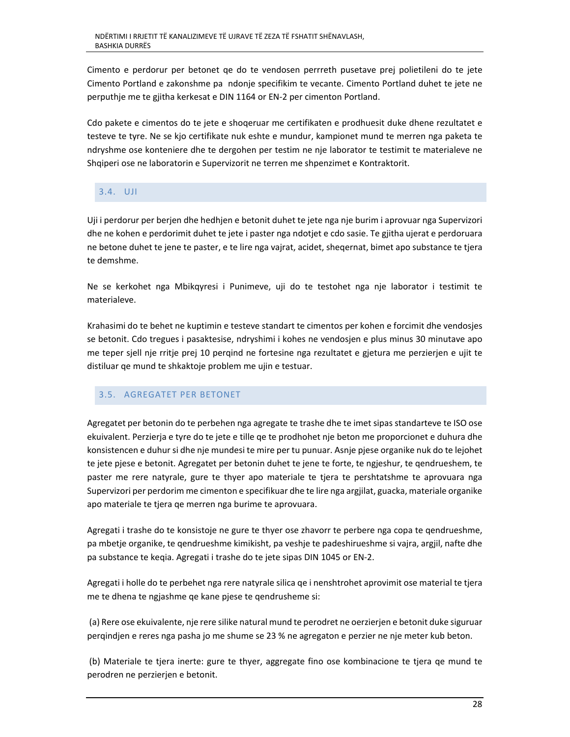Cimento e perdorur per betonet qe do te vendosen perrreth pusetave prej polietileni do te jete Cimento Portland e zakonshme pa  ndonje specifikim te vecante. Cimento Portland duhet te jete ne perputhje me te gjitha kerkesat e DIN 1164 or EN-2 per cimenton Portland.

Cdo pakete e cimentos do te jete e shoqeruar me certifikaten e prodhuesit duke dhene rezultatet e testeve te tyre. Ne se kjo certifikate nuk eshte e mundur, kampionet mund te merren nga paketa te ndryshme ose konteniere dhe te dergohen per testim ne nje laborator te testimit te materialeve ne Shqiperi ose ne laboratorin e Supervizorit ne terren me shpenzimet e Kontraktorit.

## 3.4. UJI

Uji i perdorur per berjen dhe hedhjen e betonit duhet te jete nga nje burim i aprovuar nga Supervizori dhe ne kohen e perdorimit duhet te jete i paster nga ndotjet e cdo sasie. Te gjitha ujerat e perdoruara ne betone duhet te jene te paster, e te lire nga vajrat, acidet, sheqernat, bimet apo substance te tjera te demshme.

Ne se kerkohet nga Mbikqyresi i Punimeve, uji do te testohet nga nje laborator i testimit te materialeve.

Krahasimi do te behet ne kuptimin e testeve standart te cimentos per kohen e forcimit dhe vendosjes se betonit. Cdo tregues i pasaktesise, ndryshimi i kohes ne vendosjen e plus minus 30 minutave apo me teper sjell nje rritje prej 10 perqind ne fortesine nga rezultatet e gjetura me perzierjen e ujit te distiluar qe mund te shkaktoje problem me ujin e testuar.

## 3.5. AGREGATET PER BETONET

Agregatet per betonin do te perbehen nga agregate te trashe dhe te imet sipas standarteve te ISO ose ekuivalent. Perzierja e tyre do te jete e tille qe te prodhohet nje beton me proporcionet e duhura dhe konsistencen e duhur si dhe nje mundesi te mire per tu punuar. Asnje pjese organike nuk do te lejohet te jete pjese e betonit. Agregatet per betonin duhet te jene te forte, te ngjeshur, te qendrueshem, te paster me rere natyrale, gure te thyer apo materiale te tjera te pershtatshme te aprovuara nga Supervizori per perdorim me cimenton e specifikuar dhe te lire nga argjilat, guacka, materiale organike apo materiale te tjera qe merren nga burime te aprovuara.

Agregati i trashe do te konsistoje ne gure te thyer ose zhavorr te perbere nga copa te qendrueshme, pa mbetje organike, te qendrueshme kimikisht, pa veshje te padeshirueshme si vajra, argjil, nafte dhe pa substance te keqia. Agregati i trashe do te jete sipas DIN 1045 or EN-2.

Agregati i holle do te perbehet nga rere natyrale silica qe i nenshtrohet aprovimit ose material te tjera me te dhena te ngjashme qe kane pjese te qendrusheme si:

(a) Rere ose ekuivalente, nje rere silike natural mund te perodret ne oerzierjen e betonit duke siguruar perqindjen e reres nga pasha jo me shume se 23 % ne agregaton e perzier ne nje meter kub beton.

(b) Materiale te tjera inerte: gure te thyer, aggregate fino ose kombinacione te tjera qe mund te perodren ne perzierjen e betonit.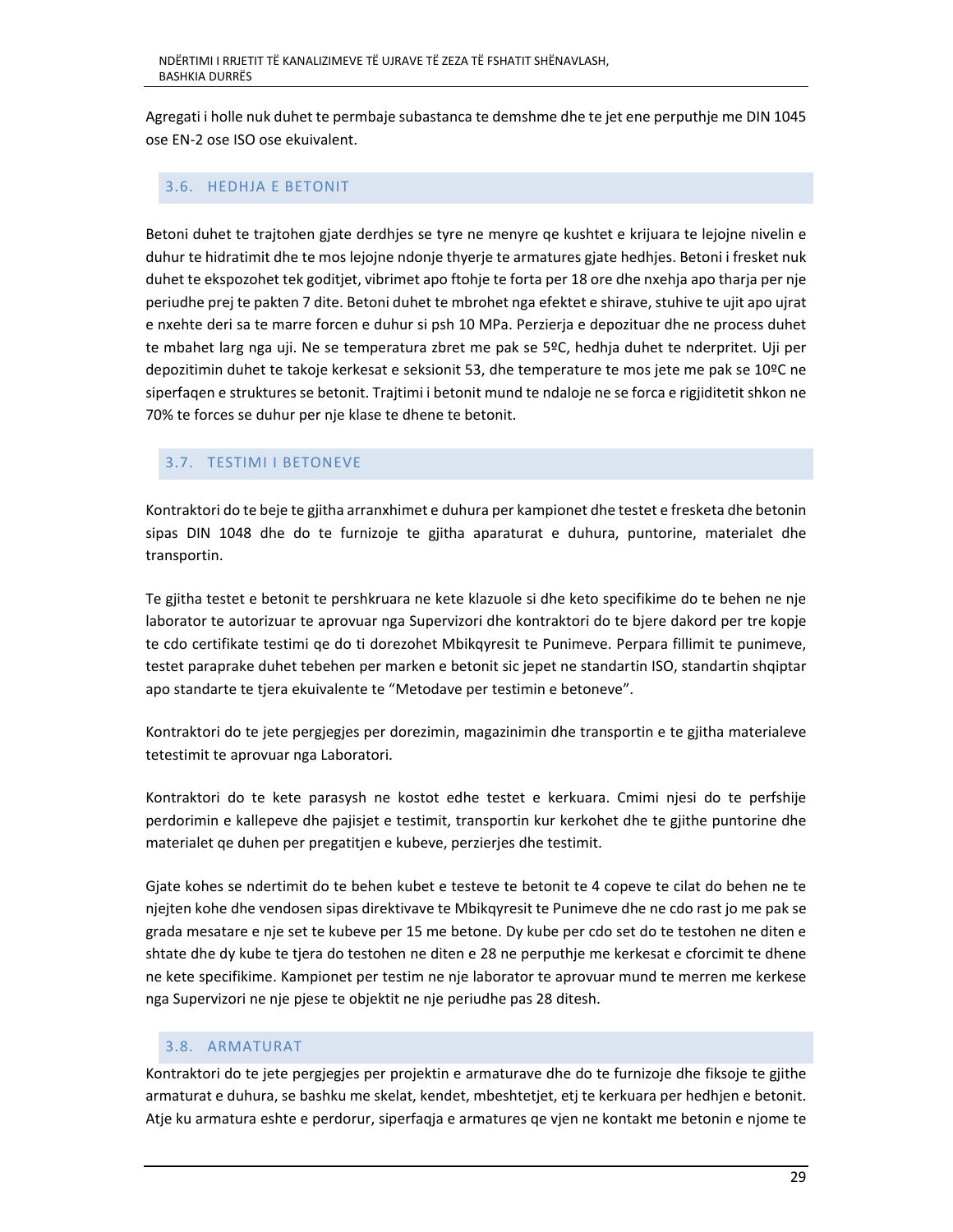Agregati i holle nuk duhet te permbaje subastanca te demshme dhe te jet ene perputhje me DIN 1045 ose EN-2 ose ISO ose ekuivalent.

### 3.6. HEDHJA E BETONIT

Betoni duhet te trajtohen gjate derdhjes se tyre ne menyre qe kushtet e krijuara te lejojne nivelin e duhur te hidratimit dhe te mos lejojne ndonje thyerje te armatures gjate hedhjes. Betoni i fresket nuk duhet te ekspozohet tek goditjet, vibrimet apo ftohje te forta per 18 ore dhe nxehja apo tharja per nje periudhe prej te pakten 7 dite. Betoni duhet te mbrohet nga efektet e shirave, stuhive te ujit apo ujrat e nxehte deri sa te marre forcen e duhur si psh 10 MPa. Perzierja e depozituar dhe ne process duhet te mbahet larg nga uji. Ne se temperatura zbret me pak se 5ºC, hedhja duhet te nderpritet. Uji per depozitimin duhet te takoje kerkesat e seksionit 53, dhe temperature te mos jete me pak se 10ºC ne siperfaqen e struktures se betonit. Trajtimi i betonit mund te ndaloje ne se forca e rigjiditetit shkon ne 70% te forces se duhur per nje klase te dhene te betonit.

### 3.7. TESTIMI I BETONEVE

Kontraktori do te beje te gjitha arranxhimet e duhura per kampionet dhe testet e fresketa dhe betonin sipas DIN 1048 dhe do te furnizoje te gjitha aparaturat e duhura, puntorine, materialet dhe transportin.

Te gjitha testet e betonit te pershkruara ne kete klazuole si dhe keto specifikime do te behen ne nje laborator te autorizuar te aprovuar nga Supervizori dhe kontraktori do te bjere dakord per tre kopje te cdo certifikate testimi qe do ti dorezohet Mbikqyresit te Punimeve. Perpara fillimit te punimeve, testet paraprake duhet tebehen per marken e betonit sic jepet ne standartin ISO, standartin shqiptar apo standarte te tjera ekuivalente te "Metodave per testimin e betoneve".

Kontraktori do te jete pergjegjes per dorezimin, magazinimin dhe transportin e te gjitha materialeve tetestimit te aprovuar nga Laboratori.

Kontraktori do te kete parasysh ne kostot edhe testet e kerkuara. Cmimi njesi do te perfshije perdorimin e kallepeve dhe pajisjet e testimit, transportin kur kerkohet dhe te gjithe puntorine dhe materialet qe duhen per pregatitjen e kubeve, perzierjes dhe testimit.

Gjate kohes se ndertimit do te behen kubet e testeve te betonit te 4 copeve te cilat do behen ne te njejten kohe dhe vendosen sipas direktivave te Mbikqyresit te Punimeve dhe ne cdo rast jo me pak se grada mesatare e nje set te kubeve per 15 me betone. Dy kube per cdo set do te testohen ne diten e shtate dhe dy kube te tjera do testohen ne diten e 28 ne perputhje me kerkesat e cforcimit te dhene ne kete specifikime. Kampionet per testim ne nje laborator te aprovuar mund te merren me kerkese nga Supervizori ne nje pjese te objektit ne nje periudhe pas 28 ditesh.

### 3.8. ARMATURAT

Kontraktori do te jete pergjegjes per projektin e armaturave dhe do te furnizoje dhe fiksoje te gjithe armaturat e duhura, se bashku me skelat, kendet, mbeshtetjet, etj te kerkuara per hedhjen e betonit. Atje ku armatura eshte e perdorur, siperfaqja e armatures qe vjen ne kontakt me betonin e njome te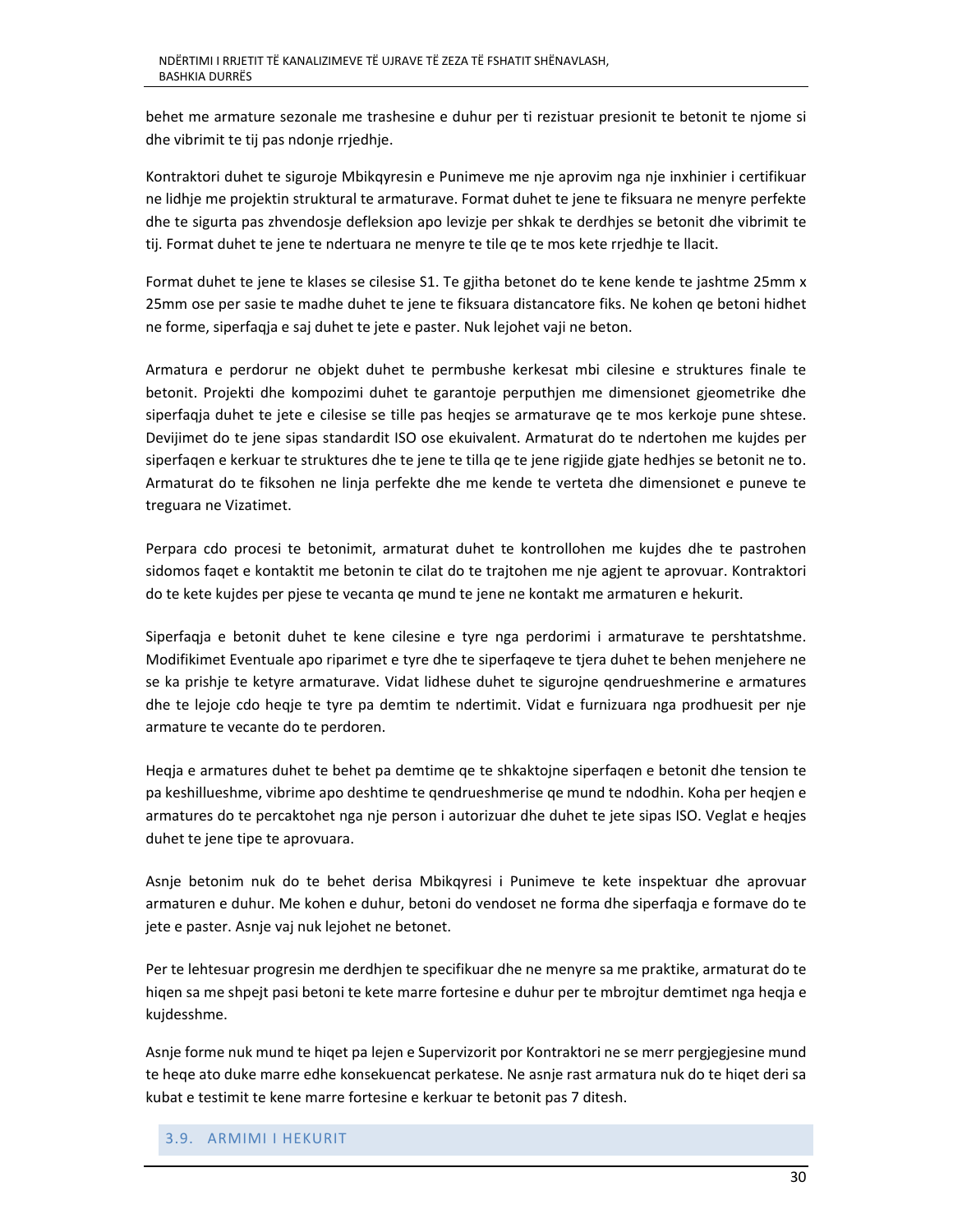behet me armature sezonale me trashesine e duhur per ti rezistuar presionit te betonit te njome si dhe vibrimit te tij pas ndonje rrjedhje.

Kontraktori duhet te siguroje Mbikqyresin e Punimeve me nje aprovim nga nje inxhinier i certifikuar ne lidhje me projektin struktural te armaturave. Format duhet te jene te fiksuara ne menyre perfekte dhe te sigurta pas zhvendosje defleksion apo levizje per shkak te derdhjes se betonit dhe vibrimit te tij. Format duhet te jene te ndertuara ne menyre te tile qe te mos kete rrjedhje te llacit.

Format duhet te jene te klases se cilesise S1. Te gjitha betonet do te kene kende te jashtme 25mm x 25mm ose per sasie te madhe duhet te jene te fiksuara distancatore fiks. Ne kohen qe betoni hidhet ne forme, siperfaqja e saj duhet te jete e paster. Nuk lejohet vaji ne beton.

Armatura e perdorur ne objekt duhet te permbushe kerkesat mbi cilesine e struktures finale te betonit. Projekti dhe kompozimi duhet te garantoje perputhjen me dimensionet gjeometrike dhe siperfaqja duhet te jete e cilesise se tille pas heqjes se armaturave qe te mos kerkoje pune shtese. Devijimet do te jene sipas standardit ISO ose ekuivalent. Armaturat do te ndertohen me kujdes per siperfaqen e kerkuar te struktures dhe te jene te tilla qe te jene rigjide gjate hedhjes se betonit ne to. Armaturat do te fiksohen ne linja perfekte dhe me kende te verteta dhe dimensionet e puneve te treguara ne Vizatimet.

Perpara cdo procesi te betonimit, armaturat duhet te kontrollohen me kujdes dhe te pastrohen sidomos faqet e kontaktit me betonin te cilat do te trajtohen me nje agjent te aprovuar. Kontraktori do te kete kujdes per pjese te vecanta qe mund te jene ne kontakt me armaturen e hekurit.

Siperfaqja e betonit duhet te kene cilesine e tyre nga perdorimi i armaturave te pershtatshme. Modifikimet Eventuale apo riparimet e tyre dhe te siperfaqeve te tjera duhet te behen menjehere ne se ka prishje te ketyre armaturave. Vidat lidhese duhet te sigurojne qendrueshmerine e armatures dhe te lejoje cdo heqje te tyre pa demtim te ndertimit. Vidat e furnizuara nga prodhuesit per nje armature te vecante do te perdoren.

Heqja e armatures duhet te behet pa demtime qe te shkaktojne siperfaqen e betonit dhe tension te pa keshillueshme, vibrime apo deshtime te qendrueshmerise qe mund te ndodhin. Koha per heqjen e armatures do te percaktohet nga nje person i autorizuar dhe duhet te jete sipas ISO. Veglat e heqjes duhet te jene tipe te aprovuara.

Asnje betonim nuk do te behet derisa Mbikqyresi i Punimeve te kete inspektuar dhe aprovuar armaturen e duhur. Me kohen e duhur, betoni do vendoset ne forma dhe siperfaqja e formave do te jete e paster. Asnje vaj nuk lejohet ne betonet.

Per te lehtesuar progresin me derdhjen te specifikuar dhe ne menyre sa me praktike, armaturat do te hiqen sa me shpejt pasi betoni te kete marre fortesine e duhur per te mbrojtur demtimet nga heqja e kujdesshme.

Asnje forme nuk mund te hiqet pa lejen e Supervizorit por Kontraktori ne se merr pergjegjesine mund te heqe ato duke marre edhe konsekuencat perkatese. Ne asnje rast armatura nuk do te hiqet deri sa kubat e testimit te kene marre fortesine e kerkuar te betonit pas 7 ditesh.

## 3.9. ARMIMI I HEKURIT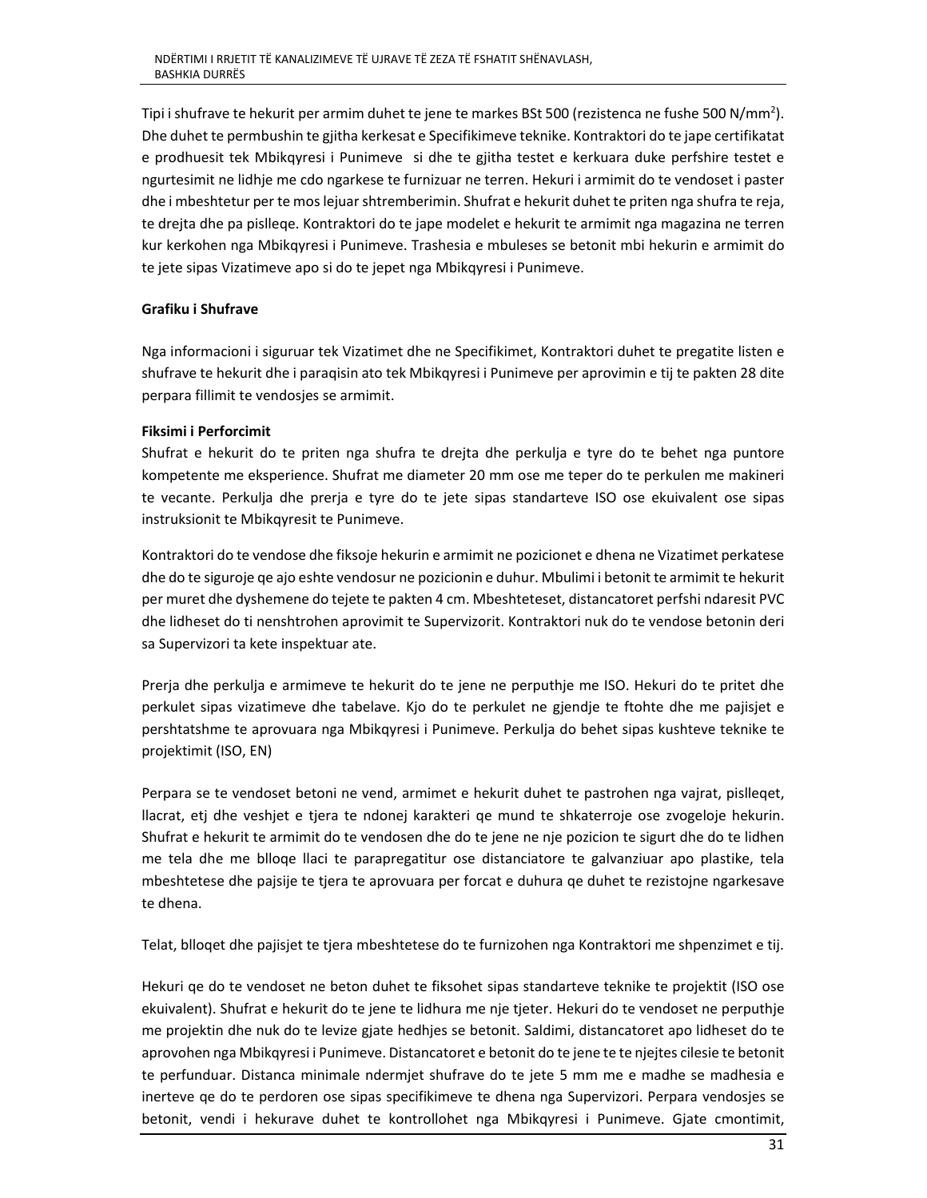Tipi i shufrave te hekurit per armim duhet te jene te markes BSt 500 (rezistenca ne fushe 500 N/mm$^2$). Dhe duhet te permbushin te gjitha kerkesat e Specifikimeve teknike. Kontraktori do te jape certifikatat e prodhuesit tek Mbikqyresi i Punimeve si dhe te gjitha testet e kerkuara duke perfshire testet e ngurtesimit ne lidhje me cdo ngarkese te furnizuar ne terren. Hekuri i armimit do te vendoset i paster dhe i mbeshtetur per te mos lejuar shtremberimin. Shufrat e hekurit duhet te priten nga shufra te reja, te drejta dhe pa pislleqe. Kontraktori do te jape modelet e hekurit te armimit nga magazina ne terren kur kerkohen nga Mbikqyresi i Punimeve. Trashesia e mbuleses se betonit mbi hekurin e armimit do te jete sipas Vizatimeve apo si do te jepet nga Mbikqyresi i Punimeve.

**Grafiku i Shufrave**

Nga informacioni i siguruar tek Vizatimet dhe ne Specifikimet, Kontraktori duhet te pregatite listen e shufrave te hekurit dhe i paraqisin ato tek Mbikqyresi i Punimeve per aprovimin e tij te pakten 28 dite perpara fillimit te vendosjes se armimit.

**Fiksimi i Perforcimit**

Shufrat e hekurit do te priten nga shufra te drejta dhe perkulja e tyre do te behet nga puntore kompetente me eksperience. Shufrat me diameter 20 mm ose me teper do te perkulen me makineri te vecante. Perkulja dhe prerja e tyre do te jete sipas standarteve ISO ose ekuivalent ose sipas instruksionit te Mbikqyresit te Punimeve.

Kontraktori do te vendose dhe fiksoje hekurin e armimit ne pozicionet e dhena ne Vizatimet perkatese dhe do te siguroje qe ajo eshte vendosur ne pozicionin e duhur. Mbulimi i betonit te armimit te hekurit per muret dhe dyshemene do tejete te pakten 4 cm. Mbeshteteset, distancatoret perfshi ndaresit PVC dhe lidheset do ti nenshtrohen aprovimit te Supervizorit. Kontraktori nuk do te vendose betonin deri sa Supervizori ta kete inspektuar ate.

Prerja dhe perkulja e armimeve te hekurit do te jene ne perputhje me ISO. Hekuri do te pritet dhe perkulet sipas vizatimeve dhe tabelave. Kjo do te perkulet ne gjendje te ftohte dhe me pajisjet e pershtatshme te aprovuara nga Mbikqyresi i Punimeve. Perkulja do behet sipas kushteve teknike te projektimit (ISO, EN)

Perpara se te vendoset betoni ne vend, armimet e hekurit duhet te pastrohen nga vajrat, pislleqet, llacrat, etj dhe veshjet e tjera te ndonej karakteri qe mund te shkaterroje ose zvogeloje hekurin. Shufrat e hekurit te armimit do te vendosen dhe do te jene ne nje pozicion te sigurt dhe do te lidhen me tela dhe me blloqe llaci te parapregatitur ose distanciatore te galvanziuar apo plastike, tela mbeshtetese dhe pajsije te tjera te aprovuara per forcat e duhura qe duhet te rezistojne ngarkesave te dhena.

Telat, blloqet dhe pajisjet te tjera mbeshtetese do te furnizohen nga Kontraktori me shpenzimet e tij.

Hekuri qe do te vendoset ne beton duhet te fiksohet sipas standarteve teknike te projektit (ISO ose ekuivalent). Shufrat e hekurit do te jene te lidhura me nje tjeter. Hekuri do te vendoset ne perputhje me projektin dhe nuk do te levize gjate hedhjes se betonit. Saldimi, distancatoret apo lidheset do te aprovohen nga Mbikqyresi i Punimeve. Distancatoret e betonit do te jene te te njejtes cilesie te betonit te perfunduar. Distanca minimale ndermjet shufrave do te jete 5 mm me e madhe se madhesia e inerteve qe do te perdoren ose sipas specifikimeve te dhena nga Supervizori. Perpara vendosjes se betonit, vendi i hekurave duhet te kontrollohet nga Mbikqyresi i Punimeve. Gjate cmontimit,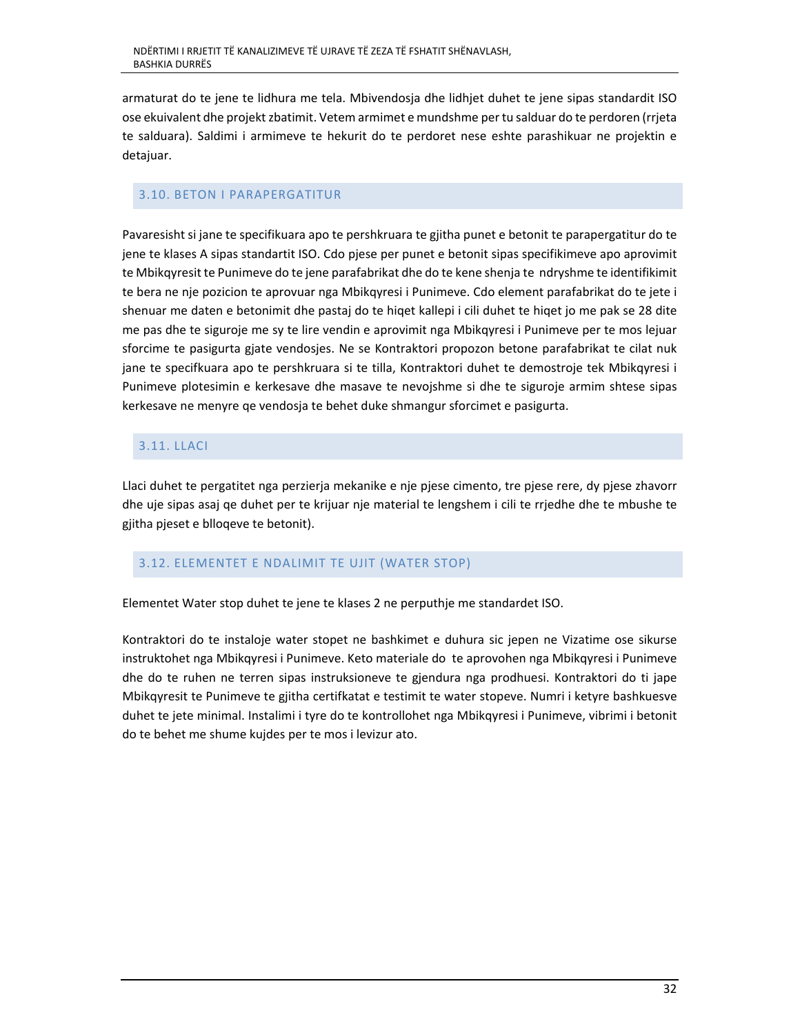armaturat do te jene te lidhura me tela. Mbivendosja dhe lidhjet duhet te jene sipas standardit ISO ose ekuivalent dhe projekt zbatimit. Vetem armimet e mundshme per tu salduar do te perdoren (rrjeta te salduara). Saldimi i armimeve te hekurit do te perdoret nese eshte parashikuar ne projektin e detajuar.

## 3.10. BETON I PARAPERGATITUR

Pavaresisht si jane te specifikuara apo te pershkruara te gjitha punet e betonit te parapergatitur do te jene te klases A sipas standartit ISO. Cdo pjese per punet e betonit sipas specifikimeve apo aprovimit te Mbikqyresit te Punimeve do te jene parafabrikat dhe do te kene shenja te ndryshme te identifikimit te bera ne nje pozicion te aprovuar nga Mbikqyresi i Punimeve. Cdo element parafabrikat do te jete i shenuar me daten e betonimit dhe pastaj do te hiqet kallepi i cili duhet te hiqet jo me pak se 28 dite me pas dhe te siguroje me sy te lire vendin e aprovimit nga Mbikqyresi i Punimeve per te mos lejuar sforcime te pasigurta gjate vendosjes. Ne se Kontraktori propozon betone parafabrikat te cilat nuk jane te specifkuara apo te pershkruara si te tilla, Kontraktori duhet te demostroje tek Mbikqyresi i Punimeve plotesimin e kerkesave dhe masave te nevojshme si dhe te siguroje armim shtese sipas kerkesave ne menyre qe vendosja te behet duke shmangur sforcimet e pasigurta.

## 3.11. LLACI

Llaci duhet te pergatitet nga perzierja mekanike e nje pjese cimento, tre pjese rere, dy pjese zhavorr dhe uje sipas asaj qe duhet per te krijuar nje material te lengshem i cili te rrjedhe dhe te mbushe te gjitha pjeset e blloqeve te betonit).

## 3.12. ELEMENTET E NDALIMIT TE UJIT (WATER STOP)

Elementet Water stop duhet te jene te klases 2 ne perputhje me standardet ISO.

Kontraktori do te instaloje water stopet ne bashkimet e duhura sic jepen ne Vizatime ose sikurse instruktohet nga Mbikqyresi i Punimeve. Keto materiale do te aprovohen nga Mbikqyresi i Punimeve dhe do te ruhen ne terren sipas instruksioneve te gjendura nga prodhuesi. Kontraktori do ti jape Mbikqyresit te Punimeve te gjitha certifkatat e testimit te water stopeve. Numri i ketyre bashkuesve duhet te jete minimal. Instalimi i tyre do te kontrollohet nga Mbikqyresi i Punimeve, vibrimi i betonit do te behet me shume kujdes per te mos i levizur ato.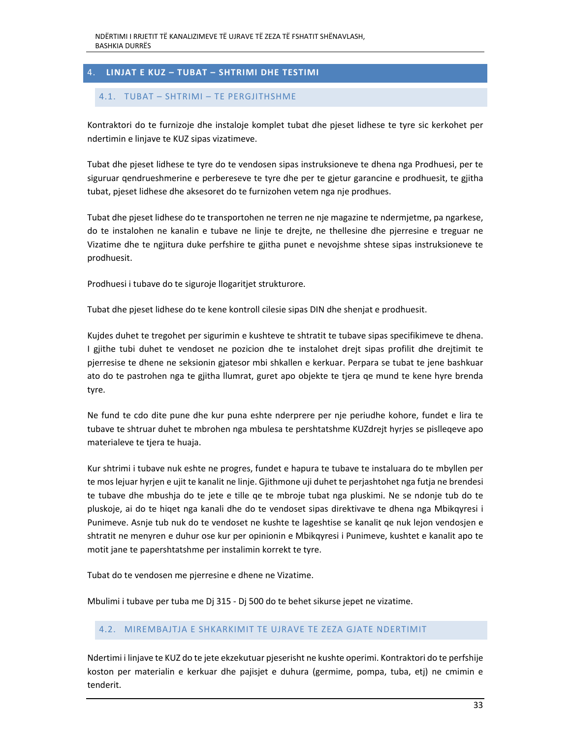# 4. LINJAT E KUZ – TUBAT – SHTRIMI DHE TESTIMI

## 4.1. TUBAT – SHTRIMI – TE PERGJITHSHME

Kontraktori do te furnizoje dhe instaloje komplet tubat dhe pjeset lidhese te tyre sic kerkohet per ndertimin e linjave te KUZ sipas vizatimeve.

Tubat dhe pjeset lidhese te tyre do te vendosen sipas instruksioneve te dhena nga Prodhuesi, per te siguruar qendrueshmerine e perbereseve te tyre dhe per te gjetur garancine e prodhuesit, te gjitha tubat, pjeset lidhese dhe aksesoret do te furnizohen vetem nga nje prodhues.

Tubat dhe pjeset lidhese do te transportohen ne terren ne nje magazine te ndermjetme, pa ngarkese, do te instalohen ne kanalin e tubave ne linje te drejte, ne thellesine dhe pjerresine e treguar ne Vizatime dhe te ngjitura duke perfshire te gjitha punet e nevojshme shtese sipas instruksioneve te prodhuesit.

Prodhuesi i tubave do te siguroje llogaritjet strukturore.

Tubat dhe pjeset lidhese do te kene kontroll cilesie sipas DIN dhe shenjat e prodhuesit.

Kujdes duhet te tregohet per sigurimin e kushteve te shtratit te tubave sipas specifikimeve te dhena. I gjithe tubi duhet te vendoset ne pozicion dhe te instalohet drejt sipas profilit dhe drejtimit te pjerresise te dhene ne seksionin gjatesor mbi shkallen e kerkuar. Perpara se tubat te jene bashkuar ato do te pastrohen nga te gjitha llumrat, guret apo objekte te tjera qe mund te kene hyre brenda tyre.

Ne fund te cdo dite pune dhe kur puna eshte nderprere per nje periudhe kohore, fundet e lira te tubave te shtruar duhet te mbrohen nga mbulesa te pershtatshme KUZdrejt hyrjes se pislleqeve apo materialeve te tjera te huaja.

Kur shtrimi i tubave nuk eshte ne progres, fundet e hapura te tubave te instaluara do te mbyllen per te mos lejuar hyrjen e ujit te kanalit ne linje. Gjithmone uji duhet te perjashtohet nga futja ne brendesi te tubave dhe mbushja do te jete e tille qe te mbroje tubat nga pluskimi. Ne se ndonje tub do te pluskoje, ai do te hiqet nga kanali dhe do te vendoset sipas direktivave te dhena nga Mbikqyresi i Punimeve. Asnje tub nuk do te vendoset ne kushte te lageshtise se kanalit qe nuk lejon vendosjen e shtratit ne menyren e duhur ose kur per opinionin e Mbikqyresi i Punimeve, kushtet e kanalit apo te motit jane te papershtatshme per instalimin korrekt te tyre.

Tubat do te vendosen me pjerresine e dhene ne Vizatime.

Mbulimi i tubave per tuba me Dj 315 - Dj 500 do te behet sikurse jepet ne vizatime.

## 4.2. MIREMBAJTJA E SHKARKIMIT TE UJRAVE TE ZEZA GJATE NDERTIMIT

Ndertimi i linjave te KUZ do te jete ekzekutuar pjeserisht ne kushte operimi. Kontraktori do te perfshije koston per materialin e kerkuar dhe pajisjet e duhura (germime, pompa, tuba, etj) ne cmimin e tenderit.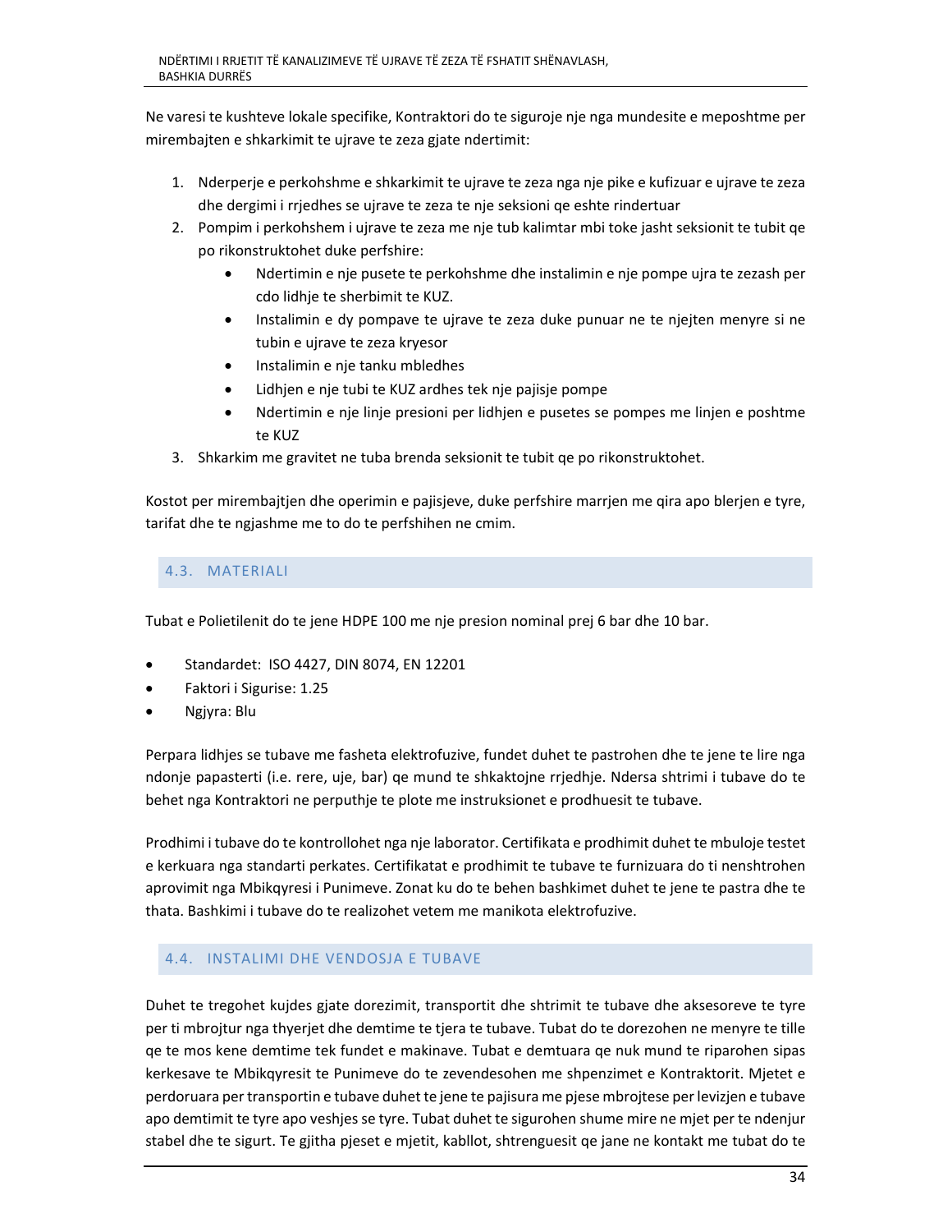Ne varesi te kushteve lokale specifike, Kontraktori do te siguroje nje nga mundesite e meposhtme per mirembajten e shkarkimit te ujrave te zeza gjate ndertimit:

1. Nderperje e perkohshme e shkarkimit te ujrave te zeza nga nje pike e kufizuar e ujrave te zeza dhe dergimi i rrjedhes se ujrave te zeza te nje seksioni qe eshte rindertuar
2. Pompim i perkohshem i ujrave te zeza me nje tub kalimtar mbi toke jasht seksionit te tubit qe po rikonstruktohet duke perfshire:
    - Ndertimin e nje pusete te perkohshme dhe instalimin e nje pompe ujra te zezash per cdo lidhje te sherbimit te KUZ.
    - Instalimin e dy pompave te ujrave te zeza duke punuar ne te njejten menyre si ne tubin e ujrave te zeza kryesor
    - Instalimin e nje tanku mbledhes
    - Lidhjen e nje tubi te KUZ ardhes tek nje pajisje pompe
    - Ndertimin e nje linje presioni per lidhjen e pusetes se pompes me linjen e poshtme te KUZ
3. Shkarkim me gravitet ne tuba brenda seksionit te tubit qe po rikonstruktohet.

Kostot per mirembajtjen dhe operimin e pajisjeve, duke perfshire marrjen me qira apo blerjen e tyre, tarifat dhe te ngjashme me to do te perfshihen ne cmim.

## 4.3. MATERIALI

Tubat e Polietilenit do te jene HDPE 100 me nje presion nominal prej 6 bar dhe 10 bar.

- Standardet: ISO 4427, DIN 8074, EN 12201
- Faktori i Sigurise: 1.25
- Ngjyra: Blu

Perpara lidhjes se tubave me fasheta elektrofuzive, fundet duhet te pastrohen dhe te jene te lire nga ndonje papasterti (i.e. rere, uje, bar) qe mund te shkaktojne rrjedhje. Ndersa shtrimi i tubave do te behet nga Kontraktori ne perputhje te plote me instruksionet e prodhuesit te tubave.

Prodhimi i tubave do te kontrollohet nga nje laborator. Certifikata e prodhimit duhet te mbuloje testet e kerkuara nga standarti perkates. Certifikatat e prodhimit te tubave te furnizuara do ti nenshtrohen aprovimit nga Mbikqyresi i Punimeve. Zonat ku do te behen bashkimet duhet te jene te pastra dhe te thata. Bashkimi i tubave do te realizohet vetem me manikota elektrofuzive.

## 4.4. INSTALIMI DHE VENDOSJA E TUBAVE

Duhet te tregohet kujdes gjate dorezimit, transportit dhe shtrimit te tubave dhe aksesoreve te tyre per ti mbrojtur nga thyerjet dhe demtime te tjera te tubave. Tubat do te dorezohen ne menyre te tille qe te mos kene demtime tek fundet e makinave. Tubat e demtuara qe nuk mund te riparohen sipas kerkesave te Mbikqyresit te Punimeve do te zevendesohen me shpenzimet e Kontraktorit. Mjetet e perdoruara per transportin e tubave duhet te jene te pajisura me pjese mbrojtese per levizjen e tubave apo demtimit te tyre apo veshjes se tyre. Tubat duhet te sigurohen shume mire ne mjet per te ndenjur stabel dhe te sigurt. Te gjitha pjeset e mjetit, kabllot, shtrenguesit qe jane ne kontakt me tubat do te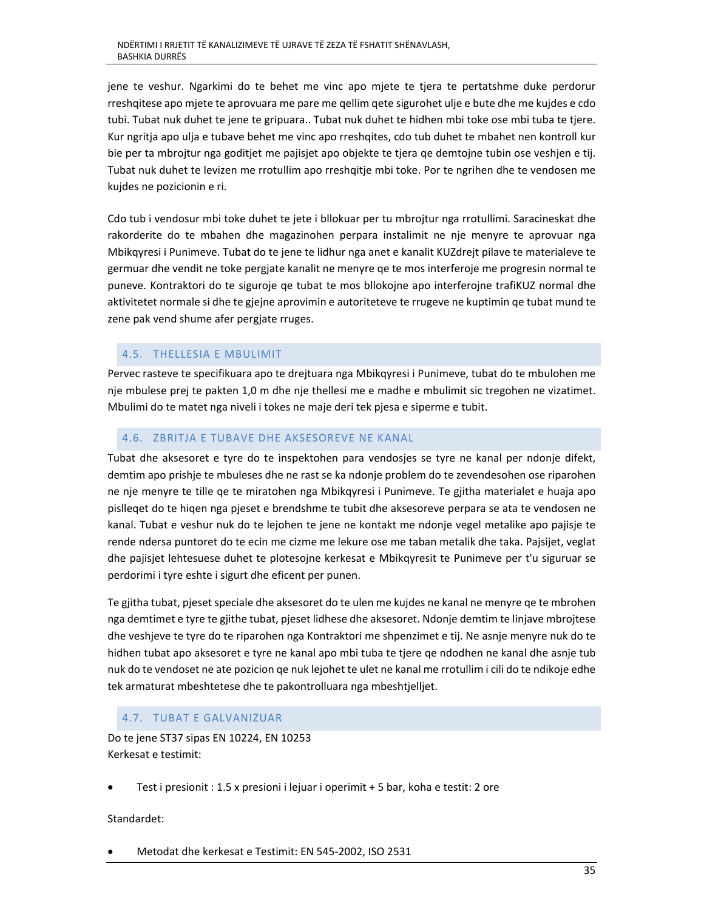jene te veshur. Ngarkimi do te behet me vinc apo mjete te tjera te pertatshme duke perdorur rreshqitese apo mjete te aprovuara me pare me qellim qete sigurohet ulje e bute dhe me kujdes e cdo tubi. Tubat nuk duhet te jene te gripuara.. Tubat nuk duhet te hidhen mbi toke ose mbi tuba te tjere. Kur ngritja apo ulja e tubave behet me vinc apo rreshqites, cdo tub duhet te mbahet nen kontroll kur bie per ta mbrojtur nga goditjet me pajisjet apo objekte te tjera qe demtojne tubin ose veshjen e tij. Tubat nuk duhet te levizen me rrotullim apo rreshqitje mbi toke. Por te ngrihen dhe te vendosen me kujdes ne pozicionin e ri.

Cdo tub i vendosur mbi toke duhet te jete i bllokuar per tu mbrojtur nga rrotullimi. Saracineskat dhe rakorderite do te mbahen dhe magazinohen perpara instalimit ne nje menyre te aprovuar nga Mbikqyresi i Punimeve. Tubat do te jene te lidhur nga anet e kanalit KUZdrejt pilave te materialeve te germuar dhe vendit ne toke pergjate kanalit ne menyre qe te mos interferoje me progresin normal te puneve. Kontraktori do te siguroje qe tubat te mos bllokojne apo interferojne trafiKUZ normal dhe aktivitetet normale si dhe te gjejne aprovimin e autoriteteve te rrugeve ne kuptimin qe tubat mund te zene pak vend shume afer pergjate rruges.

## 4.5. THELLESIA E MBULIMIT

Pervec rasteve te specifikuara apo te drejtuara nga Mbikqyresi i Punimeve, tubat do te mbulohen me nje mbulese prej te pakten 1,0 m dhe nje thellesi me e madhe e mbulimit sic tregohen ne vizatimet. Mbulimi do te matet nga niveli i tokes ne maje deri tek pjesa e siperme e tubit.

## 4.6. ZBRITJA E TUBAVE DHE AKSESOREVE NE KANAL

Tubat dhe aksesoret e tyre do te inspektohen para vendosjes se tyre ne kanal per ndonje difekt, demtim apo prishje te mbuleses dhe ne rast se ka ndonje problem do te zevendesohen ose riparohen ne nje menyre te tille qe te miratohen nga Mbikqyresi i Punimeve. Te gjitha materialet e huaja apo pislleqet do te hiqen nga pjeset e brendshme te tubit dhe aksesoreve perpara se ata te vendosen ne kanal. Tubat e veshur nuk do te lejohen te jene ne kontakt me ndonje vegel metalike apo pajisje te rende ndersa puntoret do te ecin me cizme me lekure ose me taban metalik dhe taka. Pajsijet, veglat dhe pajisjet lehtesuese duhet te plotesojne kerkesat e Mbikqyresit te Punimeve per t'u siguruar se perdorimi i tyre eshte i sigurt dhe eficent per punen.

Te gjitha tubat, pjeset speciale dhe aksesoret do te ulen me kujdes ne kanal ne menyre qe te mbrohen nga demtimet e tyre te gjithe tubat, pjeset lidhese dhe aksesoret. Ndonje demtim te linjave mbrojtese dhe veshjeve te tyre do te riparohen nga Kontraktori me shpenzimet e tij. Ne asnje menyre nuk do te hidhen tubat apo aksesoret e tyre ne kanal apo mbi tuba te tjere qe ndodhen ne kanal dhe asnje tub nuk do te vendoset ne ate pozicion qe nuk lejohet te ulet ne kanal me rrotullim i cili do te ndikoje edhe tek armaturat mbeshtetese dhe te pakontrolluara nga mbeshtjelljet.

## 4.7. TUBAT E GALVANIZUAR

Do te jene ST37 sipas EN 10224, EN 10253
Kerkesat e testimit:

- Test i presionit : 1.5 x presioni i lejuar i operimit + 5 bar, koha e testit: 2 ore

Standardet:

- Metodat dhe kerkesat e Testimit: EN 545-2002, ISO 2531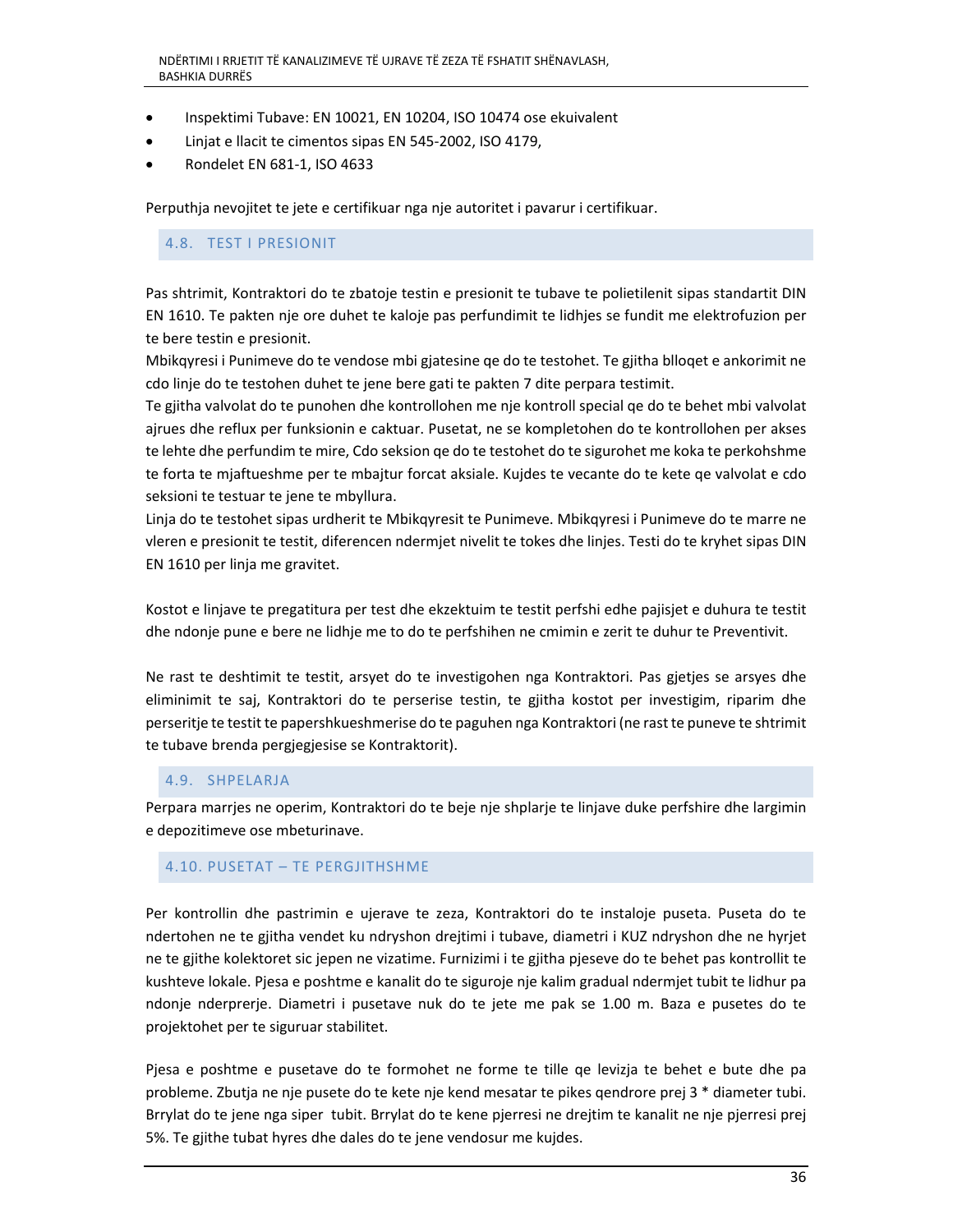- Inspektimi Tubave: EN 10021, EN 10204, ISO 10474 ose ekuivalent
- Linjat e llacit te cimentos sipas EN 545-2002, ISO 4179,
- Rondelet EN 681-1, ISO 4633

Perputhja nevojitet te jete e certifikuar nga nje autoritet i pavarur i certifikuar.

## 4.8. TEST I PRESIONIT

Pas shtrimit, Kontraktori do te zbatoje testin e presionit te tubave te polietilenit sipas standartit DIN EN 1610. Te pakten nje ore duhet te kaloje pas perfundimit te lidhjes se fundit me elektrofuzion per te bere testin e presionit.
Mbikqyresi i Punimeve do te vendose mbi gjatesine qe do te testohet. Te gjitha blloqet e ankorimit ne cdo linje do te testohen duhet te jene bere gati te pakten 7 dite perpara testimit.
Te gjitha valvolat do te punohen dhe kontrollohen me nje kontroll special qe do te behet mbi valvolat ajrues dhe reflux per funksionin e caktuar. Pusetat, ne se kompletohen do te kontrollohen per akses te lehte dhe perfundim te mire, Cdo seksion qe do te testohet do te sigurohet me koka te perkohshme te forta te mjaftueshme per te mbajtur forcat aksiale. Kujdes te vecante do te kete qe valvolat e cdo seksioni te testuar te jene te mbyllura.
Linja do te testohet sipas urdherit te Mbikqyresit te Punimeve. Mbikqyresi i Punimeve do te marre ne vleren e presionit te testit, diferencen ndermjet nivelit te tokes dhe linjes. Testi do te kryhet sipas DIN EN 1610 per linja me gravitet.

Kostot e linjave te pregatitura per test dhe ekzektuim te testit perfshi edhe pajisjet e duhura te testit dhe ndonje pune e bere ne lidhje me to do te perfshihen ne cmimin e zerit te duhur te Preventivit.

Ne rast te deshtimit te testit, arsyet do te investigohen nga Kontraktori. Pas gjetjes se arsyes dhe eliminimit te saj, Kontraktori do te perserise testin, te gjitha kostot per investigim, riparim dhe perseritje te testit te papershkueshmerise do te paguhen nga Kontraktori (ne rast te puneve te shtrimit te tubave brenda pergjegjesise se Kontraktorit).

## 4.9. SHPELARJA

Perpara marrjes ne operim, Kontraktori do te beje nje shplarje te linjave duke perfshire dhe largimin e depozitimeve ose mbeturinave.

## 4.10. PUSETAT – TE PERGJITHSHME

Per kontrollin dhe pastrimin e ujerave te zeza, Kontraktori do te instaloje puseta. Puseta do te ndertohen ne te gjitha vendet ku ndryshon drejtimi i tubave, diametri i KUZ ndryshon dhe ne hyrjet ne te gjithe kolektoret sic jepen ne vizatime. Furnizimi i te gjitha pjeseve do te behet pas kontrollit te kushteve lokale. Pjesa e poshtme e kanalit do te siguroje nje kalim gradual ndermjet tubit te lidhur pa ndonje nderprerje. Diametri i pusetave nuk do te jete me pak se 1.00 m. Baza e pusetes do te projektohet per te siguruar stabilitet.

Pjesa e poshtme e pusetave do te formohet ne forme te tille qe levizja te behet e bute dhe pa probleme. Zbutja ne nje pusete do te kete nje kend mesatar te pikes qendrore prej 3 * diameter tubi. Brrylat do te jene nga siper tubit. Brrylat do te kene pjerresi ne drejtim te kanalit ne nje pjerresi prej 5%. Te gjithe tubat hyres dhe dales do te jene vendosur me kujdes.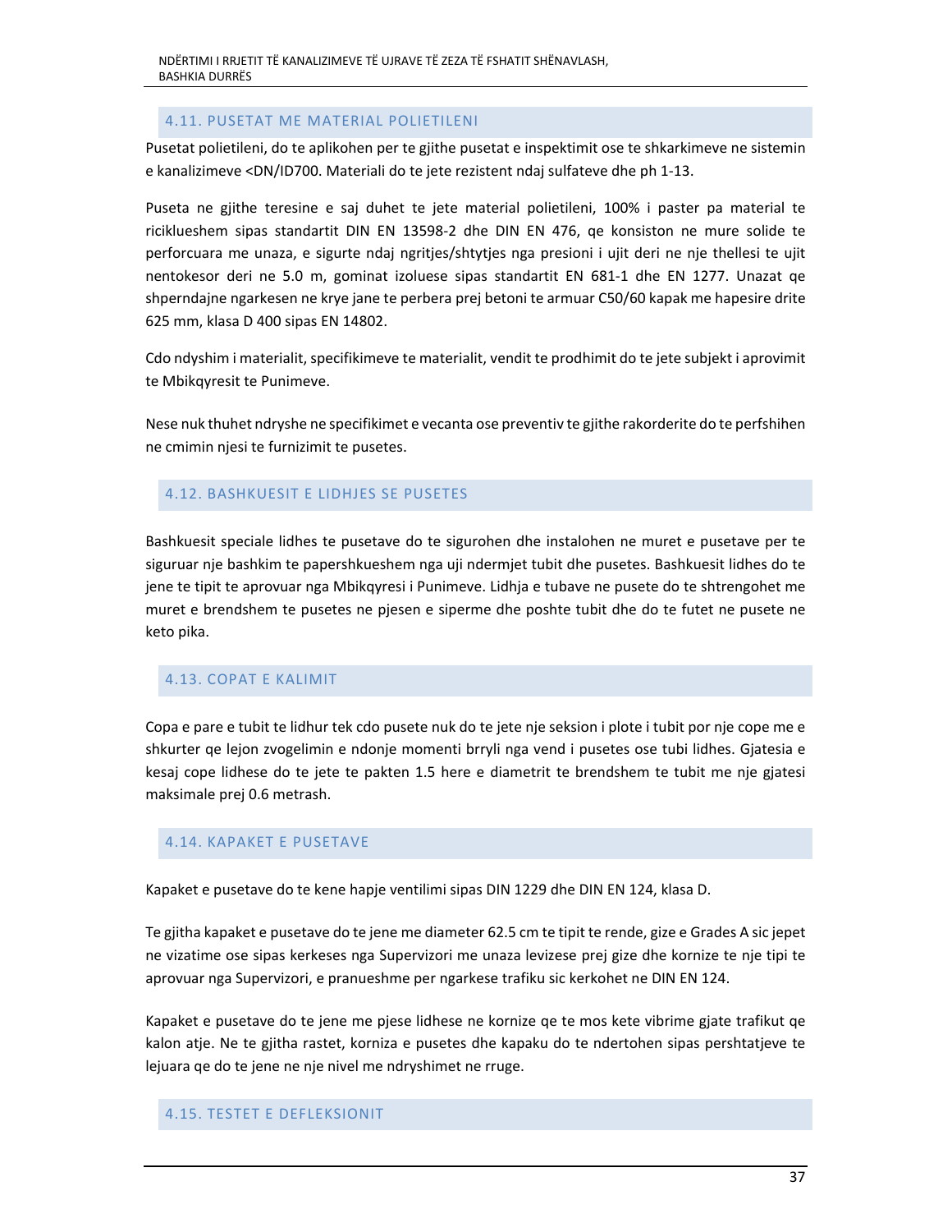### 4.11. PUSETAT ME MATERIAL POLIETILENI

Pusetat polietileni, do te aplikohen per te gjithe pusetat e inspektimit ose te shkarkimeve ne sistemin e kanalizimeve <DN/ID700. Materiali do te jete rezistent ndaj sulfateve dhe ph 1-13.

Puseta ne gjithe teresine e saj duhet te jete material polietileni, 100% i paster pa material te riciklueshem sipas standartit DIN EN 13598-2 dhe DIN EN 476, qe konsiston ne mure solide te perforcuara me unaza, e sigurte ndaj ngritjes/shtytjes nga presioni i ujit deri ne nje thellesi te ujit nentokesor deri ne 5.0 m, gominat izoluese sipas standartit EN 681-1 dhe EN 1277. Unazat qe shperndajne ngarkesen ne krye jane te perbera prej betoni te armuar C50/60 kapak me hapesire drite 625 mm, klasa D 400 sipas EN 14802.

Cdo ndyshim i materialit, specifikimeve te materialit, vendit te prodhimit do te jete subjekt i aprovimit te Mbikqyresit te Punimeve.

Nese nuk thuhet ndryshe ne specifikimet e vecanta ose preventiv te gjithe rakorderite do te perfshihen ne cmimin njesi te furnizimit te pusetes.

### 4.12. BASHKUESIT E LIDHJES SE PUSETES

Bashkuesit speciale lidhes te pusetave do te sigurohen dhe instalohen ne muret e pusetave per te siguruar nje bashkim te papershkueshem nga uji ndermjet tubit dhe pusetes. Bashkuesit lidhes do te jene te tipit te aprovuar nga Mbikqyresi i Punimeve. Lidhja e tubave ne pusete do te shtrengohet me muret e brendshem te pusetes ne pjesen e siperme dhe poshte tubit dhe do te futet ne pusete ne keto pika.

### 4.13. COPAT E KALIMIT

Copa e pare e tubit te lidhur tek cdo pusete nuk do te jete nje seksion i plote i tubit por nje cope me e shkurter qe lejon zvogelimin e ndonje momenti brryli nga vend i pusetes ose tubi lidhes. Gjatesia e kesaj cope lidhese do te jete te pakten 1.5 here e diametrit te brendshem te tubit me nje gjatesi maksimale prej 0.6 metrash.

### 4.14. KAPAKET E PUSETAVE

Kapaket e pusetave do te kene hapje ventilimi sipas DIN 1229 dhe DIN EN 124, klasa D.

Te gjitha kapaket e pusetave do te jene me diameter 62.5 cm te tipit te rende, gize e Grades A sic jepet ne vizatime ose sipas kerkeses nga Supervizori me unaza levizese prej gize dhe kornize te nje tipi te aprovuar nga Supervizori, e pranueshme per ngarkese trafiku sic kerkohet ne DIN EN 124.

Kapaket e pusetave do te jene me pjese lidhese ne kornize qe te mos kete vibrime gjate trafikut qe kalon atje. Ne te gjitha rastet, korniza e pusetes dhe kapaku do te ndertohen sipas pershtatjeve te lejuara qe do te jene ne nje nivel me ndryshimet ne rruge.

### 4.15. TESTET E DEFLEKSIONIT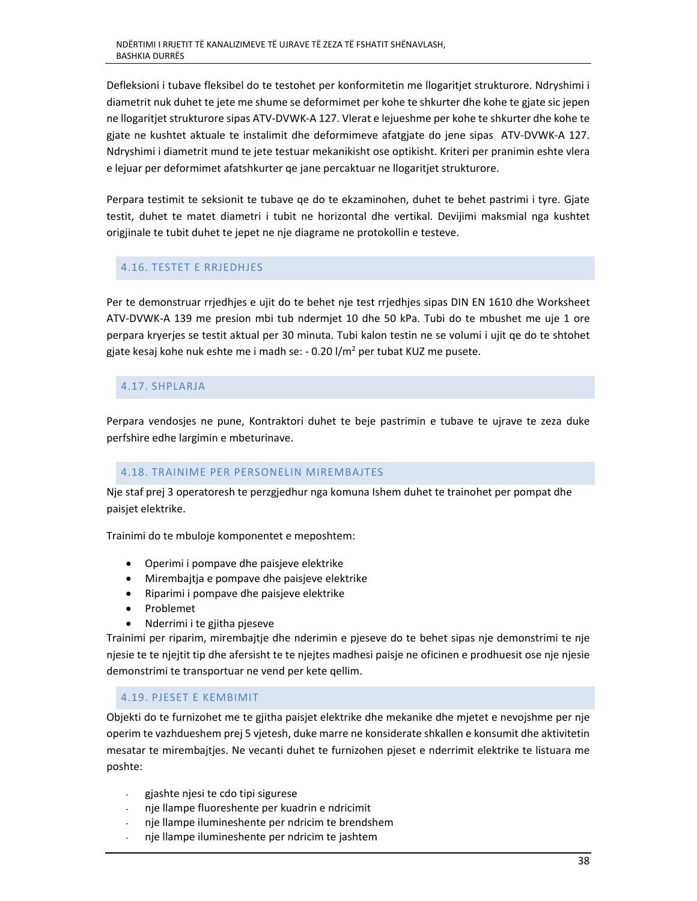Defleksioni i tubave fleksibel do te testohet per konformitetin me llogaritjet strukturore. Ndryshimi i diametrit nuk duhet te jete me shume se deformimet per kohe te shkurter dhe kohe te gjate sic jepen ne llogaritjet strukturore sipas ATV-DVWK-A 127. Vlerat e lejueshme per kohe te shkurter dhe kohe te gjate ne kushtet aktuale te instalimit dhe deformimeve afatgjate do jene sipas ATV-DVWK-A 127. Ndryshimi i diametrit mund te jete testuar mekanikisht ose optikisht. Kriteri per pranimin eshte vlera e lejuar per deformimet afatshkurter qe jane percaktuar ne llogaritjet strukturore.

Perpara testimit te seksionit te tubave qe do te ekzaminohen, duhet te behet pastrimi i tyre. Gjate testit, duhet te matet diametri i tubit ne horizontal dhe vertikal. Devijimi maksmial nga kushtet origjinale te tubit duhet te jepet ne nje diagrame ne protokollin e testeve.

## 4.16. TESTET E RRJEDHJES

Per te demonstruar rrjedhjes e ujit do te behet nje test rrjedhjes sipas DIN EN 1610 dhe Worksheet ATV-DVWK-A 139 me presion mbi tub ndermjet 10 dhe 50 kPa. Tubi do te mbushet me uje 1 ore perpara kryerjes se testit aktual per 30 minuta. Tubi kalon testin ne se volumi i ujit qe do te shtohet gjate kesaj kohe nuk eshte me i madh se: - 0.20 l/m$^2$ per tubat KUZ me pusete.

## 4.17. SHPLARJA

Perpara vendosjes ne pune, Kontraktori duhet te beje pastrimin e tubave te ujrave te zeza duke perfshire edhe largimin e mbeturinave.

## 4.18. TRAINIME PER PERSONELIN MIREMBAJTES

Nje staf prej 3 operatoresh te perzgjedhur nga komuna Ishem duhet te trainohet per pompat dhe paisjet elektrike.

Trainimi do te mbuloje komponentet e meposhtem:

- Operimi i pompave dhe paisjeve elektrike
- Mirembajtja e pompave dhe paisjeve elektrike
- Riparimi i pompave dhe paisjeve elektrike
- Problemet
- Nderrimi i te gjitha pjeseve

Trainimi per riparim, mirembajtje dhe nderimin e pjeseve do te behet sipas nje demonstrimi te nje njesie te te njejtit tip dhe afersisht te te njejtes madhesi paisje ne oficinen e prodhuesit ose nje njesie demonstrimi te transportuar ne vend per kete qellim.

## 4.19. PJESET E KEMBIMIT

Objekti do te furnizohet me te gjitha paisjet elektrike dhe mekanike dhe mjetet e nevojshme per nje operim te vazhdueshem prej 5 vjetesh, duke marre ne konsiderate shkallen e konsumit dhe aktivitetin mesatar te mirembajtjes. Ne vecanti duhet te furnizohen pjeset e nderrimit elektrike te listuara me poshte:

- gjashte njesi te cdo tipi sigurese
- nje llampe fluoreshente per kuadrin e ndricimit
- nje llampe ilumineshente per ndricim te brendshem
- nje llampe ilumineshente per ndricim te jashtem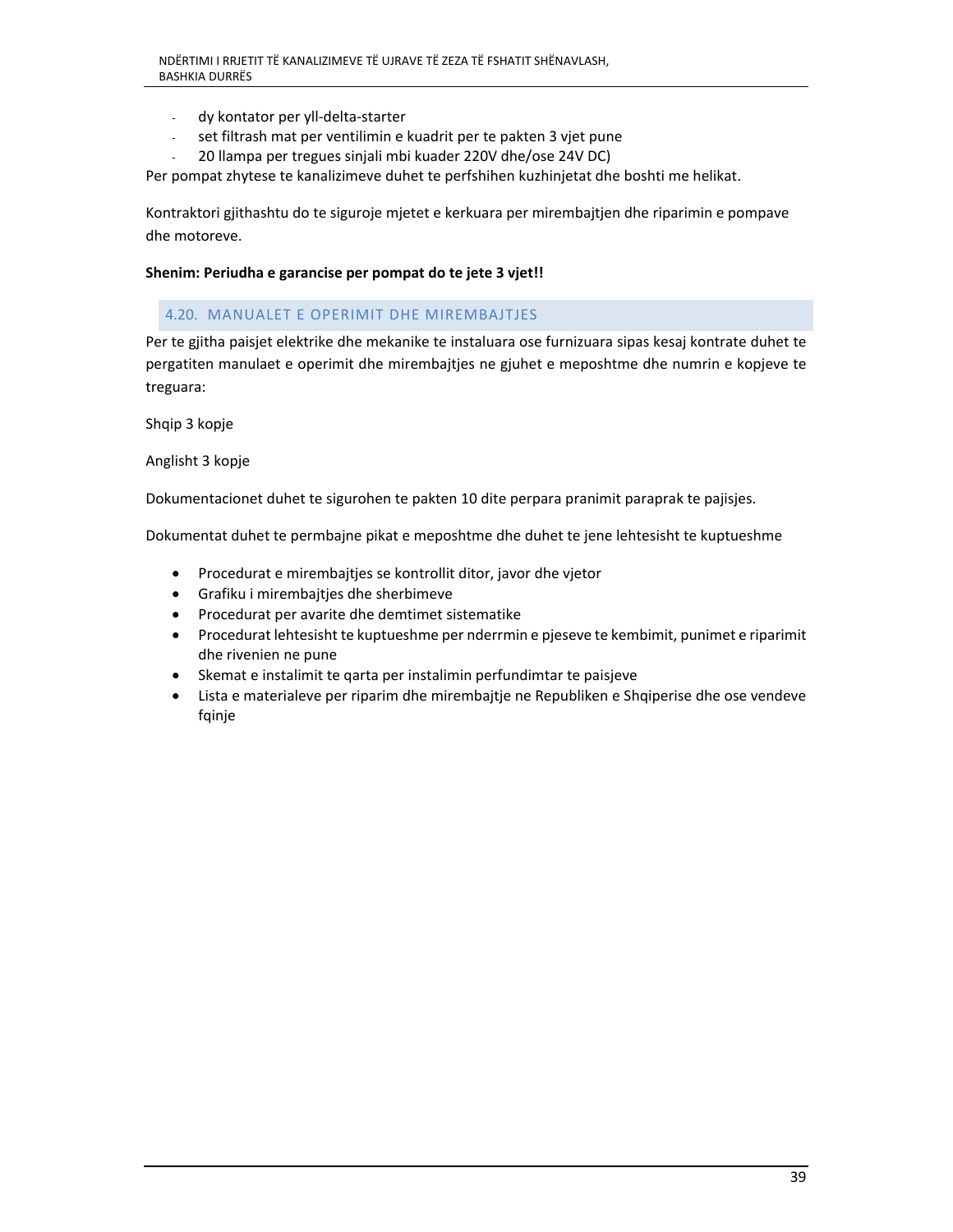- dy kontator per yll-delta-starter
- set filtrash mat per ventilimin e kuadrit per te pakten 3 vjet pune
- 20 llampa per tregues sinjali mbi kuader 220V dhe/ose 24V DC)

Per pompat zhytese te kanalizimeve duhet te perfshihen kuzhinjetat dhe boshti me helikat.

Kontraktori gjithashtu do te siguroje mjetet e kerkuara per mirembajtjen dhe riparimin e pompave dhe motoreve.

**Shenim: Periudha e garancise per pompat do te jete 3 vjet!!**

## 4.20. MANUALET E OPERIMIT DHE MIREMBAJTJES

Per te gjitha paisjet elektrike dhe mekanike te instaluara ose furnizuara sipas kesaj kontrate duhet te pergatiten manulaet e operimit dhe mirembajtjes ne gjuhet e meposhtme dhe numrin e kopjeve te treguara:

Shqip 3 kopje

Anglisht 3 kopje

Dokumentacionet duhet te sigurohen te pakten 10 dite perpara pranimit paraprak te pajisjes.

Dokumentat duhet te permbajne pikat e meposhtme dhe duhet te jene lehtesisht te kuptueshme

- Procedurat e mirembajtjes se kontrollit ditor, javor dhe vjetor
- Grafiku i mirembajtjes dhe sherbimeve
- Procedurat per avarite dhe demtimet sistematike
- Procedurat lehtesisht te kuptueshme per nderrmin e pjeseve te kembimit, punimet e riparimit dhe rivenien ne pune
- Skemat e instalimit te qarta per instalimin perfundimtar te paisjeve
- Lista e materialeve per riparim dhe mirembajtje ne Republiken e Shqiperise dhe ose vendeve fqinje